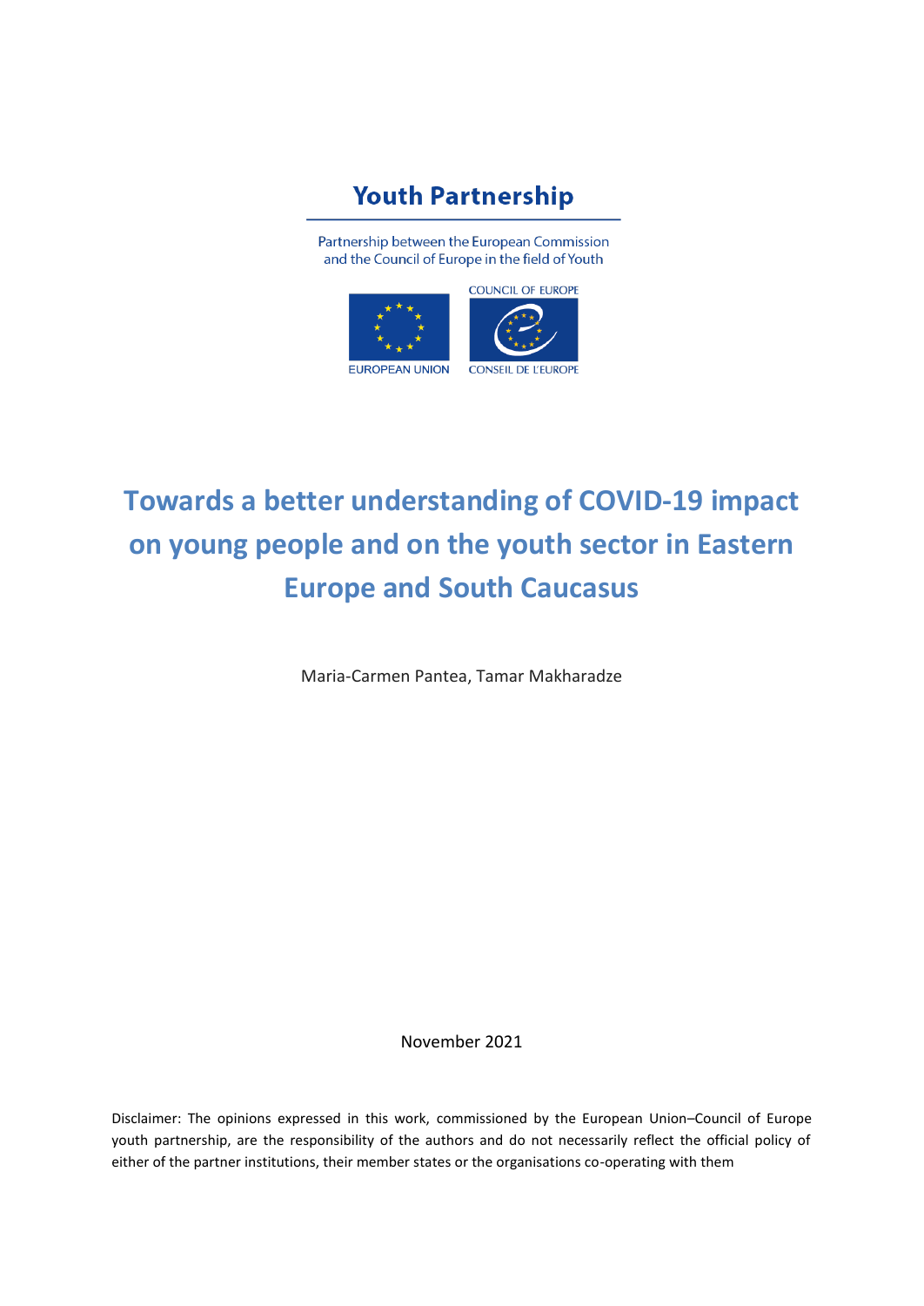**Youth Partnership**

Partnership between the European Commission and the Council of Europe in the field of Youth

COUNCIL OF EUROPE

EUROPEAN UNION

CONSEIL DE L'EUROPE

# Towards a better understanding of COVID-19 impact on young people and on the youth sector in Eastern Europe and South Caucasus

Maria-Carmen Pantea, Tamar Makharadze

November 2021

Disclaimer: The opinions expressed in this work, commissioned by the European Union–Council of Europe youth partnership, are the responsibility of the authors and do not necessarily reflect the official policy of either of the partner institutions, their member states or the organisations co-operating with them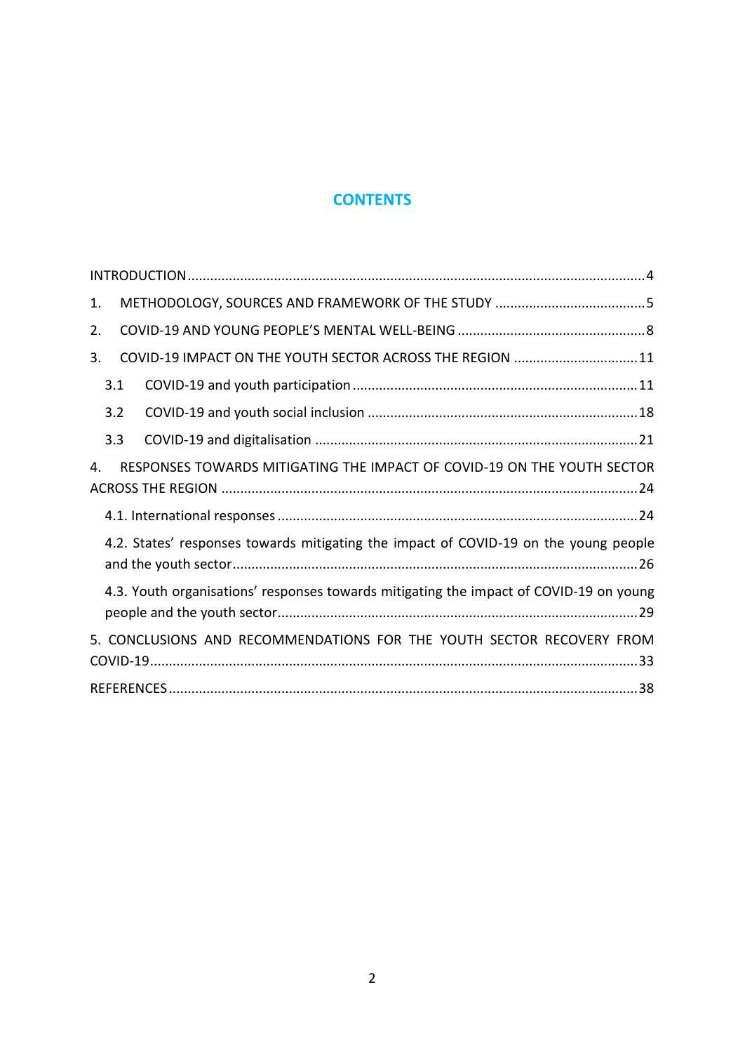# CONTENTS

INTRODUCTION ........................................................................................................................ 4

1. METHODOLOGY, SOURCES AND FRAMEWORK OF THE STUDY ........................................ 5
2. COVID-19 AND YOUNG PEOPLE'S MENTAL WELL-BEING .................................................. 8
3. COVID-19 IMPACT ON THE YOUTH SECTOR ACROSS THE REGION ................................. 11
   - 3.1 COVID-19 and youth participation ........................................................................... 11
   - 3.2 COVID-19 and youth social inclusion ....................................................................... 18
   - 3.3 COVID-19 and digitalisation ..................................................................................... 21
4. RESPONSES TOWARDS MITIGATING THE IMPACT OF COVID-19 ON THE YOUTH SECTOR ACROSS THE REGION ............................................................................................................. 24
   - 4.1. International responses ............................................................................................. 24
   - 4.2. States' responses towards mitigating the impact of COVID-19 on the young people and the youth sector .......................................................................................................... 26
   - 4.3. Youth organisations' responses towards mitigating the impact of COVID-19 on young people and the youth sector ............................................................................................. 29
5. CONCLUSIONS AND RECOMMENDATIONS FOR THE YOUTH SECTOR RECOVERY FROM COVID-19 ................................................................................................................................. 33

REFERENCES .......................................................................................................................... 38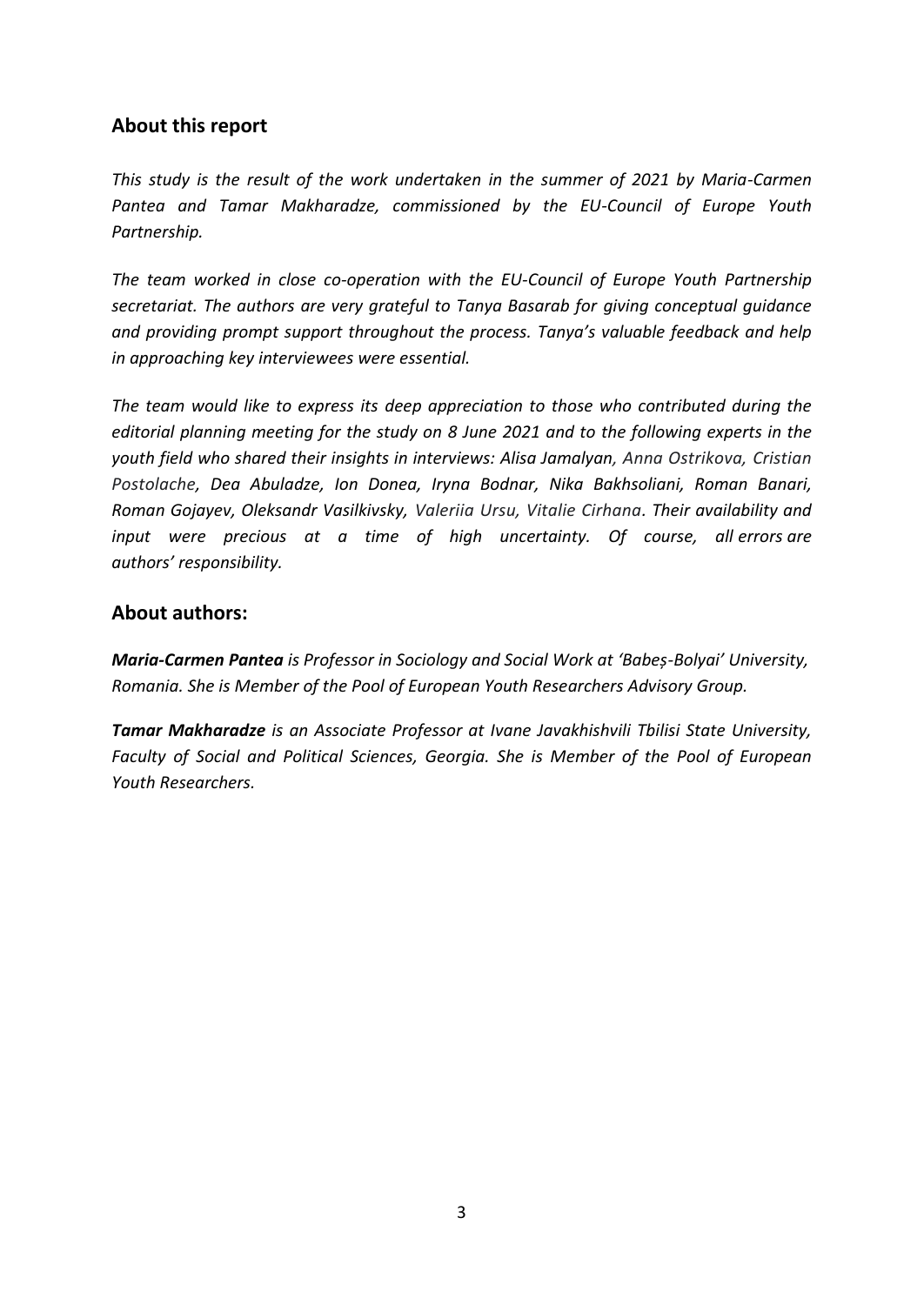## About this report

*This study is the result of the work undertaken in the summer of 2021 by Maria-Carmen Pantea and Tamar Makharadze, commissioned by the EU-Council of Europe Youth Partnership.*

*The team worked in close co-operation with the EU-Council of Europe Youth Partnership secretariat. The authors are very grateful to Tanya Basarab for giving conceptual guidance and providing prompt support throughout the process. Tanya's valuable feedback and help in approaching key interviewees were essential.*

*The team would like to express its deep appreciation to those who contributed during the editorial planning meeting for the study on 8 June 2021 and to the following experts in the youth field who shared their insights in interviews: Alisa Jamalyan, Anna Ostrikova, Cristian Postolache, Dea Abuladze, Ion Donea, Iryna Bodnar, Nika Bakhsoliani, Roman Banari, Roman Gojayev, Oleksandr Vasilkivsky, Valeriia Ursu, Vitalie Cirhana. Their availability and input were precious at a time of high uncertainty. Of course, all errors are authors' responsibility.*

## About authors:

***Maria-Carmen Pantea*** *is Professor in Sociology and Social Work at 'Babeș-Bolyai' University, Romania. She is Member of the Pool of European Youth Researchers Advisory Group.*

***Tamar Makharadze*** *is an Associate Professor at Ivane Javakhishvili Tbilisi State University, Faculty of Social and Political Sciences, Georgia. She is Member of the Pool of European Youth Researchers.*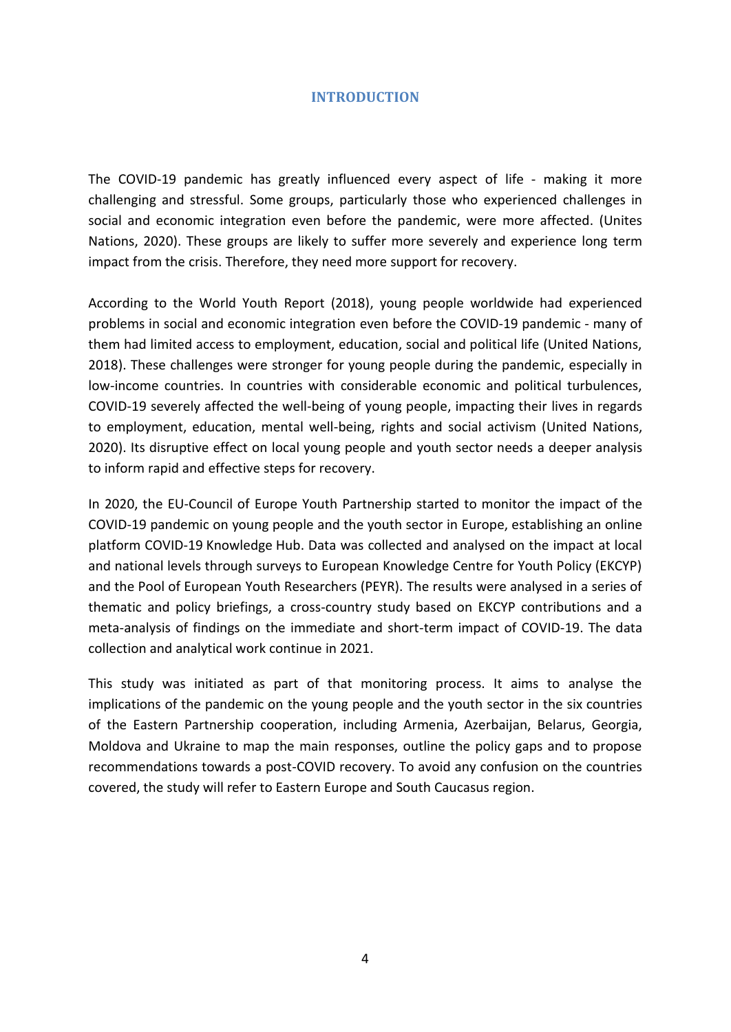# INTRODUCTION

The COVID-19 pandemic has greatly influenced every aspect of life - making it more challenging and stressful. Some groups, particularly those who experienced challenges in social and economic integration even before the pandemic, were more affected. (Unites Nations, 2020). These groups are likely to suffer more severely and experience long term impact from the crisis. Therefore, they need more support for recovery.

According to the World Youth Report (2018), young people worldwide had experienced problems in social and economic integration even before the COVID-19 pandemic - many of them had limited access to employment, education, social and political life (United Nations, 2018). These challenges were stronger for young people during the pandemic, especially in low-income countries. In countries with considerable economic and political turbulences, COVID-19 severely affected the well-being of young people, impacting their lives in regards to employment, education, mental well-being, rights and social activism (United Nations, 2020). Its disruptive effect on local young people and youth sector needs a deeper analysis to inform rapid and effective steps for recovery.

In 2020, the EU-Council of Europe Youth Partnership started to monitor the impact of the COVID-19 pandemic on young people and the youth sector in Europe, establishing an online platform COVID-19 Knowledge Hub. Data was collected and analysed on the impact at local and national levels through surveys to European Knowledge Centre for Youth Policy (EKCYP) and the Pool of European Youth Researchers (PEYR). The results were analysed in a series of thematic and policy briefings, a cross-country study based on EKCYP contributions and a meta-analysis of findings on the immediate and short-term impact of COVID-19. The data collection and analytical work continue in 2021.

This study was initiated as part of that monitoring process. It aims to analyse the implications of the pandemic on the young people and the youth sector in the six countries of the Eastern Partnership cooperation, including Armenia, Azerbaijan, Belarus, Georgia, Moldova and Ukraine to map the main responses, outline the policy gaps and to propose recommendations towards a post-COVID recovery. To avoid any confusion on the countries covered, the study will refer to Eastern Europe and South Caucasus region.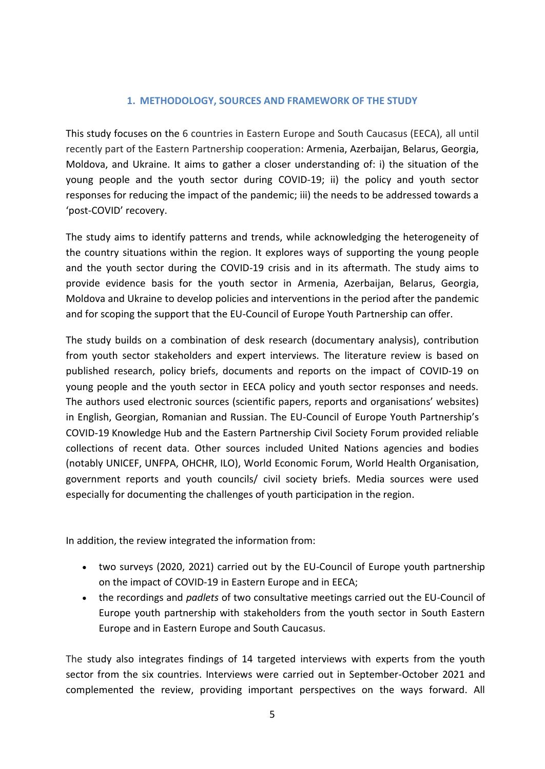# 1. METHODOLOGY, SOURCES AND FRAMEWORK OF THE STUDY

This study focuses on the 6 countries in Eastern Europe and South Caucasus (EECA), all until recently part of the Eastern Partnership cooperation: Armenia, Azerbaijan, Belarus, Georgia, Moldova, and Ukraine. It aims to gather a closer understanding of: i) the situation of the young people and the youth sector during COVID-19; ii) the policy and youth sector responses for reducing the impact of the pandemic; iii) the needs to be addressed towards a 'post-COVID' recovery.

The study aims to identify patterns and trends, while acknowledging the heterogeneity of the country situations within the region. It explores ways of supporting the young people and the youth sector during the COVID-19 crisis and in its aftermath. The study aims to provide evidence basis for the youth sector in Armenia, Azerbaijan, Belarus, Georgia, Moldova and Ukraine to develop policies and interventions in the period after the pandemic and for scoping the support that the EU-Council of Europe Youth Partnership can offer.

The study builds on a combination of desk research (documentary analysis), contribution from youth sector stakeholders and expert interviews. The literature review is based on published research, policy briefs, documents and reports on the impact of COVID-19 on young people and the youth sector in EECA policy and youth sector responses and needs. The authors used electronic sources (scientific papers, reports and organisations' websites) in English, Georgian, Romanian and Russian. The EU-Council of Europe Youth Partnership's COVID-19 Knowledge Hub and the Eastern Partnership Civil Society Forum provided reliable collections of recent data. Other sources included United Nations agencies and bodies (notably UNICEF, UNFPA, OHCHR, ILO), World Economic Forum, World Health Organisation, government reports and youth councils/ civil society briefs. Media sources were used especially for documenting the challenges of youth participation in the region.

In addition, the review integrated the information from:

- two surveys (2020, 2021) carried out by the EU-Council of Europe youth partnership on the impact of COVID-19 in Eastern Europe and in EECA;
- the recordings and *padlets* of two consultative meetings carried out the EU-Council of Europe youth partnership with stakeholders from the youth sector in South Eastern Europe and in Eastern Europe and South Caucasus.

The study also integrates findings of 14 targeted interviews with experts from the youth sector from the six countries. Interviews were carried out in September-October 2021 and complemented the review, providing important perspectives on the ways forward. All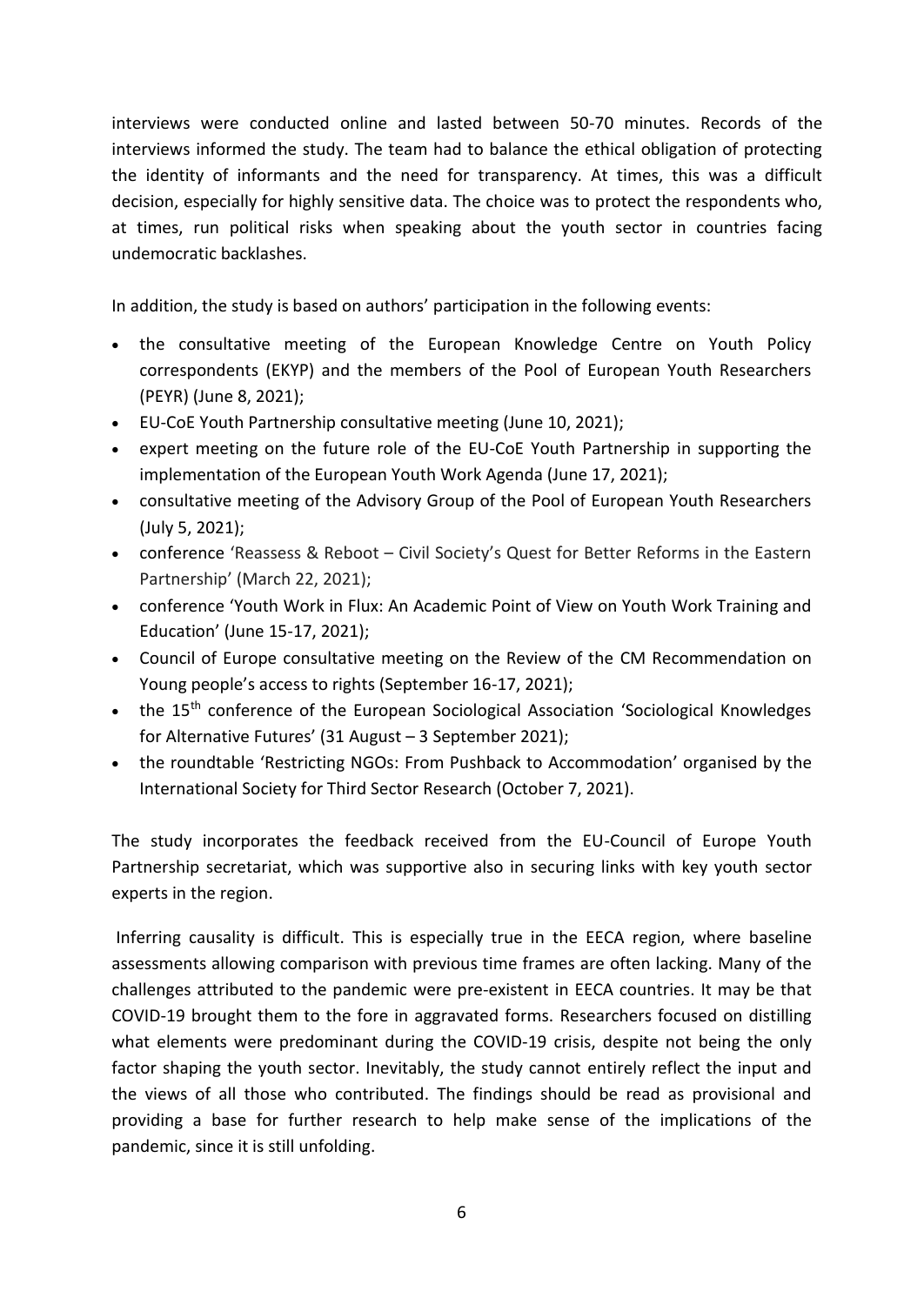interviews were conducted online and lasted between 50-70 minutes. Records of the interviews informed the study. The team had to balance the ethical obligation of protecting the identity of informants and the need for transparency. At times, this was a difficult decision, especially for highly sensitive data. The choice was to protect the respondents who, at times, run political risks when speaking about the youth sector in countries facing undemocratic backlashes.

In addition, the study is based on authors' participation in the following events:

- the consultative meeting of the European Knowledge Centre on Youth Policy correspondents (EKYP) and the members of the Pool of European Youth Researchers (PEYR) (June 8, 2021);
- EU-CoE Youth Partnership consultative meeting (June 10, 2021);
- expert meeting on the future role of the EU-CoE Youth Partnership in supporting the implementation of the European Youth Work Agenda (June 17, 2021);
- consultative meeting of the Advisory Group of the Pool of European Youth Researchers (July 5, 2021);
- conference 'Reassess & Reboot – Civil Society's Quest for Better Reforms in the Eastern Partnership' (March 22, 2021);
- conference 'Youth Work in Flux: An Academic Point of View on Youth Work Training and Education' (June 15-17, 2021);
- Council of Europe consultative meeting on the Review of the CM Recommendation on Young people's access to rights (September 16-17, 2021);
- the 15th conference of the European Sociological Association 'Sociological Knowledges for Alternative Futures' (31 August – 3 September 2021);
- the roundtable 'Restricting NGOs: From Pushback to Accommodation' organised by the International Society for Third Sector Research (October 7, 2021).

The study incorporates the feedback received from the EU-Council of Europe Youth Partnership secretariat, which was supportive also in securing links with key youth sector experts in the region.

Inferring causality is difficult. This is especially true in the EECA region, where baseline assessments allowing comparison with previous time frames are often lacking. Many of the challenges attributed to the pandemic were pre-existent in EECA countries. It may be that COVID-19 brought them to the fore in aggravated forms. Researchers focused on distilling what elements were predominant during the COVID-19 crisis, despite not being the only factor shaping the youth sector. Inevitably, the study cannot entirely reflect the input and the views of all those who contributed. The findings should be read as provisional and providing a base for further research to help make sense of the implications of the pandemic, since it is still unfolding.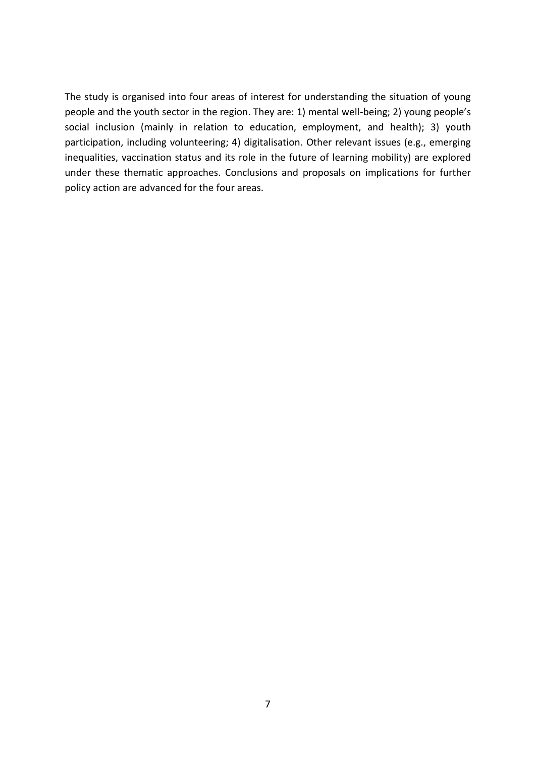The study is organised into four areas of interest for understanding the situation of young people and the youth sector in the region. They are: 1) mental well-being; 2) young people's social inclusion (mainly in relation to education, employment, and health); 3) youth participation, including volunteering; 4) digitalisation. Other relevant issues (e.g., emerging inequalities, vaccination status and its role in the future of learning mobility) are explored under these thematic approaches. Conclusions and proposals on implications for further policy action are advanced for the four areas.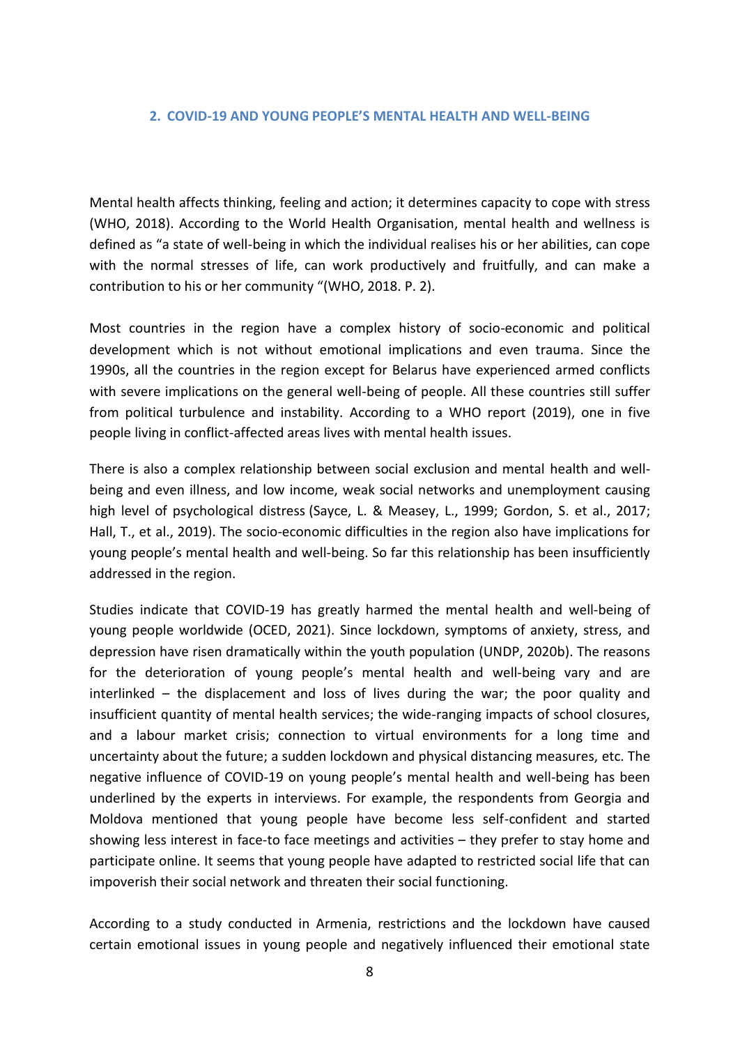## 2. COVID-19 AND YOUNG PEOPLE'S MENTAL HEALTH AND WELL-BEING

Mental health affects thinking, feeling and action; it determines capacity to cope with stress (WHO, 2018). According to the World Health Organisation, mental health and wellness is defined as "a state of well-being in which the individual realises his or her abilities, can cope with the normal stresses of life, can work productively and fruitfully, and can make a contribution to his or her community "(WHO, 2018. P. 2).

Most countries in the region have a complex history of socio-economic and political development which is not without emotional implications and even trauma. Since the 1990s, all the countries in the region except for Belarus have experienced armed conflicts with severe implications on the general well-being of people. All these countries still suffer from political turbulence and instability. According to a WHO report (2019), one in five people living in conflict-affected areas lives with mental health issues.

There is also a complex relationship between social exclusion and mental health and well-being and even illness, and low income, weak social networks and unemployment causing high level of psychological distress (Sayce, L. & Measey, L., 1999; Gordon, S. et al., 2017; Hall, T., et al., 2019). The socio-economic difficulties in the region also have implications for young people's mental health and well-being. So far this relationship has been insufficiently addressed in the region.

Studies indicate that COVID-19 has greatly harmed the mental health and well-being of young people worldwide (OCED, 2021). Since lockdown, symptoms of anxiety, stress, and depression have risen dramatically within the youth population (UNDP, 2020b). The reasons for the deterioration of young people's mental health and well-being vary and are interlinked – the displacement and loss of lives during the war; the poor quality and insufficient quantity of mental health services; the wide-ranging impacts of school closures, and a labour market crisis; connection to virtual environments for a long time and uncertainty about the future; a sudden lockdown and physical distancing measures, etc. The negative influence of COVID-19 on young people's mental health and well-being has been underlined by the experts in interviews. For example, the respondents from Georgia and Moldova mentioned that young people have become less self-confident and started showing less interest in face-to face meetings and activities – they prefer to stay home and participate online. It seems that young people have adapted to restricted social life that can impoverish their social network and threaten their social functioning.

According to a study conducted in Armenia, restrictions and the lockdown have caused certain emotional issues in young people and negatively influenced their emotional state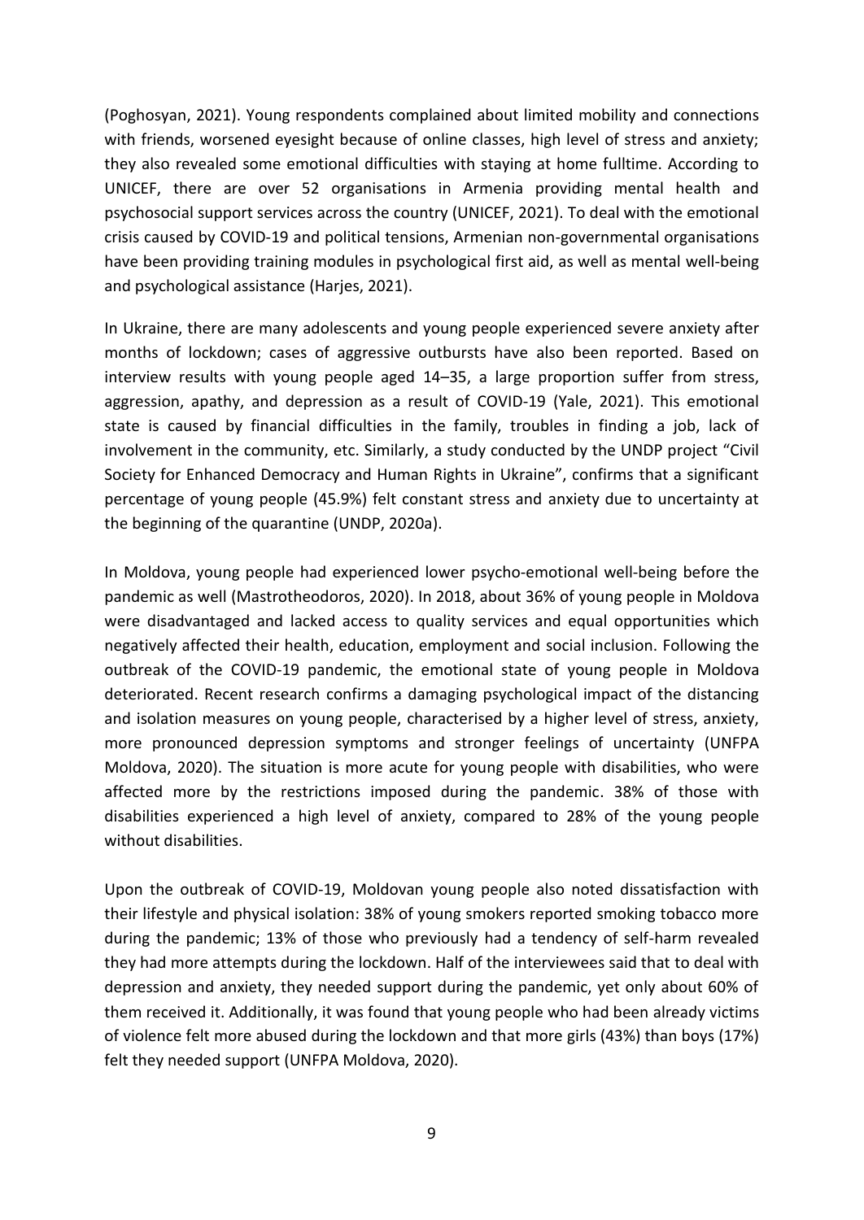(Poghosyan, 2021). Young respondents complained about limited mobility and connections with friends, worsened eyesight because of online classes, high level of stress and anxiety; they also revealed some emotional difficulties with staying at home fulltime. According to UNICEF, there are over 52 organisations in Armenia providing mental health and psychosocial support services across the country (UNICEF, 2021). To deal with the emotional crisis caused by COVID-19 and political tensions, Armenian non-governmental organisations have been providing training modules in psychological first aid, as well as mental well-being and psychological assistance (Harjes, 2021).

In Ukraine, there are many adolescents and young people experienced severe anxiety after months of lockdown; cases of aggressive outbursts have also been reported. Based on interview results with young people aged 14–35, a large proportion suffer from stress, aggression, apathy, and depression as a result of COVID-19 (Yale, 2021). This emotional state is caused by financial difficulties in the family, troubles in finding a job, lack of involvement in the community, etc. Similarly, a study conducted by the UNDP project "Civil Society for Enhanced Democracy and Human Rights in Ukraine", confirms that a significant percentage of young people (45.9%) felt constant stress and anxiety due to uncertainty at the beginning of the quarantine (UNDP, 2020a).

In Moldova, young people had experienced lower psycho-emotional well-being before the pandemic as well (Mastrotheodoros, 2020). In 2018, about 36% of young people in Moldova were disadvantaged and lacked access to quality services and equal opportunities which negatively affected their health, education, employment and social inclusion. Following the outbreak of the COVID-19 pandemic, the emotional state of young people in Moldova deteriorated. Recent research confirms a damaging psychological impact of the distancing and isolation measures on young people, characterised by a higher level of stress, anxiety, more pronounced depression symptoms and stronger feelings of uncertainty (UNFPA Moldova, 2020). The situation is more acute for young people with disabilities, who were affected more by the restrictions imposed during the pandemic. 38% of those with disabilities experienced a high level of anxiety, compared to 28% of the young people without disabilities.

Upon the outbreak of COVID-19, Moldovan young people also noted dissatisfaction with their lifestyle and physical isolation: 38% of young smokers reported smoking tobacco more during the pandemic; 13% of those who previously had a tendency of self-harm revealed they had more attempts during the lockdown. Half of the interviewees said that to deal with depression and anxiety, they needed support during the pandemic, yet only about 60% of them received it. Additionally, it was found that young people who had been already victims of violence felt more abused during the lockdown and that more girls (43%) than boys (17%) felt they needed support (UNFPA Moldova, 2020).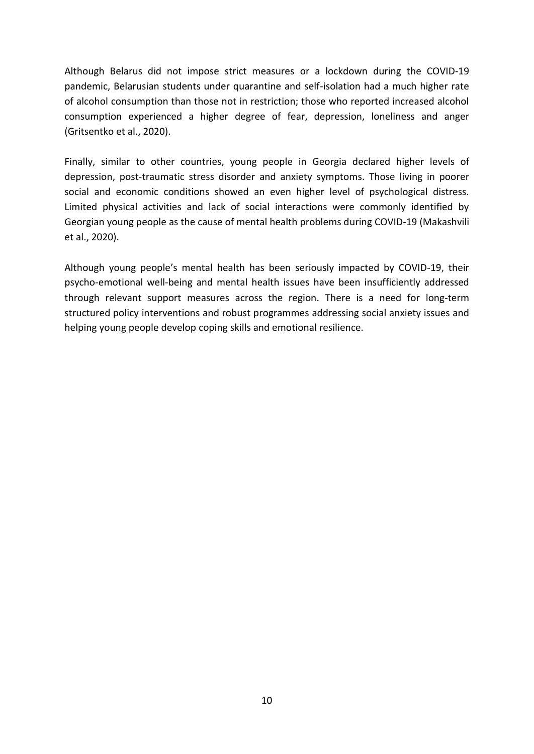Although Belarus did not impose strict measures or a lockdown during the COVID-19 pandemic, Belarusian students under quarantine and self-isolation had a much higher rate of alcohol consumption than those not in restriction; those who reported increased alcohol consumption experienced a higher degree of fear, depression, loneliness and anger (Gritsentko et al., 2020).

Finally, similar to other countries, young people in Georgia declared higher levels of depression, post-traumatic stress disorder and anxiety symptoms. Those living in poorer social and economic conditions showed an even higher level of psychological distress. Limited physical activities and lack of social interactions were commonly identified by Georgian young people as the cause of mental health problems during COVID-19 (Makashvili et al., 2020).

Although young people's mental health has been seriously impacted by COVID-19, their psycho-emotional well-being and mental health issues have been insufficiently addressed through relevant support measures across the region. There is a need for long-term structured policy interventions and robust programmes addressing social anxiety issues and helping young people develop coping skills and emotional resilience.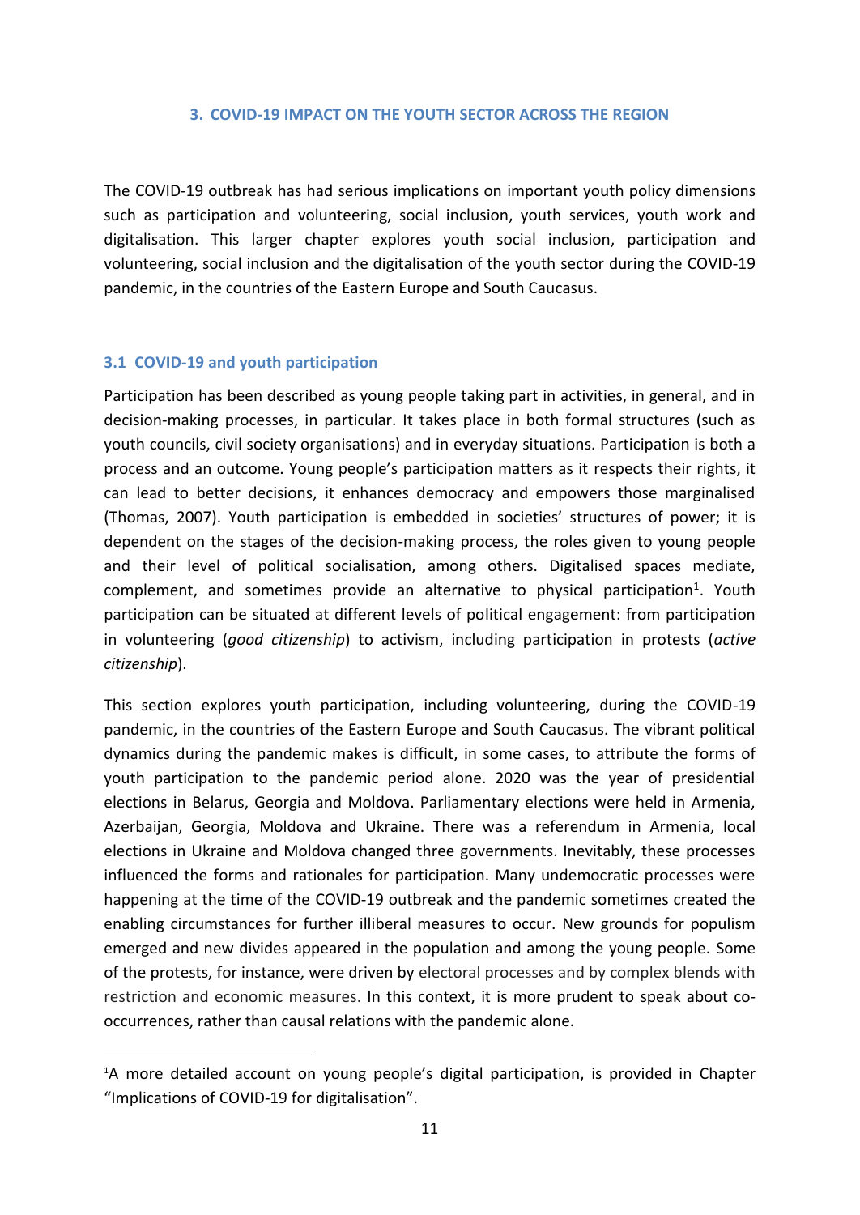## 3. COVID-19 IMPACT ON THE YOUTH SECTOR ACROSS THE REGION

The COVID-19 outbreak has had serious implications on important youth policy dimensions such as participation and volunteering, social inclusion, youth services, youth work and digitalisation. This larger chapter explores youth social inclusion, participation and volunteering, social inclusion and the digitalisation of the youth sector during the COVID-19 pandemic, in the countries of the Eastern Europe and South Caucasus.

### 3.1 COVID-19 and youth participation

Participation has been described as young people taking part in activities, in general, and in decision-making processes, in particular. It takes place in both formal structures (such as youth councils, civil society organisations) and in everyday situations. Participation is both a process and an outcome. Young people's participation matters as it respects their rights, it can lead to better decisions, it enhances democracy and empowers those marginalised (Thomas, 2007). Youth participation is embedded in societies' structures of power; it is dependent on the stages of the decision-making process, the roles given to young people and their level of political socialisation, among others. Digitalised spaces mediate, complement, and sometimes provide an alternative to physical participation[1]. Youth participation can be situated at different levels of political engagement: from participation in volunteering (*good citizenship*) to activism, including participation in protests (*active citizenship*).

This section explores youth participation, including volunteering, during the COVID-19 pandemic, in the countries of the Eastern Europe and South Caucasus. The vibrant political dynamics during the pandemic makes is difficult, in some cases, to attribute the forms of youth participation to the pandemic period alone. 2020 was the year of presidential elections in Belarus, Georgia and Moldova. Parliamentary elections were held in Armenia, Azerbaijan, Georgia, Moldova and Ukraine. There was a referendum in Armenia, local elections in Ukraine and Moldova changed three governments. Inevitably, these processes influenced the forms and rationales for participation. Many undemocratic processes were happening at the time of the COVID-19 outbreak and the pandemic sometimes created the enabling circumstances for further illiberal measures to occur. New grounds for populism emerged and new divides appeared in the population and among the young people. Some of the protests, for instance, were driven by electoral processes and by complex blends with restriction and economic measures. In this context, it is more prudent to speak about co-occurrences, rather than causal relations with the pandemic alone.

---

[1] A more detailed account on young people's digital participation, is provided in Chapter "Implications of COVID-19 for digitalisation".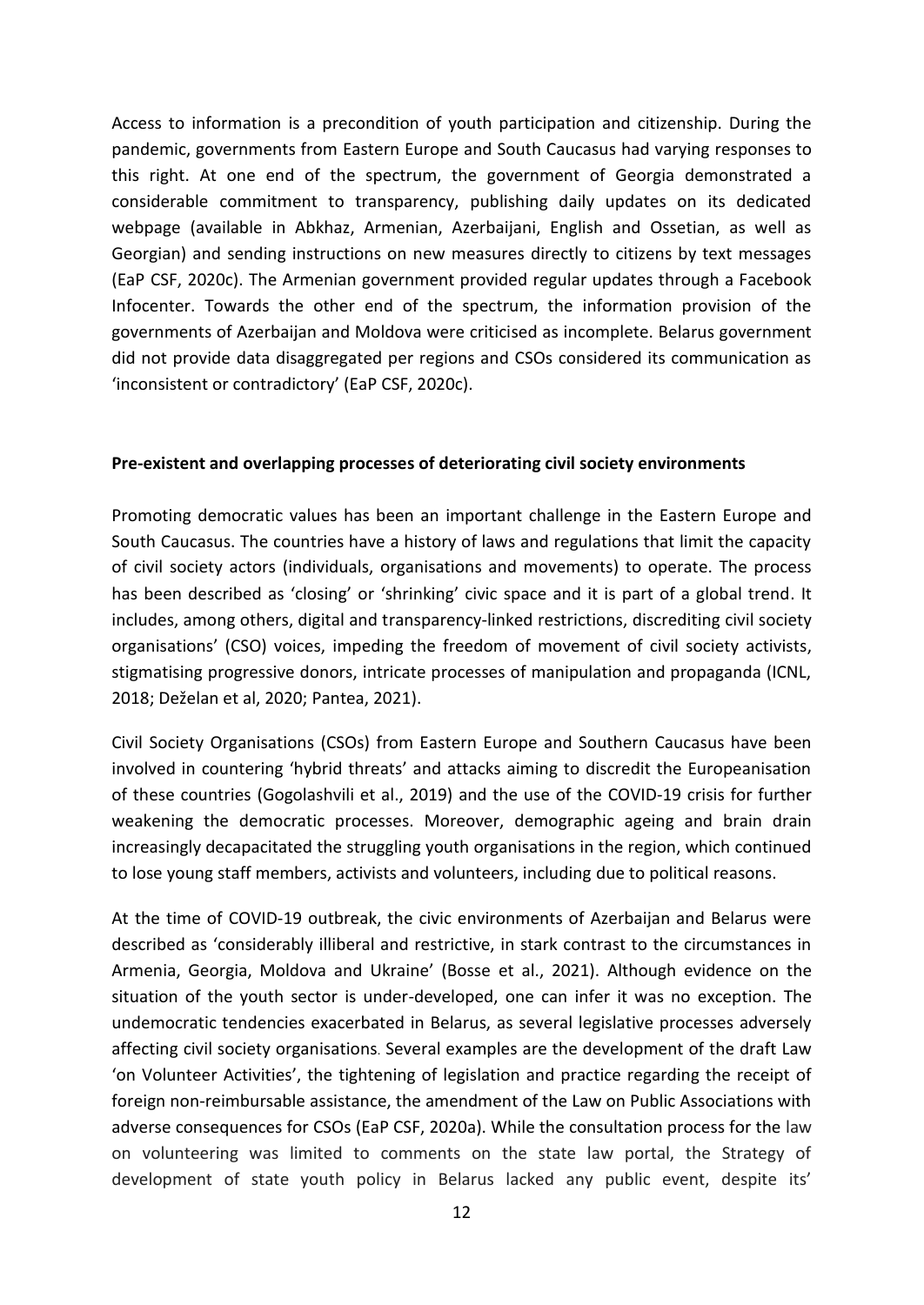Access to information is a precondition of youth participation and citizenship. During the pandemic, governments from Eastern Europe and South Caucasus had varying responses to this right. At one end of the spectrum, the government of Georgia demonstrated a considerable commitment to transparency, publishing daily updates on its dedicated webpage (available in Abkhaz, Armenian, Azerbaijani, English and Ossetian, as well as Georgian) and sending instructions on new measures directly to citizens by text messages (EaP CSF, 2020c). The Armenian government provided regular updates through a Facebook Infocenter. Towards the other end of the spectrum, the information provision of the governments of Azerbaijan and Moldova were criticised as incomplete. Belarus government did not provide data disaggregated per regions and CSOs considered its communication as 'inconsistent or contradictory' (EaP CSF, 2020c).

**Pre-existent and overlapping processes of deteriorating civil society environments**

Promoting democratic values has been an important challenge in the Eastern Europe and South Caucasus. The countries have a history of laws and regulations that limit the capacity of civil society actors (individuals, organisations and movements) to operate. The process has been described as 'closing' or 'shrinking' civic space and it is part of a global trend. It includes, among others, digital and transparency-linked restrictions, discrediting civil society organisations' (CSO) voices, impeding the freedom of movement of civil society activists, stigmatising progressive donors, intricate processes of manipulation and propaganda (ICNL, 2018; Deželan et al, 2020; Pantea, 2021).

Civil Society Organisations (CSOs) from Eastern Europe and Southern Caucasus have been involved in countering 'hybrid threats' and attacks aiming to discredit the Europeanisation of these countries (Gogolashvili et al., 2019) and the use of the COVID-19 crisis for further weakening the democratic processes. Moreover, demographic ageing and brain drain increasingly decapacitated the struggling youth organisations in the region, which continued to lose young staff members, activists and volunteers, including due to political reasons.

At the time of COVID-19 outbreak, the civic environments of Azerbaijan and Belarus were described as 'considerably illiberal and restrictive, in stark contrast to the circumstances in Armenia, Georgia, Moldova and Ukraine' (Bosse et al., 2021). Although evidence on the situation of the youth sector is under-developed, one can infer it was no exception. The undemocratic tendencies exacerbated in Belarus, as several legislative processes adversely affecting civil society organisations. Several examples are the development of the draft Law 'on Volunteer Activities', the tightening of legislation and practice regarding the receipt of foreign non-reimbursable assistance, the amendment of the Law on Public Associations with adverse consequences for CSOs (EaP CSF, 2020a). While the consultation process for the law on volunteering was limited to comments on the state law portal, the Strategy of development of state youth policy in Belarus lacked any public event, despite its'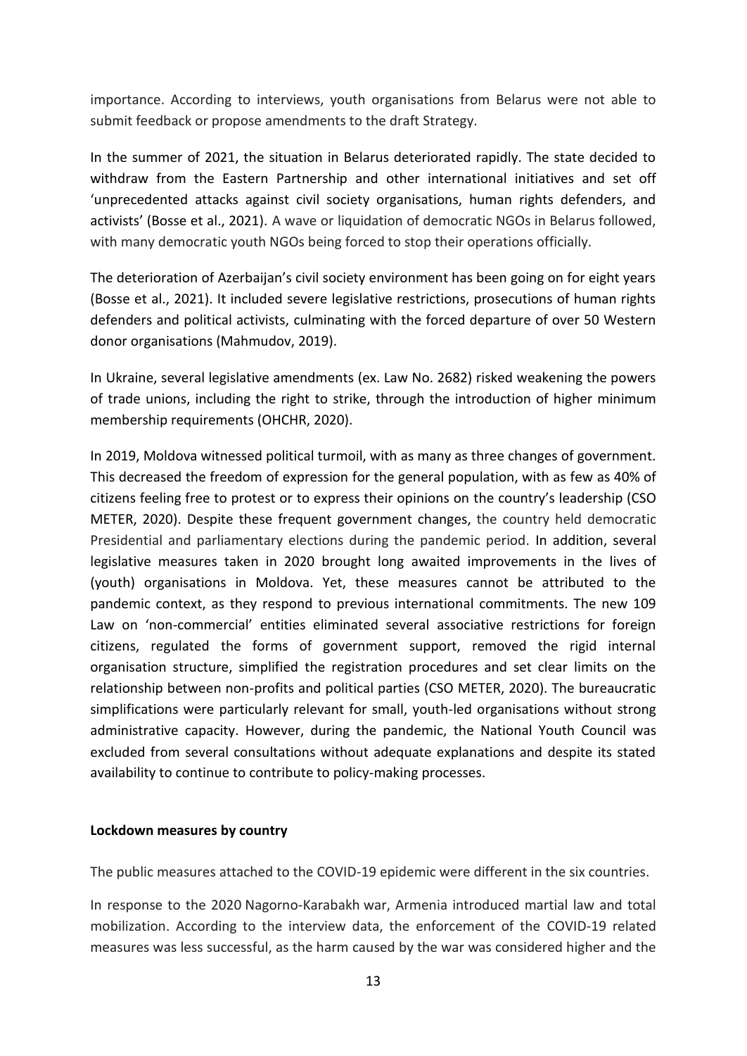importance. According to interviews, youth organisations from Belarus were not able to submit feedback or propose amendments to the draft Strategy.

In the summer of 2021, the situation in Belarus deteriorated rapidly. The state decided to withdraw from the Eastern Partnership and other international initiatives and set off 'unprecedented attacks against civil society organisations, human rights defenders, and activists' (Bosse et al., 2021). A wave or liquidation of democratic NGOs in Belarus followed, with many democratic youth NGOs being forced to stop their operations officially.

The deterioration of Azerbaijan's civil society environment has been going on for eight years (Bosse et al., 2021). It included severe legislative restrictions, prosecutions of human rights defenders and political activists, culminating with the forced departure of over 50 Western donor organisations (Mahmudov, 2019).

In Ukraine, several legislative amendments (ex. Law No. 2682) risked weakening the powers of trade unions, including the right to strike, through the introduction of higher minimum membership requirements (OHCHR, 2020).

In 2019, Moldova witnessed political turmoil, with as many as three changes of government. This decreased the freedom of expression for the general population, with as few as 40% of citizens feeling free to protest or to express their opinions on the country's leadership (CSO METER, 2020). Despite these frequent government changes, the country held democratic Presidential and parliamentary elections during the pandemic period. In addition, several legislative measures taken in 2020 brought long awaited improvements in the lives of (youth) organisations in Moldova. Yet, these measures cannot be attributed to the pandemic context, as they respond to previous international commitments. The new 109 Law on 'non-commercial' entities eliminated several associative restrictions for foreign citizens, regulated the forms of government support, removed the rigid internal organisation structure, simplified the registration procedures and set clear limits on the relationship between non-profits and political parties (CSO METER, 2020). The bureaucratic simplifications were particularly relevant for small, youth-led organisations without strong administrative capacity. However, during the pandemic, the National Youth Council was excluded from several consultations without adequate explanations and despite its stated availability to continue to contribute to policy-making processes.

**Lockdown measures by country**

The public measures attached to the COVID-19 epidemic were different in the six countries.

In response to the 2020 Nagorno-Karabakh war, Armenia introduced martial law and total mobilization. According to the interview data, the enforcement of the COVID-19 related measures was less successful, as the harm caused by the war was considered higher and the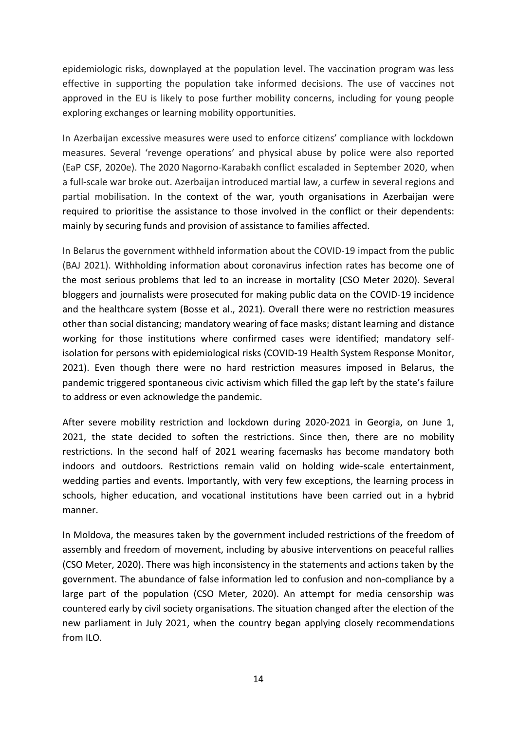epidemiologic risks, downplayed at the population level. The vaccination program was less effective in supporting the population take informed decisions. The use of vaccines not approved in the EU is likely to pose further mobility concerns, including for young people exploring exchanges or learning mobility opportunities.

In Azerbaijan excessive measures were used to enforce citizens' compliance with lockdown measures. Several 'revenge operations' and physical abuse by police were also reported (EaP CSF, 2020e). The 2020 Nagorno-Karabakh conflict escaladed in September 2020, when a full-scale war broke out. Azerbaijan introduced martial law, a curfew in several regions and partial mobilisation. In the context of the war, youth organisations in Azerbaijan were required to prioritise the assistance to those involved in the conflict or their dependents: mainly by securing funds and provision of assistance to families affected.

In Belarus the government withheld information about the COVID-19 impact from the public (BAJ 2021). Withholding information about coronavirus infection rates has become one of the most serious problems that led to an increase in mortality (CSO Meter 2020). Several bloggers and journalists were prosecuted for making public data on the COVID-19 incidence and the healthcare system (Bosse et al., 2021). Overall there were no restriction measures other than social distancing; mandatory wearing of face masks; distant learning and distance working for those institutions where confirmed cases were identified; mandatory self-isolation for persons with epidemiological risks (COVID-19 Health System Response Monitor, 2021). Even though there were no hard restriction measures imposed in Belarus, the pandemic triggered spontaneous civic activism which filled the gap left by the state's failure to address or even acknowledge the pandemic.

After severe mobility restriction and lockdown during 2020-2021 in Georgia, on June 1, 2021, the state decided to soften the restrictions. Since then, there are no mobility restrictions. In the second half of 2021 wearing facemasks has become mandatory both indoors and outdoors. Restrictions remain valid on holding wide-scale entertainment, wedding parties and events. Importantly, with very few exceptions, the learning process in schools, higher education, and vocational institutions have been carried out in a hybrid manner.

In Moldova, the measures taken by the government included restrictions of the freedom of assembly and freedom of movement, including by abusive interventions on peaceful rallies (CSO Meter, 2020). There was high inconsistency in the statements and actions taken by the government. The abundance of false information led to confusion and non-compliance by a large part of the population (CSO Meter, 2020). An attempt for media censorship was countered early by civil society organisations. The situation changed after the election of the new parliament in July 2021, when the country began applying closely recommendations from ILO.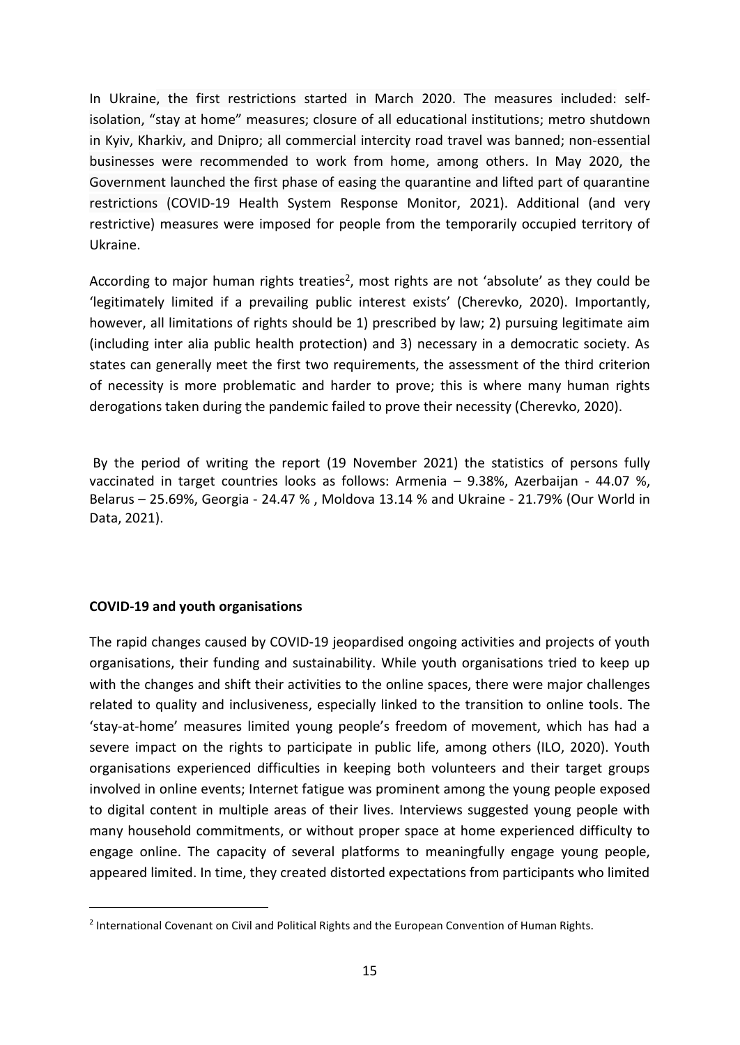In Ukraine, the first restrictions started in March 2020. The measures included: self-isolation, "stay at home" measures; closure of all educational institutions; metro shutdown in Kyiv, Kharkiv, and Dnipro; all commercial intercity road travel was banned; non-essential businesses were recommended to work from home, among others. In May 2020, the Government launched the first phase of easing the quarantine and lifted part of quarantine restrictions (COVID-19 Health System Response Monitor, 2021). Additional (and very restrictive) measures were imposed for people from the temporarily occupied territory of Ukraine.

According to major human rights treaties[2], most rights are not 'absolute' as they could be 'legitimately limited if a prevailing public interest exists' (Cherevko, 2020). Importantly, however, all limitations of rights should be 1) prescribed by law; 2) pursuing legitimate aim (including inter alia public health protection) and 3) necessary in a democratic society. As states can generally meet the first two requirements, the assessment of the third criterion of necessity is more problematic and harder to prove; this is where many human rights derogations taken during the pandemic failed to prove their necessity (Cherevko, 2020).

By the period of writing the report (19 November 2021) the statistics of persons fully vaccinated in target countries looks as follows: Armenia – 9.38%, Azerbaijan - 44.07 %, Belarus – 25.69%, Georgia - 24.47 % , Moldova 13.14 % and Ukraine - 21.79% (Our World in Data, 2021).

**COVID-19 and youth organisations**

The rapid changes caused by COVID-19 jeopardised ongoing activities and projects of youth organisations, their funding and sustainability. While youth organisations tried to keep up with the changes and shift their activities to the online spaces, there were major challenges related to quality and inclusiveness, especially linked to the transition to online tools. The 'stay-at-home' measures limited young people's freedom of movement, which has had a severe impact on the rights to participate in public life, among others (ILO, 2020). Youth organisations experienced difficulties in keeping both volunteers and their target groups involved in online events; Internet fatigue was prominent among the young people exposed to digital content in multiple areas of their lives. Interviews suggested young people with many household commitments, or without proper space at home experienced difficulty to engage online. The capacity of several platforms to meaningfully engage young people, appeared limited. In time, they created distorted expectations from participants who limited

[2] International Covenant on Civil and Political Rights and the European Convention of Human Rights.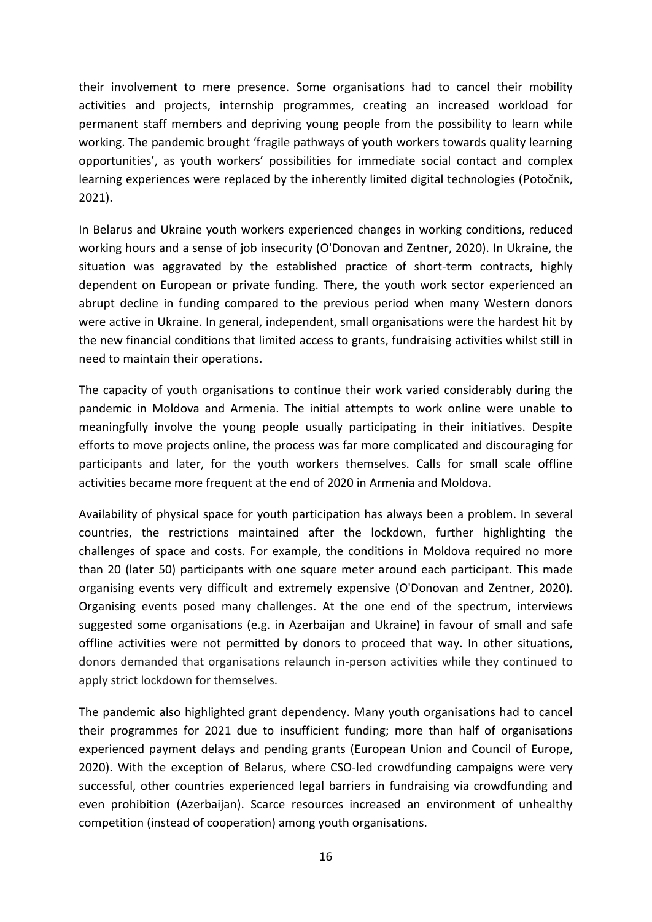their involvement to mere presence. Some organisations had to cancel their mobility activities and projects, internship programmes, creating an increased workload for permanent staff members and depriving young people from the possibility to learn while working. The pandemic brought 'fragile pathways of youth workers towards quality learning opportunities', as youth workers' possibilities for immediate social contact and complex learning experiences were replaced by the inherently limited digital technologies (Potočnik, 2021).

In Belarus and Ukraine youth workers experienced changes in working conditions, reduced working hours and a sense of job insecurity (O'Donovan and Zentner, 2020). In Ukraine, the situation was aggravated by the established practice of short-term contracts, highly dependent on European or private funding. There, the youth work sector experienced an abrupt decline in funding compared to the previous period when many Western donors were active in Ukraine. In general, independent, small organisations were the hardest hit by the new financial conditions that limited access to grants, fundraising activities whilst still in need to maintain their operations.

The capacity of youth organisations to continue their work varied considerably during the pandemic in Moldova and Armenia. The initial attempts to work online were unable to meaningfully involve the young people usually participating in their initiatives. Despite efforts to move projects online, the process was far more complicated and discouraging for participants and later, for the youth workers themselves. Calls for small scale offline activities became more frequent at the end of 2020 in Armenia and Moldova.

Availability of physical space for youth participation has always been a problem. In several countries, the restrictions maintained after the lockdown, further highlighting the challenges of space and costs. For example, the conditions in Moldova required no more than 20 (later 50) participants with one square meter around each participant. This made organising events very difficult and extremely expensive (O'Donovan and Zentner, 2020). Organising events posed many challenges. At the one end of the spectrum, interviews suggested some organisations (e.g. in Azerbaijan and Ukraine) in favour of small and safe offline activities were not permitted by donors to proceed that way. In other situations, donors demanded that organisations relaunch in-person activities while they continued to apply strict lockdown for themselves.

The pandemic also highlighted grant dependency. Many youth organisations had to cancel their programmes for 2021 due to insufficient funding; more than half of organisations experienced payment delays and pending grants (European Union and Council of Europe, 2020). With the exception of Belarus, where CSO-led crowdfunding campaigns were very successful, other countries experienced legal barriers in fundraising via crowdfunding and even prohibition (Azerbaijan). Scarce resources increased an environment of unhealthy competition (instead of cooperation) among youth organisations.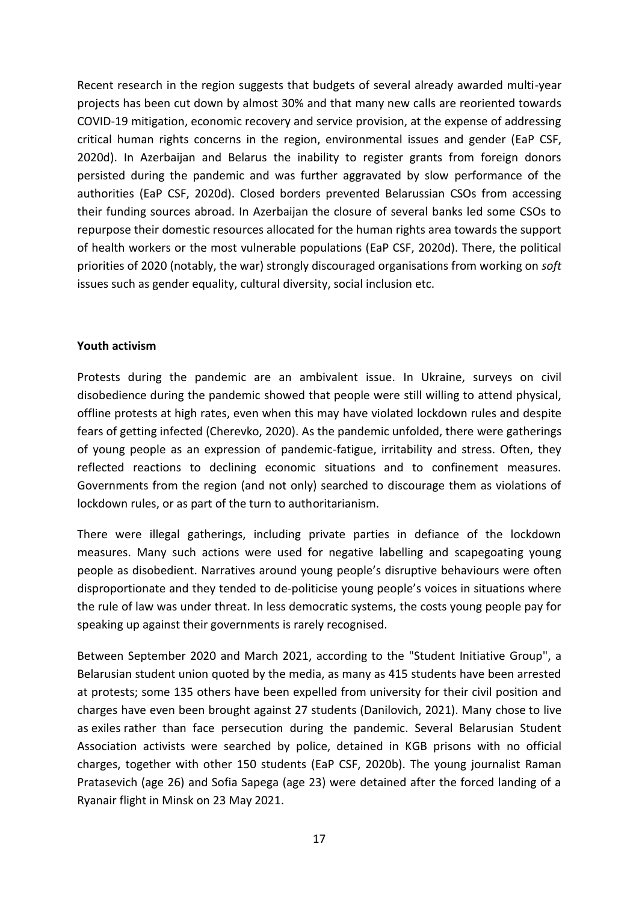Recent research in the region suggests that budgets of several already awarded multi-year projects has been cut down by almost 30% and that many new calls are reoriented towards COVID-19 mitigation, economic recovery and service provision, at the expense of addressing critical human rights concerns in the region, environmental issues and gender (EaP CSF, 2020d). In Azerbaijan and Belarus the inability to register grants from foreign donors persisted during the pandemic and was further aggravated by slow performance of the authorities (EaP CSF, 2020d). Closed borders prevented Belarussian CSOs from accessing their funding sources abroad. In Azerbaijan the closure of several banks led some CSOs to repurpose their domestic resources allocated for the human rights area towards the support of health workers or the most vulnerable populations (EaP CSF, 2020d). There, the political priorities of 2020 (notably, the war) strongly discouraged organisations from working on *soft* issues such as gender equality, cultural diversity, social inclusion etc.

**Youth activism**

Protests during the pandemic are an ambivalent issue. In Ukraine, surveys on civil disobedience during the pandemic showed that people were still willing to attend physical, offline protests at high rates, even when this may have violated lockdown rules and despite fears of getting infected (Cherevko, 2020). As the pandemic unfolded, there were gatherings of young people as an expression of pandemic-fatigue, irritability and stress. Often, they reflected reactions to declining economic situations and to confinement measures. Governments from the region (and not only) searched to discourage them as violations of lockdown rules, or as part of the turn to authoritarianism.

There were illegal gatherings, including private parties in defiance of the lockdown measures. Many such actions were used for negative labelling and scapegoating young people as disobedient. Narratives around young people's disruptive behaviours were often disproportionate and they tended to de-politicise young people's voices in situations where the rule of law was under threat. In less democratic systems, the costs young people pay for speaking up against their governments is rarely recognised.

Between September 2020 and March 2021, according to the "Student Initiative Group", a Belarusian student union quoted by the media, as many as 415 students have been arrested at protests; some 135 others have been expelled from university for their civil position and charges have even been brought against 27 students (Danilovich, 2021). Many chose to live as exiles rather than face persecution during the pandemic. Several Belarusian Student Association activists were searched by police, detained in KGB prisons with no official charges, together with other 150 students (EaP CSF, 2020b). The young journalist Raman Pratasevich (age 26) and Sofia Sapega (age 23) were detained after the forced landing of a Ryanair flight in Minsk on 23 May 2021.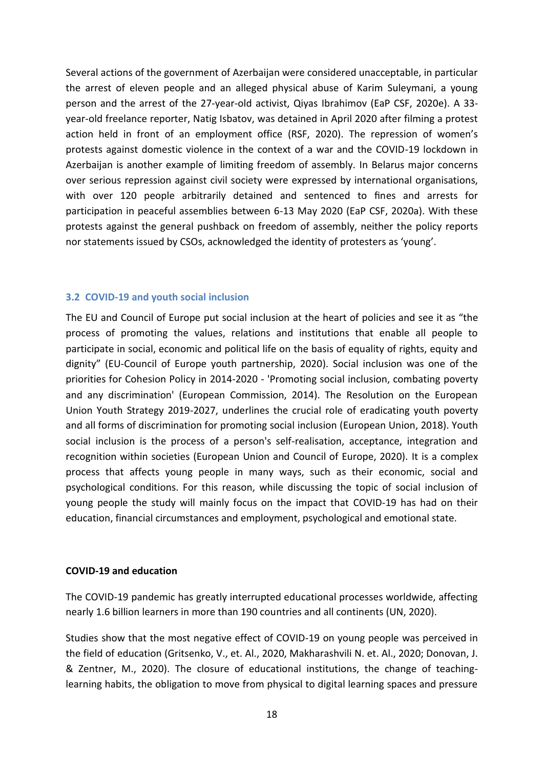Several actions of the government of Azerbaijan were considered unacceptable, in particular the arrest of eleven people and an alleged physical abuse of Karim Suleymani, a young person and the arrest of the 27-year-old activist, Qiyas Ibrahimov (EaP CSF, 2020e). A 33-year-old freelance reporter, Natig Isbatov, was detained in April 2020 after filming a protest action held in front of an employment office (RSF, 2020). The repression of women's protests against domestic violence in the context of a war and the COVID-19 lockdown in Azerbaijan is another example of limiting freedom of assembly. In Belarus major concerns over serious repression against civil society were expressed by international organisations, with over 120 people arbitrarily detained and sentenced to fines and arrests for participation in peaceful assemblies between 6-13 May 2020 (EaP CSF, 2020a). With these protests against the general pushback on freedom of assembly, neither the policy reports nor statements issued by CSOs, acknowledged the identity of protesters as 'young'.

### 3.2 COVID-19 and youth social inclusion

The EU and Council of Europe put social inclusion at the heart of policies and see it as "the process of promoting the values, relations and institutions that enable all people to participate in social, economic and political life on the basis of equality of rights, equity and dignity" (EU-Council of Europe youth partnership, 2020). Social inclusion was one of the priorities for Cohesion Policy in 2014-2020 - 'Promoting social inclusion, combating poverty and any discrimination' (European Commission, 2014). The Resolution on the European Union Youth Strategy 2019-2027, underlines the crucial role of eradicating youth poverty and all forms of discrimination for promoting social inclusion (European Union, 2018). Youth social inclusion is the process of a person's self-realisation, acceptance, integration and recognition within societies (European Union and Council of Europe, 2020). It is a complex process that affects young people in many ways, such as their economic, social and psychological conditions. For this reason, while discussing the topic of social inclusion of young people the study will mainly focus on the impact that COVID-19 has had on their education, financial circumstances and employment, psychological and emotional state.

**COVID-19 and education**

The COVID-19 pandemic has greatly interrupted educational processes worldwide, affecting nearly 1.6 billion learners in more than 190 countries and all continents (UN, 2020).

Studies show that the most negative effect of COVID-19 on young people was perceived in the field of education (Gritsenko, V., et. Al., 2020, Makharashvili N. et. Al., 2020; Donovan, J. & Zentner, M., 2020). The closure of educational institutions, the change of teaching-learning habits, the obligation to move from physical to digital learning spaces and pressure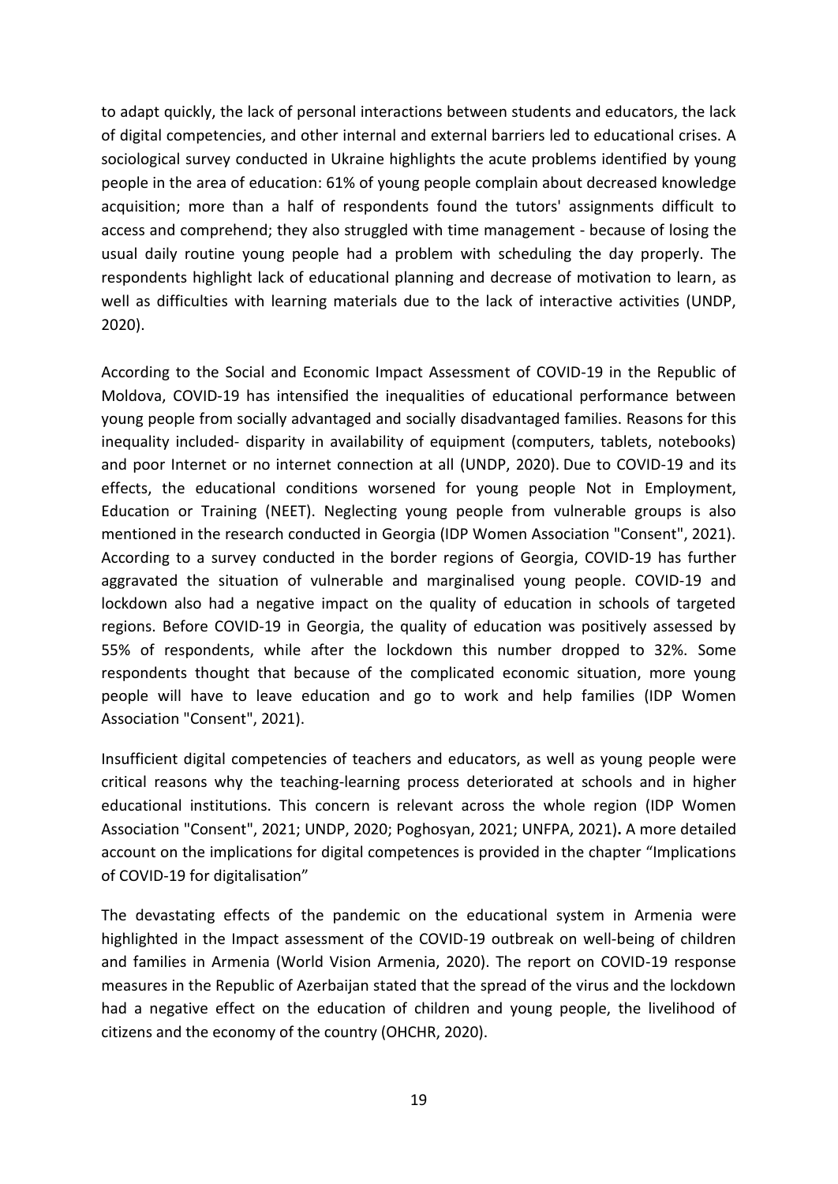to adapt quickly, the lack of personal interactions between students and educators, the lack of digital competencies, and other internal and external barriers led to educational crises. A sociological survey conducted in Ukraine highlights the acute problems identified by young people in the area of education: 61% of young people complain about decreased knowledge acquisition; more than a half of respondents found the tutors' assignments difficult to access and comprehend; they also struggled with time management - because of losing the usual daily routine young people had a problem with scheduling the day properly. The respondents highlight lack of educational planning and decrease of motivation to learn, as well as difficulties with learning materials due to the lack of interactive activities (UNDP, 2020).

According to the Social and Economic Impact Assessment of COVID-19 in the Republic of Moldova, COVID-19 has intensified the inequalities of educational performance between young people from socially advantaged and socially disadvantaged families. Reasons for this inequality included- disparity in availability of equipment (computers, tablets, notebooks) and poor Internet or no internet connection at all (UNDP, 2020). Due to COVID-19 and its effects, the educational conditions worsened for young people Not in Employment, Education or Training (NEET). Neglecting young people from vulnerable groups is also mentioned in the research conducted in Georgia (IDP Women Association "Consent", 2021). According to a survey conducted in the border regions of Georgia, COVID-19 has further aggravated the situation of vulnerable and marginalised young people. COVID-19 and lockdown also had a negative impact on the quality of education in schools of targeted regions. Before COVID-19 in Georgia, the quality of education was positively assessed by 55% of respondents, while after the lockdown this number dropped to 32%. Some respondents thought that because of the complicated economic situation, more young people will have to leave education and go to work and help families (IDP Women Association "Consent", 2021).

Insufficient digital competencies of teachers and educators, as well as young people were critical reasons why the teaching-learning process deteriorated at schools and in higher educational institutions. This concern is relevant across the whole region (IDP Women Association "Consent", 2021; UNDP, 2020; Poghosyan, 2021; UNFPA, 2021)**.** A more detailed account on the implications for digital competences is provided in the chapter "Implications of COVID-19 for digitalisation"

The devastating effects of the pandemic on the educational system in Armenia were highlighted in the Impact assessment of the COVID-19 outbreak on well-being of children and families in Armenia (World Vision Armenia, 2020). The report on COVID-19 response measures in the Republic of Azerbaijan stated that the spread of the virus and the lockdown had a negative effect on the education of children and young people, the livelihood of citizens and the economy of the country (OHCHR, 2020).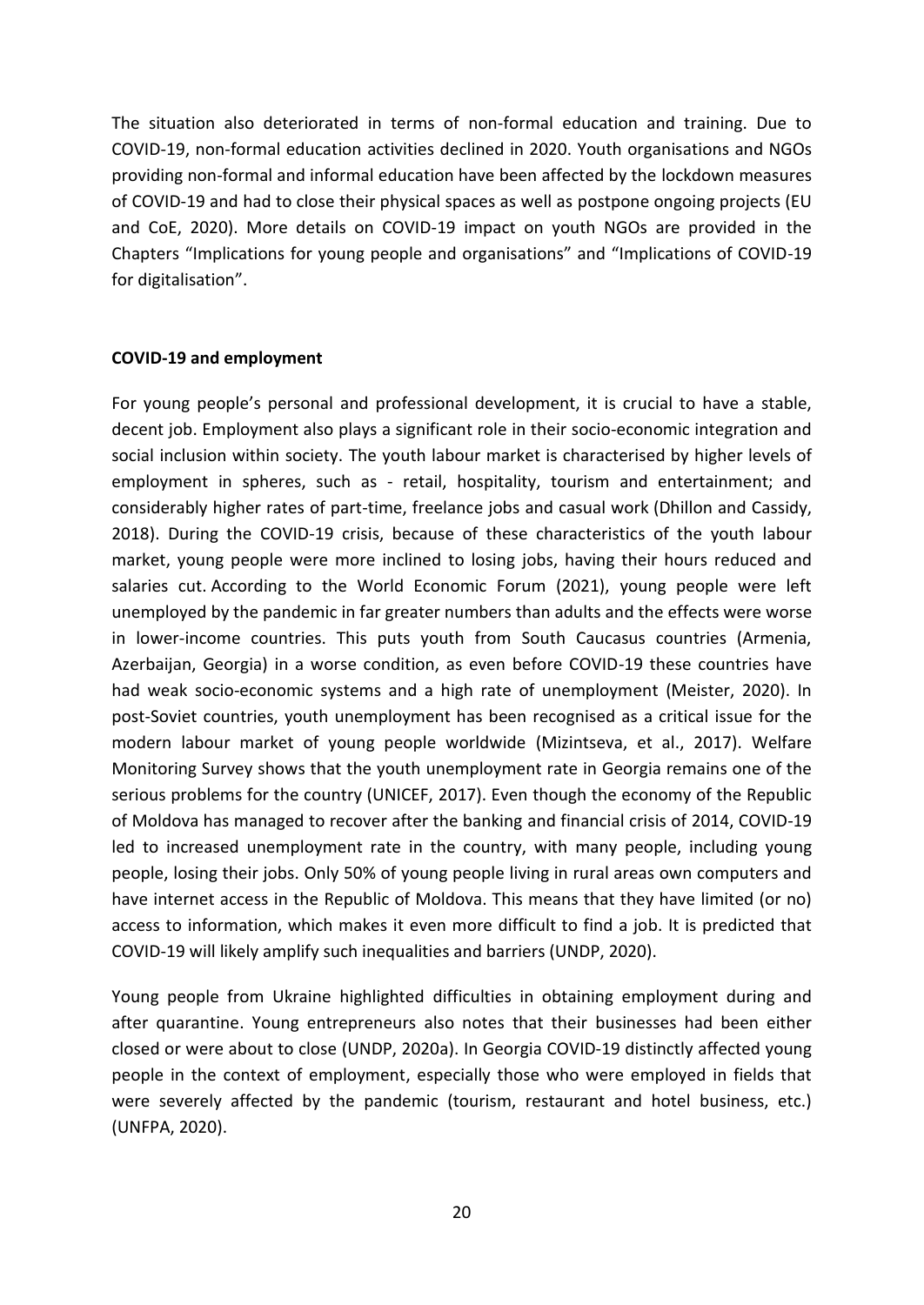The situation also deteriorated in terms of non-formal education and training. Due to COVID-19, non-formal education activities declined in 2020. Youth organisations and NGOs providing non-formal and informal education have been affected by the lockdown measures of COVID-19 and had to close their physical spaces as well as postpone ongoing projects (EU and CoE, 2020). More details on COVID-19 impact on youth NGOs are provided in the Chapters "Implications for young people and organisations" and "Implications of COVID-19 for digitalisation".

**COVID-19 and employment**

For young people's personal and professional development, it is crucial to have a stable, decent job. Employment also plays a significant role in their socio-economic integration and social inclusion within society. The youth labour market is characterised by higher levels of employment in spheres, such as - retail, hospitality, tourism and entertainment; and considerably higher rates of part-time, freelance jobs and casual work (Dhillon and Cassidy, 2018). During the COVID-19 crisis, because of these characteristics of the youth labour market, young people were more inclined to losing jobs, having their hours reduced and salaries cut. According to the World Economic Forum (2021), young people were left unemployed by the pandemic in far greater numbers than adults and the effects were worse in lower-income countries. This puts youth from South Caucasus countries (Armenia, Azerbaijan, Georgia) in a worse condition, as even before COVID-19 these countries have had weak socio-economic systems and a high rate of unemployment (Meister, 2020). In post-Soviet countries, youth unemployment has been recognised as a critical issue for the modern labour market of young people worldwide (Mizintseva, et al., 2017). Welfare Monitoring Survey shows that the youth unemployment rate in Georgia remains one of the serious problems for the country (UNICEF, 2017). Even though the economy of the Republic of Moldova has managed to recover after the banking and financial crisis of 2014, COVID-19 led to increased unemployment rate in the country, with many people, including young people, losing their jobs. Only 50% of young people living in rural areas own computers and have internet access in the Republic of Moldova. This means that they have limited (or no) access to information, which makes it even more difficult to find a job. It is predicted that COVID-19 will likely amplify such inequalities and barriers (UNDP, 2020).

Young people from Ukraine highlighted difficulties in obtaining employment during and after quarantine. Young entrepreneurs also notes that their businesses had been either closed or were about to close (UNDP, 2020a). In Georgia COVID-19 distinctly affected young people in the context of employment, especially those who were employed in fields that were severely affected by the pandemic (tourism, restaurant and hotel business, etc.) (UNFPA, 2020).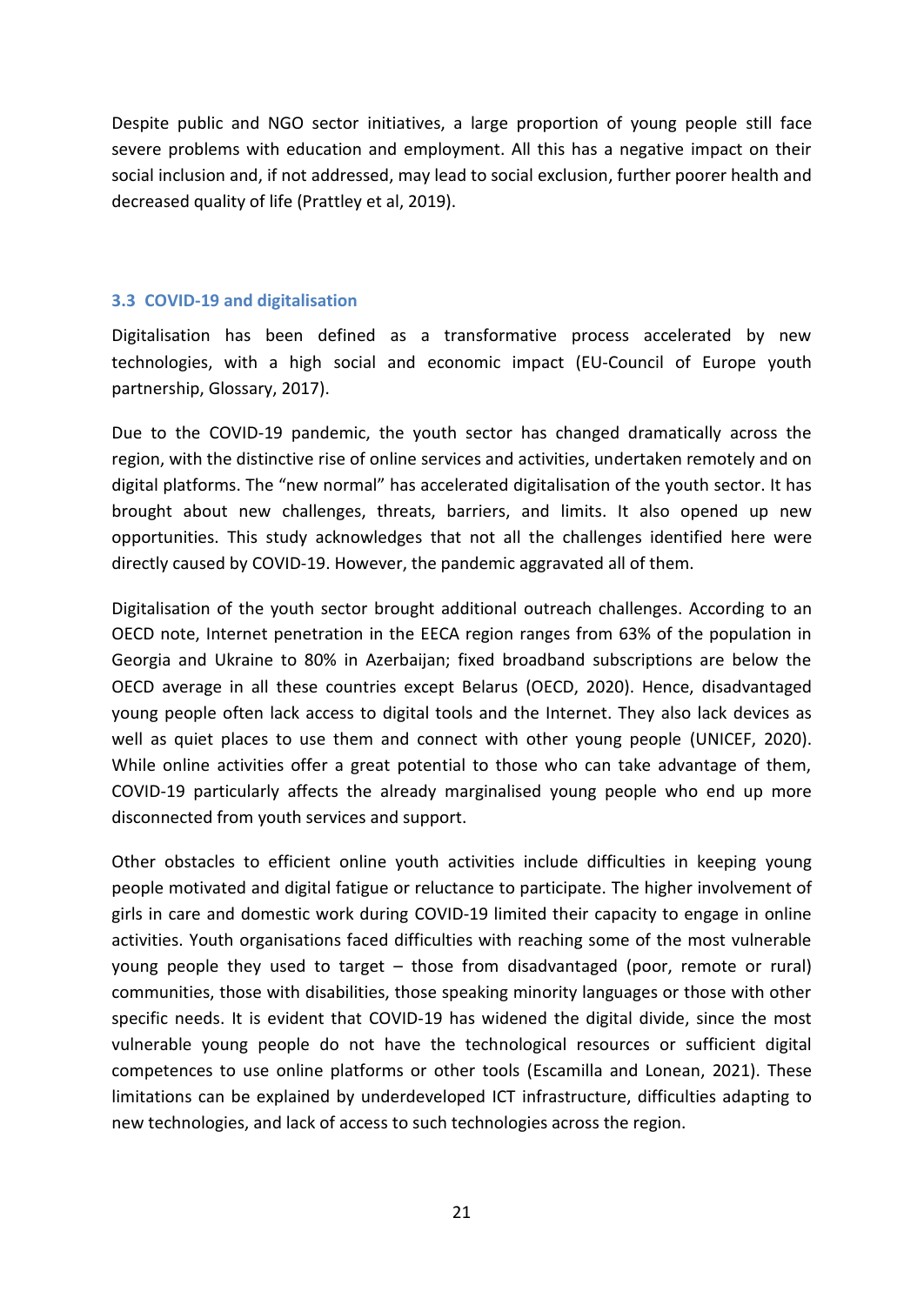Despite public and NGO sector initiatives, a large proportion of young people still face severe problems with education and employment. All this has a negative impact on their social inclusion and, if not addressed, may lead to social exclusion, further poorer health and decreased quality of life (Prattley et al, 2019).

### 3.3 COVID-19 and digitalisation

Digitalisation has been defined as a transformative process accelerated by new technologies, with a high social and economic impact (EU-Council of Europe youth partnership, Glossary, 2017).

Due to the COVID-19 pandemic, the youth sector has changed dramatically across the region, with the distinctive rise of online services and activities, undertaken remotely and on digital platforms. The "new normal" has accelerated digitalisation of the youth sector. It has brought about new challenges, threats, barriers, and limits. It also opened up new opportunities. This study acknowledges that not all the challenges identified here were directly caused by COVID-19. However, the pandemic aggravated all of them.

Digitalisation of the youth sector brought additional outreach challenges. According to an OECD note, Internet penetration in the EECA region ranges from 63% of the population in Georgia and Ukraine to 80% in Azerbaijan; fixed broadband subscriptions are below the OECD average in all these countries except Belarus (OECD, 2020). Hence, disadvantaged young people often lack access to digital tools and the Internet. They also lack devices as well as quiet places to use them and connect with other young people (UNICEF, 2020). While online activities offer a great potential to those who can take advantage of them, COVID-19 particularly affects the already marginalised young people who end up more disconnected from youth services and support.

Other obstacles to efficient online youth activities include difficulties in keeping young people motivated and digital fatigue or reluctance to participate. The higher involvement of girls in care and domestic work during COVID-19 limited their capacity to engage in online activities. Youth organisations faced difficulties with reaching some of the most vulnerable young people they used to target – those from disadvantaged (poor, remote or rural) communities, those with disabilities, those speaking minority languages or those with other specific needs. It is evident that COVID-19 has widened the digital divide, since the most vulnerable young people do not have the technological resources or sufficient digital competences to use online platforms or other tools (Escamilla and Lonean, 2021). These limitations can be explained by underdeveloped ICT infrastructure, difficulties adapting to new technologies, and lack of access to such technologies across the region.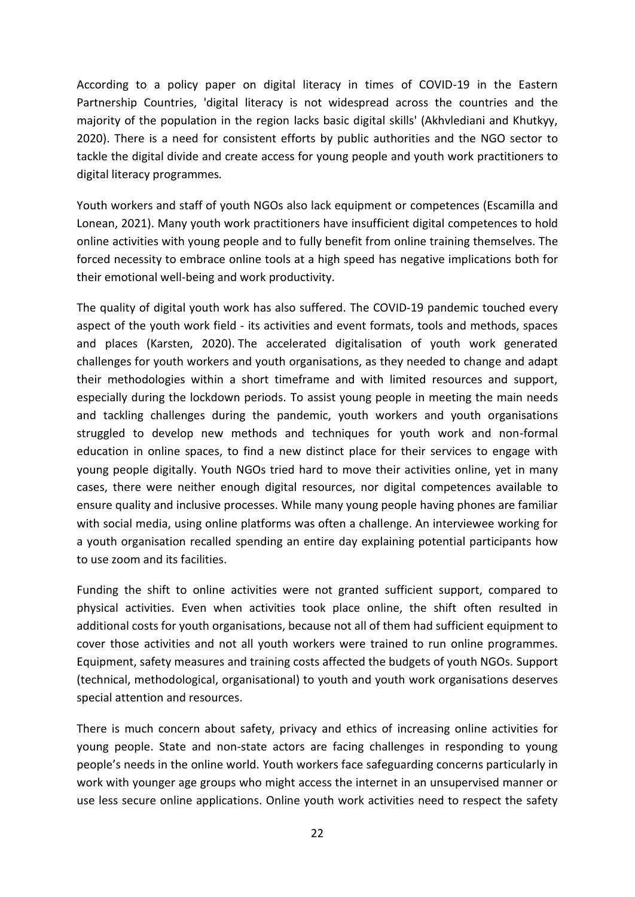According to a policy paper on digital literacy in times of COVID-19 in the Eastern Partnership Countries, 'digital literacy is not widespread across the countries and the majority of the population in the region lacks basic digital skills' (Akhvlediani and Khutkyy, 2020). There is a need for consistent efforts by public authorities and the NGO sector to tackle the digital divide and create access for young people and youth work practitioners to digital literacy programmes.

Youth workers and staff of youth NGOs also lack equipment or competences (Escamilla and Lonean, 2021). Many youth work practitioners have insufficient digital competences to hold online activities with young people and to fully benefit from online training themselves. The forced necessity to embrace online tools at a high speed has negative implications both for their emotional well-being and work productivity.

The quality of digital youth work has also suffered. The COVID-19 pandemic touched every aspect of the youth work field - its activities and event formats, tools and methods, spaces and places (Karsten, 2020). The accelerated digitalisation of youth work generated challenges for youth workers and youth organisations, as they needed to change and adapt their methodologies within a short timeframe and with limited resources and support, especially during the lockdown periods. To assist young people in meeting the main needs and tackling challenges during the pandemic, youth workers and youth organisations struggled to develop new methods and techniques for youth work and non-formal education in online spaces, to find a new distinct place for their services to engage with young people digitally. Youth NGOs tried hard to move their activities online, yet in many cases, there were neither enough digital resources, nor digital competences available to ensure quality and inclusive processes. While many young people having phones are familiar with social media, using online platforms was often a challenge. An interviewee working for a youth organisation recalled spending an entire day explaining potential participants how to use zoom and its facilities.

Funding the shift to online activities were not granted sufficient support, compared to physical activities. Even when activities took place online, the shift often resulted in additional costs for youth organisations, because not all of them had sufficient equipment to cover those activities and not all youth workers were trained to run online programmes. Equipment, safety measures and training costs affected the budgets of youth NGOs. Support (technical, methodological, organisational) to youth and youth work organisations deserves special attention and resources.

There is much concern about safety, privacy and ethics of increasing online activities for young people. State and non-state actors are facing challenges in responding to young people's needs in the online world. Youth workers face safeguarding concerns particularly in work with younger age groups who might access the internet in an unsupervised manner or use less secure online applications. Online youth work activities need to respect the safety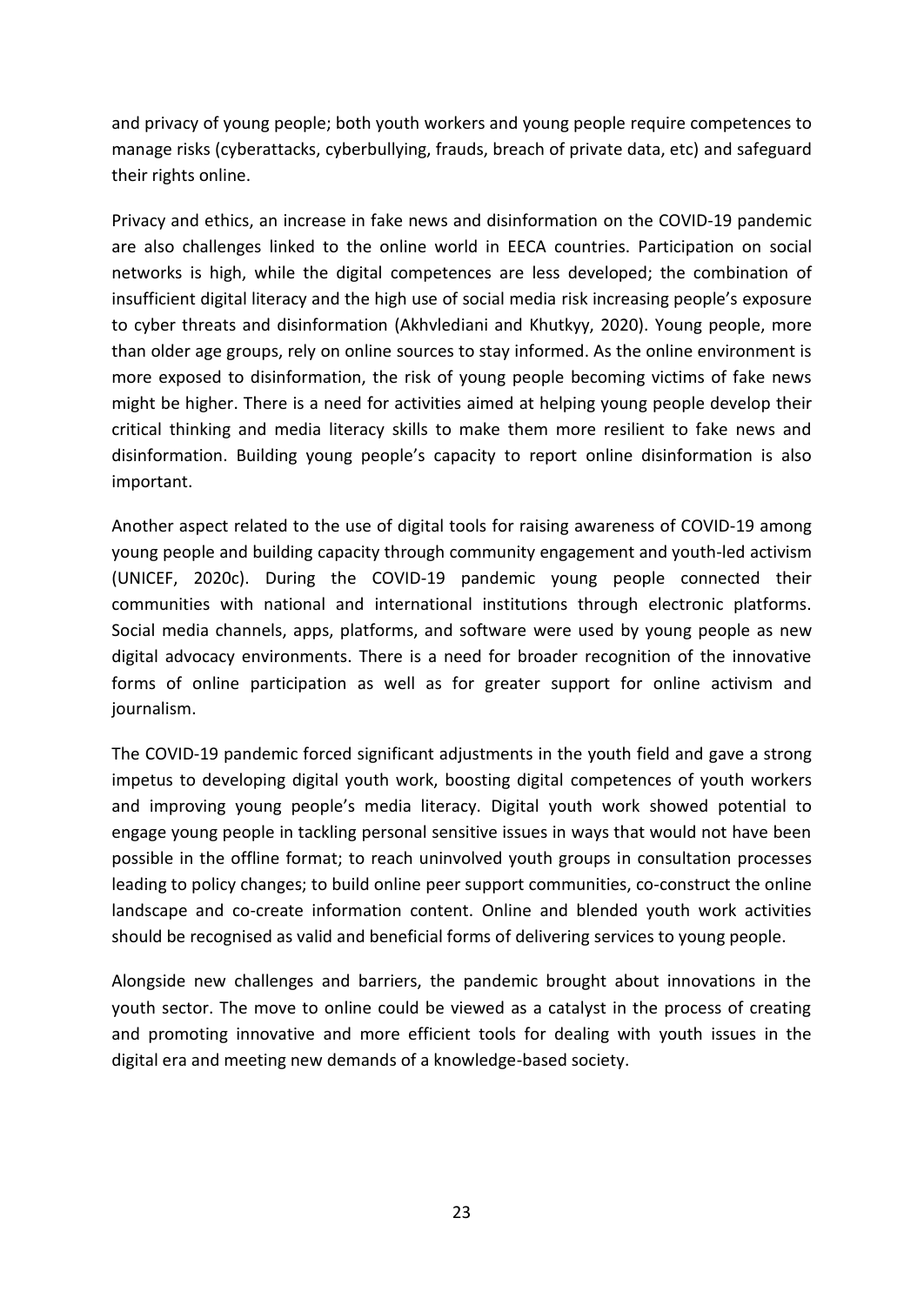and privacy of young people; both youth workers and young people require competences to manage risks (cyberattacks, cyberbullying, frauds, breach of private data, etc) and safeguard their rights online.

Privacy and ethics, an increase in fake news and disinformation on the COVID-19 pandemic are also challenges linked to the online world in EECA countries. Participation on social networks is high, while the digital competences are less developed; the combination of insufficient digital literacy and the high use of social media risk increasing people's exposure to cyber threats and disinformation (Akhvlediani and Khutkyy, 2020). Young people, more than older age groups, rely on online sources to stay informed. As the online environment is more exposed to disinformation, the risk of young people becoming victims of fake news might be higher. There is a need for activities aimed at helping young people develop their critical thinking and media literacy skills to make them more resilient to fake news and disinformation. Building young people's capacity to report online disinformation is also important.

Another aspect related to the use of digital tools for raising awareness of COVID-19 among young people and building capacity through community engagement and youth-led activism (UNICEF, 2020c). During the COVID-19 pandemic young people connected their communities with national and international institutions through electronic platforms. Social media channels, apps, platforms, and software were used by young people as new digital advocacy environments. There is a need for broader recognition of the innovative forms of online participation as well as for greater support for online activism and journalism.

The COVID-19 pandemic forced significant adjustments in the youth field and gave a strong impetus to developing digital youth work, boosting digital competences of youth workers and improving young people's media literacy. Digital youth work showed potential to engage young people in tackling personal sensitive issues in ways that would not have been possible in the offline format; to reach uninvolved youth groups in consultation processes leading to policy changes; to build online peer support communities, co-construct the online landscape and co-create information content. Online and blended youth work activities should be recognised as valid and beneficial forms of delivering services to young people.

Alongside new challenges and barriers, the pandemic brought about innovations in the youth sector. The move to online could be viewed as a catalyst in the process of creating and promoting innovative and more efficient tools for dealing with youth issues in the digital era and meeting new demands of a knowledge-based society.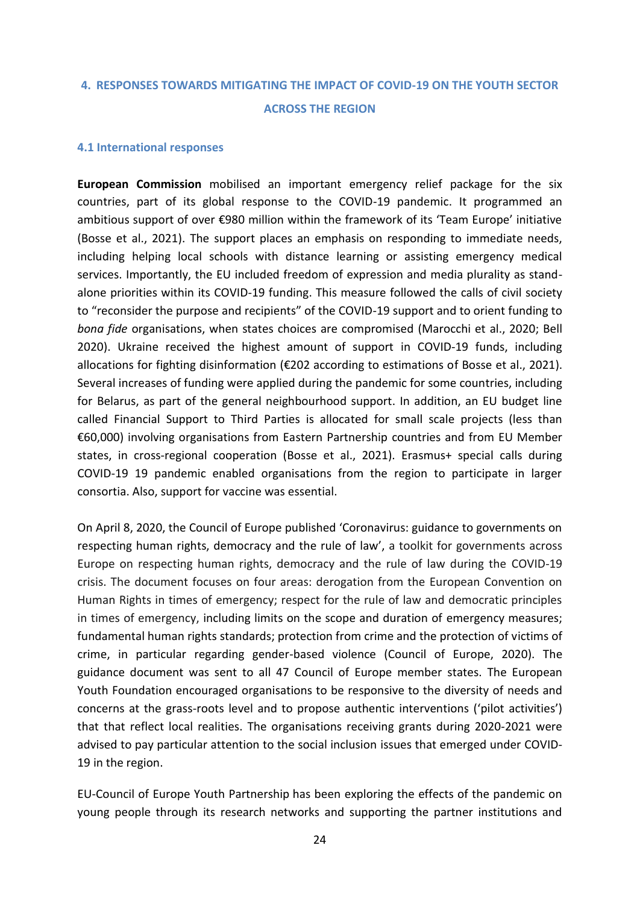## 4. RESPONSES TOWARDS MITIGATING THE IMPACT OF COVID-19 ON THE YOUTH SECTOR ACROSS THE REGION

### 4.1 International responses

**European Commission** mobilised an important emergency relief package for the six countries, part of its global response to the COVID-19 pandemic. It programmed an ambitious support of over €980 million within the framework of its 'Team Europe' initiative (Bosse et al., 2021). The support places an emphasis on responding to immediate needs, including helping local schools with distance learning or assisting emergency medical services. Importantly, the EU included freedom of expression and media plurality as stand-alone priorities within its COVID-19 funding. This measure followed the calls of civil society to "reconsider the purpose and recipients" of the COVID-19 support and to orient funding to *bona fide* organisations, when states choices are compromised (Marocchi et al., 2020; Bell 2020). Ukraine received the highest amount of support in COVID-19 funds, including allocations for fighting disinformation (€202 according to estimations of Bosse et al., 2021). Several increases of funding were applied during the pandemic for some countries, including for Belarus, as part of the general neighbourhood support. In addition, an EU budget line called Financial Support to Third Parties is allocated for small scale projects (less than €60,000) involving organisations from Eastern Partnership countries and from EU Member states, in cross-regional cooperation (Bosse et al., 2021). Erasmus+ special calls during COVID-19 19 pandemic enabled organisations from the region to participate in larger consortia. Also, support for vaccine was essential.

On April 8, 2020, the Council of Europe published 'Coronavirus: guidance to governments on respecting human rights, democracy and the rule of law', a toolkit for governments across Europe on respecting human rights, democracy and the rule of law during the COVID-19 crisis. The document focuses on four areas: derogation from the European Convention on Human Rights in times of emergency; respect for the rule of law and democratic principles in times of emergency, including limits on the scope and duration of emergency measures; fundamental human rights standards; protection from crime and the protection of victims of crime, in particular regarding gender-based violence (Council of Europe, 2020). The guidance document was sent to all 47 Council of Europe member states. The European Youth Foundation encouraged organisations to be responsive to the diversity of needs and concerns at the grass-roots level and to propose authentic interventions ('pilot activities') that that reflect local realities. The organisations receiving grants during 2020-2021 were advised to pay particular attention to the social inclusion issues that emerged under COVID-19 in the region.

EU-Council of Europe Youth Partnership has been exploring the effects of the pandemic on young people through its research networks and supporting the partner institutions and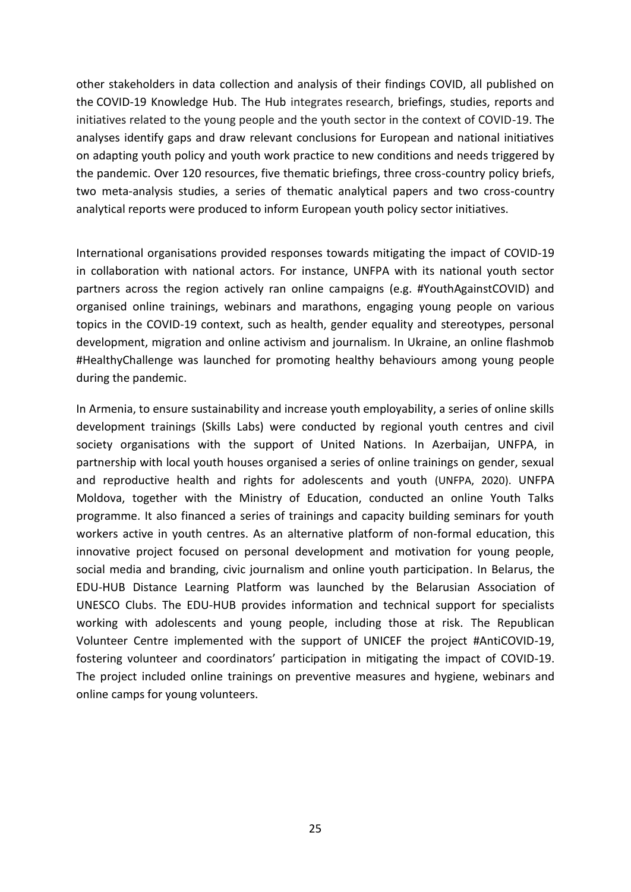other stakeholders in data collection and analysis of their findings COVID, all published on the COVID-19 Knowledge Hub. The Hub integrates research, briefings, studies, reports and initiatives related to the young people and the youth sector in the context of COVID-19. The analyses identify gaps and draw relevant conclusions for European and national initiatives on adapting youth policy and youth work practice to new conditions and needs triggered by the pandemic. Over 120 resources, five thematic briefings, three cross-country policy briefs, two meta-analysis studies, a series of thematic analytical papers and two cross-country analytical reports were produced to inform European youth policy sector initiatives.

International organisations provided responses towards mitigating the impact of COVID-19 in collaboration with national actors. For instance, UNFPA with its national youth sector partners across the region actively ran online campaigns (e.g. #YouthAgainstCOVID) and organised online trainings, webinars and marathons, engaging young people on various topics in the COVID-19 context, such as health, gender equality and stereotypes, personal development, migration and online activism and journalism. In Ukraine, an online flashmob #HealthyChallenge was launched for promoting healthy behaviours among young people during the pandemic.

In Armenia, to ensure sustainability and increase youth employability, a series of online skills development trainings (Skills Labs) were conducted by regional youth centres and civil society organisations with the support of United Nations. In Azerbaijan, UNFPA, in partnership with local youth houses organised a series of online trainings on gender, sexual and reproductive health and rights for adolescents and youth (UNFPA, 2020). UNFPA Moldova, together with the Ministry of Education, conducted an online Youth Talks programme. It also financed a series of trainings and capacity building seminars for youth workers active in youth centres. As an alternative platform of non-formal education, this innovative project focused on personal development and motivation for young people, social media and branding, civic journalism and online youth participation. In Belarus, the EDU-HUB Distance Learning Platform was launched by the Belarusian Association of UNESCO Clubs. The EDU-HUB provides information and technical support for specialists working with adolescents and young people, including those at risk. The Republican Volunteer Centre implemented with the support of UNICEF the project #AntiCOVID-19, fostering volunteer and coordinators' participation in mitigating the impact of COVID-19. The project included online trainings on preventive measures and hygiene, webinars and online camps for young volunteers.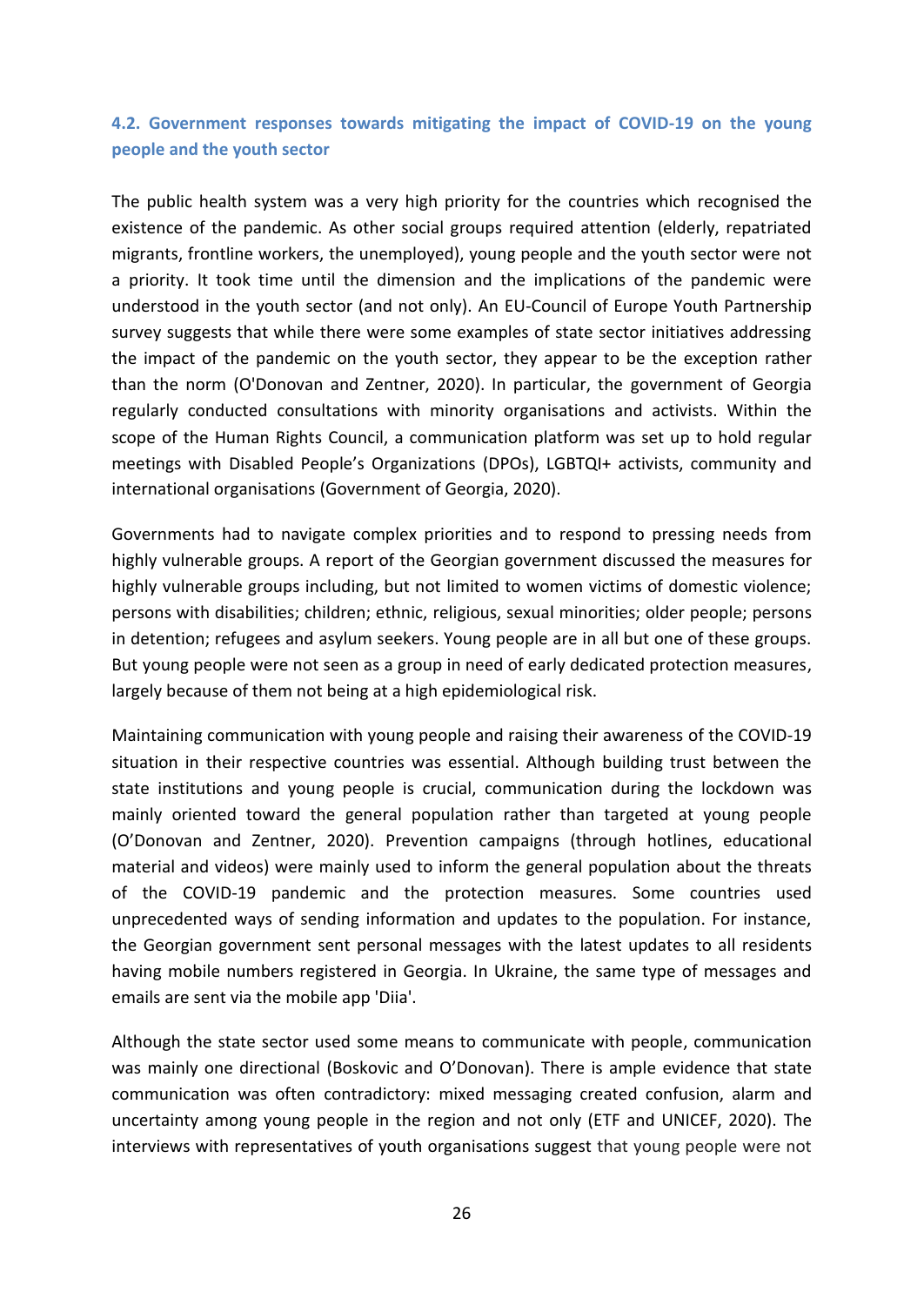### 4.2. Government responses towards mitigating the impact of COVID-19 on the young people and the youth sector

The public health system was a very high priority for the countries which recognised the existence of the pandemic. As other social groups required attention (elderly, repatriated migrants, frontline workers, the unemployed), young people and the youth sector were not a priority. It took time until the dimension and the implications of the pandemic were understood in the youth sector (and not only). An EU-Council of Europe Youth Partnership survey suggests that while there were some examples of state sector initiatives addressing the impact of the pandemic on the youth sector, they appear to be the exception rather than the norm (O'Donovan and Zentner, 2020). In particular, the government of Georgia regularly conducted consultations with minority organisations and activists. Within the scope of the Human Rights Council, a communication platform was set up to hold regular meetings with Disabled People's Organizations (DPOs), LGBTQI+ activists, community and international organisations (Government of Georgia, 2020).

Governments had to navigate complex priorities and to respond to pressing needs from highly vulnerable groups. A report of the Georgian government discussed the measures for highly vulnerable groups including, but not limited to women victims of domestic violence; persons with disabilities; children; ethnic, religious, sexual minorities; older people; persons in detention; refugees and asylum seekers. Young people are in all but one of these groups. But young people were not seen as a group in need of early dedicated protection measures, largely because of them not being at a high epidemiological risk.

Maintaining communication with young people and raising their awareness of the COVID-19 situation in their respective countries was essential. Although building trust between the state institutions and young people is crucial, communication during the lockdown was mainly oriented toward the general population rather than targeted at young people (O'Donovan and Zentner, 2020). Prevention campaigns (through hotlines, educational material and videos) were mainly used to inform the general population about the threats of the COVID-19 pandemic and the protection measures. Some countries used unprecedented ways of sending information and updates to the population. For instance, the Georgian government sent personal messages with the latest updates to all residents having mobile numbers registered in Georgia. In Ukraine, the same type of messages and emails are sent via the mobile app 'Diia'.

Although the state sector used some means to communicate with people, communication was mainly one directional (Boskovic and O'Donovan). There is ample evidence that state communication was often contradictory: mixed messaging created confusion, alarm and uncertainty among young people in the region and not only (ETF and UNICEF, 2020). The interviews with representatives of youth organisations suggest that young people were not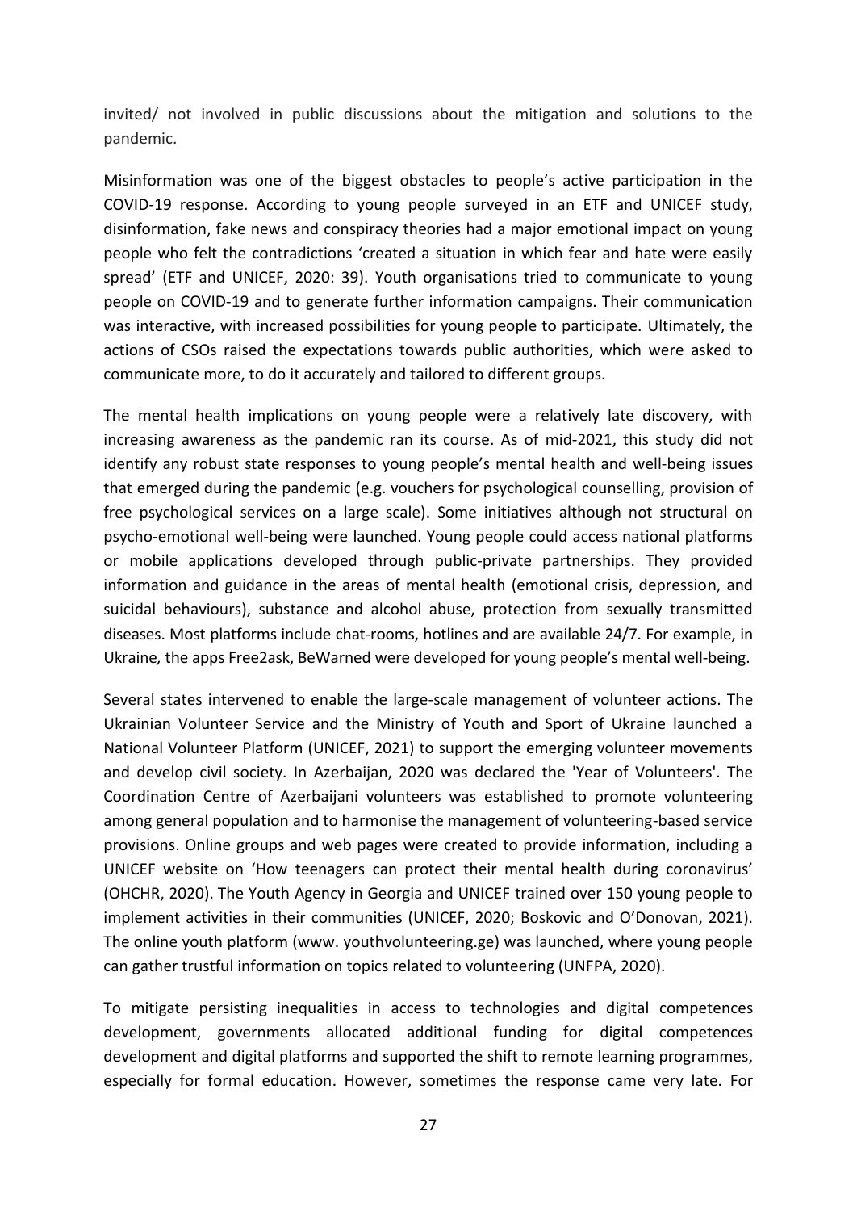invited/ not involved in public discussions about the mitigation and solutions to the pandemic.

Misinformation was one of the biggest obstacles to people's active participation in the COVID-19 response. According to young people surveyed in an ETF and UNICEF study, disinformation, fake news and conspiracy theories had a major emotional impact on young people who felt the contradictions 'created a situation in which fear and hate were easily spread' (ETF and UNICEF, 2020: 39). Youth organisations tried to communicate to young people on COVID-19 and to generate further information campaigns. Their communication was interactive, with increased possibilities for young people to participate. Ultimately, the actions of CSOs raised the expectations towards public authorities, which were asked to communicate more, to do it accurately and tailored to different groups.

The mental health implications on young people were a relatively late discovery, with increasing awareness as the pandemic ran its course. As of mid-2021, this study did not identify any robust state responses to young people's mental health and well-being issues that emerged during the pandemic (e.g. vouchers for psychological counselling, provision of free psychological services on a large scale). Some initiatives although not structural on psycho-emotional well-being were launched. Young people could access national platforms or mobile applications developed through public-private partnerships. They provided information and guidance in the areas of mental health (emotional crisis, depression, and suicidal behaviours), substance and alcohol abuse, protection from sexually transmitted diseases. Most platforms include chat-rooms, hotlines and are available 24/7. For example, in Ukraine*,* the apps Free2ask, BeWarned were developed for young people's mental well-being.

Several states intervened to enable the large-scale management of volunteer actions. The Ukrainian Volunteer Service and the Ministry of Youth and Sport of Ukraine launched a National Volunteer Platform (UNICEF, 2021) to support the emerging volunteer movements and develop civil society. In Azerbaijan, 2020 was declared the 'Year of Volunteers'. The Coordination Centre of Azerbaijani volunteers was established to promote volunteering among general population and to harmonise the management of volunteering-based service provisions. Online groups and web pages were created to provide information, including a UNICEF website on 'How teenagers can protect their mental health during coronavirus' (OHCHR, 2020). The Youth Agency in Georgia and UNICEF trained over 150 young people to implement activities in their communities (UNICEF, 2020; Boskovic and O'Donovan, 2021). The online youth platform (www. youthvolunteering.ge) was launched, where young people can gather trustful information on topics related to volunteering (UNFPA, 2020).

To mitigate persisting inequalities in access to technologies and digital competences development, governments allocated additional funding for digital competences development and digital platforms and supported the shift to remote learning programmes, especially for formal education. However, sometimes the response came very late. For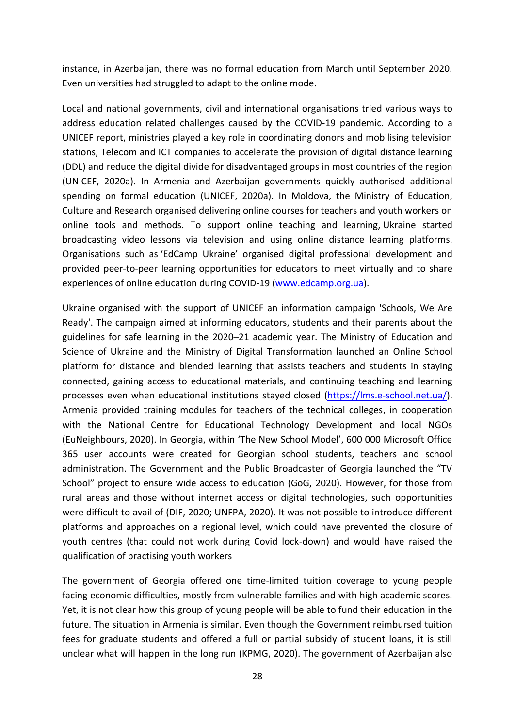instance, in Azerbaijan, there was no formal education from March until September 2020. Even universities had struggled to adapt to the online mode.

Local and national governments, civil and international organisations tried various ways to address education related challenges caused by the COVID-19 pandemic. According to a UNICEF report, ministries played a key role in coordinating donors and mobilising television stations, Telecom and ICT companies to accelerate the provision of digital distance learning (DDL) and reduce the digital divide for disadvantaged groups in most countries of the region (UNICEF, 2020a). In Armenia and Azerbaijan governments quickly authorised additional spending on formal education (UNICEF, 2020a). In Moldova, the Ministry of Education, Culture and Research organised delivering online courses for teachers and youth workers on online tools and methods. To support online teaching and learning, Ukraine started broadcasting video lessons via television and using online distance learning platforms. Organisations such as 'EdCamp Ukraine' organised digital professional development and provided peer-to-peer learning opportunities for educators to meet virtually and to share experiences of online education during COVID-19 ([www.edcamp.org.ua](www.edcamp.org.ua)).

Ukraine organised with the support of UNICEF an information campaign 'Schools, We Are Ready'. The campaign aimed at informing educators, students and their parents about the guidelines for safe learning in the 2020–21 academic year. The Ministry of Education and Science of Ukraine and the Ministry of Digital Transformation launched an Online School platform for distance and blended learning that assists teachers and students in staying connected, gaining access to educational materials, and continuing teaching and learning processes even when educational institutions stayed closed ([https://lms.e-school.net.ua/](https://lms.e-school.net.ua/)). Armenia provided training modules for teachers of the technical colleges, in cooperation with the National Centre for Educational Technology Development and local NGOs (EuNeighbours, 2020). In Georgia, within 'The New School Model', 600 000 Microsoft Office 365 user accounts were created for Georgian school students, teachers and school administration. The Government and the Public Broadcaster of Georgia launched the "TV School" project to ensure wide access to education (GoG, 2020). However, for those from rural areas and those without internet access or digital technologies, such opportunities were difficult to avail of (DIF, 2020; UNFPA, 2020). It was not possible to introduce different platforms and approaches on a regional level, which could have prevented the closure of youth centres (that could not work during Covid lock-down) and would have raised the qualification of practising youth workers

The government of Georgia offered one time-limited tuition coverage to young people facing economic difficulties, mostly from vulnerable families and with high academic scores. Yet, it is not clear how this group of young people will be able to fund their education in the future. The situation in Armenia is similar. Even though the Government reimbursed tuition fees for graduate students and offered a full or partial subsidy of student loans, it is still unclear what will happen in the long run (KPMG, 2020). The government of Azerbaijan also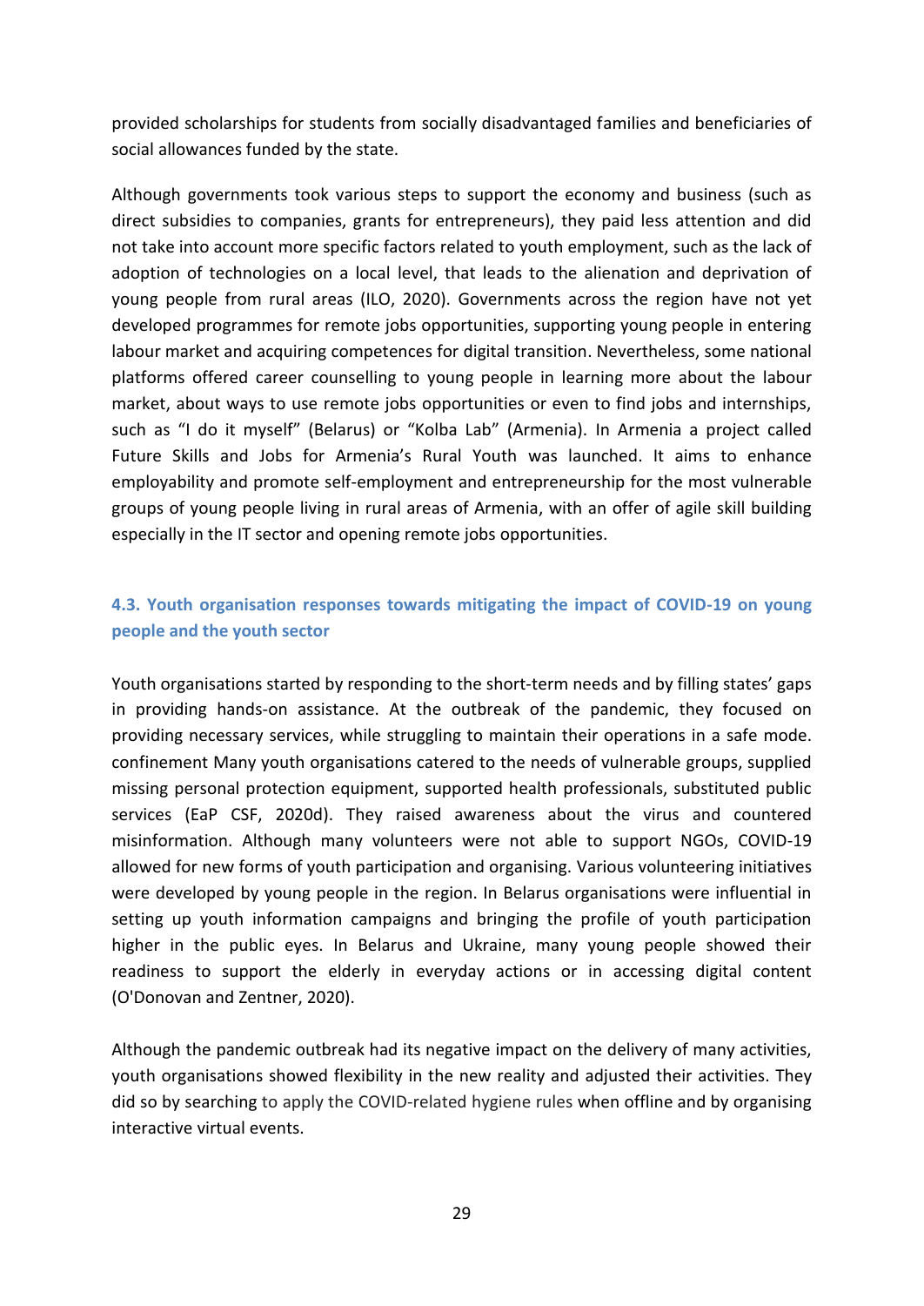provided scholarships for students from socially disadvantaged families and beneficiaries of social allowances funded by the state.

Although governments took various steps to support the economy and business (such as direct subsidies to companies, grants for entrepreneurs), they paid less attention and did not take into account more specific factors related to youth employment, such as the lack of adoption of technologies on a local level, that leads to the alienation and deprivation of young people from rural areas (ILO, 2020). Governments across the region have not yet developed programmes for remote jobs opportunities, supporting young people in entering labour market and acquiring competences for digital transition. Nevertheless, some national platforms offered career counselling to young people in learning more about the labour market, about ways to use remote jobs opportunities or even to find jobs and internships, such as "I do it myself" (Belarus) or "Kolba Lab" (Armenia). In Armenia a project called Future Skills and Jobs for Armenia's Rural Youth was launched. It aims to enhance employability and promote self-employment and entrepreneurship for the most vulnerable groups of young people living in rural areas of Armenia, with an offer of agile skill building especially in the IT sector and opening remote jobs opportunities.

### 4.3. Youth organisation responses towards mitigating the impact of COVID-19 on young people and the youth sector

Youth organisations started by responding to the short-term needs and by filling states' gaps in providing hands-on assistance. At the outbreak of the pandemic, they focused on providing necessary services, while struggling to maintain their operations in a safe mode. confinement Many youth organisations catered to the needs of vulnerable groups, supplied missing personal protection equipment, supported health professionals, substituted public services (EaP CSF, 2020d). They raised awareness about the virus and countered misinformation. Although many volunteers were not able to support NGOs, COVID-19 allowed for new forms of youth participation and organising. Various volunteering initiatives were developed by young people in the region. In Belarus organisations were influential in setting up youth information campaigns and bringing the profile of youth participation higher in the public eyes. In Belarus and Ukraine, many young people showed their readiness to support the elderly in everyday actions or in accessing digital content (O'Donovan and Zentner, 2020).

Although the pandemic outbreak had its negative impact on the delivery of many activities, youth organisations showed flexibility in the new reality and adjusted their activities. They did so by searching to apply the COVID-related hygiene rules when offline and by organising interactive virtual events.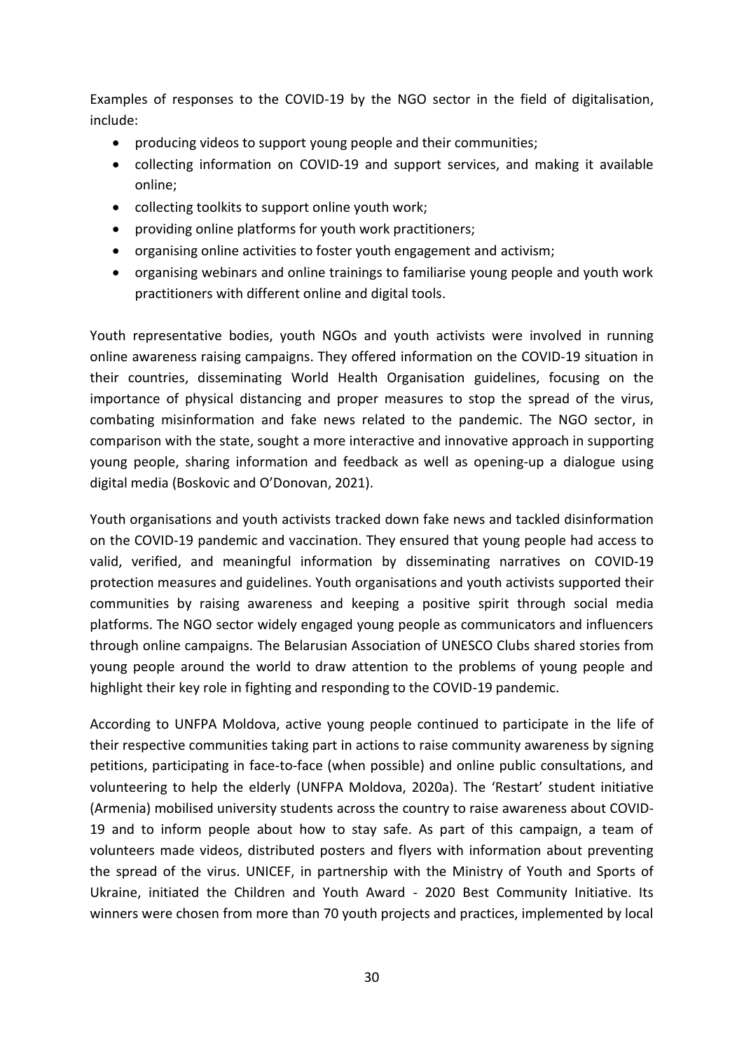Examples of responses to the COVID-19 by the NGO sector in the field of digitalisation, include:

- producing videos to support young people and their communities;
- collecting information on COVID-19 and support services, and making it available online;
- collecting toolkits to support online youth work;
- providing online platforms for youth work practitioners;
- organising online activities to foster youth engagement and activism;
- organising webinars and online trainings to familiarise young people and youth work practitioners with different online and digital tools.

Youth representative bodies, youth NGOs and youth activists were involved in running online awareness raising campaigns. They offered information on the COVID-19 situation in their countries, disseminating World Health Organisation guidelines, focusing on the importance of physical distancing and proper measures to stop the spread of the virus, combating misinformation and fake news related to the pandemic. The NGO sector, in comparison with the state, sought a more interactive and innovative approach in supporting young people, sharing information and feedback as well as opening-up a dialogue using digital media (Boskovic and O'Donovan, 2021).

Youth organisations and youth activists tracked down fake news and tackled disinformation on the COVID-19 pandemic and vaccination. They ensured that young people had access to valid, verified, and meaningful information by disseminating narratives on COVID-19 protection measures and guidelines. Youth organisations and youth activists supported their communities by raising awareness and keeping a positive spirit through social media platforms. The NGO sector widely engaged young people as communicators and influencers through online campaigns. The Belarusian Association of UNESCO Clubs shared stories from young people around the world to draw attention to the problems of young people and highlight their key role in fighting and responding to the COVID-19 pandemic.

According to UNFPA Moldova, active young people continued to participate in the life of their respective communities taking part in actions to raise community awareness by signing petitions, participating in face-to-face (when possible) and online public consultations, and volunteering to help the elderly (UNFPA Moldova, 2020a). The 'Restart' student initiative (Armenia) mobilised university students across the country to raise awareness about COVID-19 and to inform people about how to stay safe. As part of this campaign, a team of volunteers made videos, distributed posters and flyers with information about preventing the spread of the virus. UNICEF, in partnership with the Ministry of Youth and Sports of Ukraine, initiated the Children and Youth Award - 2020 Best Community Initiative. Its winners were chosen from more than 70 youth projects and practices, implemented by local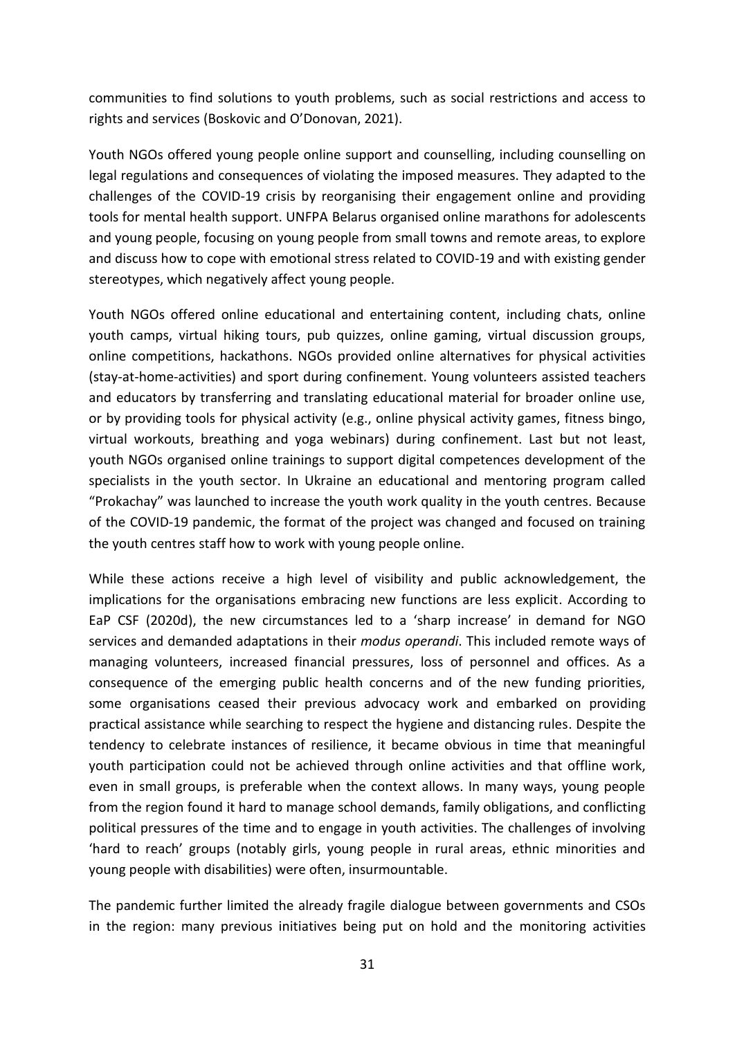communities to find solutions to youth problems, such as social restrictions and access to rights and services (Boskovic and O'Donovan, 2021).

Youth NGOs offered young people online support and counselling, including counselling on legal regulations and consequences of violating the imposed measures. They adapted to the challenges of the COVID-19 crisis by reorganising their engagement online and providing tools for mental health support. UNFPA Belarus organised online marathons for adolescents and young people, focusing on young people from small towns and remote areas, to explore and discuss how to cope with emotional stress related to COVID-19 and with existing gender stereotypes, which negatively affect young people.

Youth NGOs offered online educational and entertaining content, including chats, online youth camps, virtual hiking tours, pub quizzes, online gaming, virtual discussion groups, online competitions, hackathons. NGOs provided online alternatives for physical activities (stay-at-home-activities) and sport during confinement. Young volunteers assisted teachers and educators by transferring and translating educational material for broader online use, or by providing tools for physical activity (e.g., online physical activity games, fitness bingo, virtual workouts, breathing and yoga webinars) during confinement. Last but not least, youth NGOs organised online trainings to support digital competences development of the specialists in the youth sector. In Ukraine an educational and mentoring program called "Prokachay" was launched to increase the youth work quality in the youth centres. Because of the COVID-19 pandemic, the format of the project was changed and focused on training the youth centres staff how to work with young people online.

While these actions receive a high level of visibility and public acknowledgement, the implications for the organisations embracing new functions are less explicit. According to EaP CSF (2020d), the new circumstances led to a 'sharp increase' in demand for NGO services and demanded adaptations in their *modus operandi*. This included remote ways of managing volunteers, increased financial pressures, loss of personnel and offices. As a consequence of the emerging public health concerns and of the new funding priorities, some organisations ceased their previous advocacy work and embarked on providing practical assistance while searching to respect the hygiene and distancing rules. Despite the tendency to celebrate instances of resilience, it became obvious in time that meaningful youth participation could not be achieved through online activities and that offline work, even in small groups, is preferable when the context allows. In many ways, young people from the region found it hard to manage school demands, family obligations, and conflicting political pressures of the time and to engage in youth activities. The challenges of involving 'hard to reach' groups (notably girls, young people in rural areas, ethnic minorities and young people with disabilities) were often, insurmountable.

The pandemic further limited the already fragile dialogue between governments and CSOs in the region: many previous initiatives being put on hold and the monitoring activities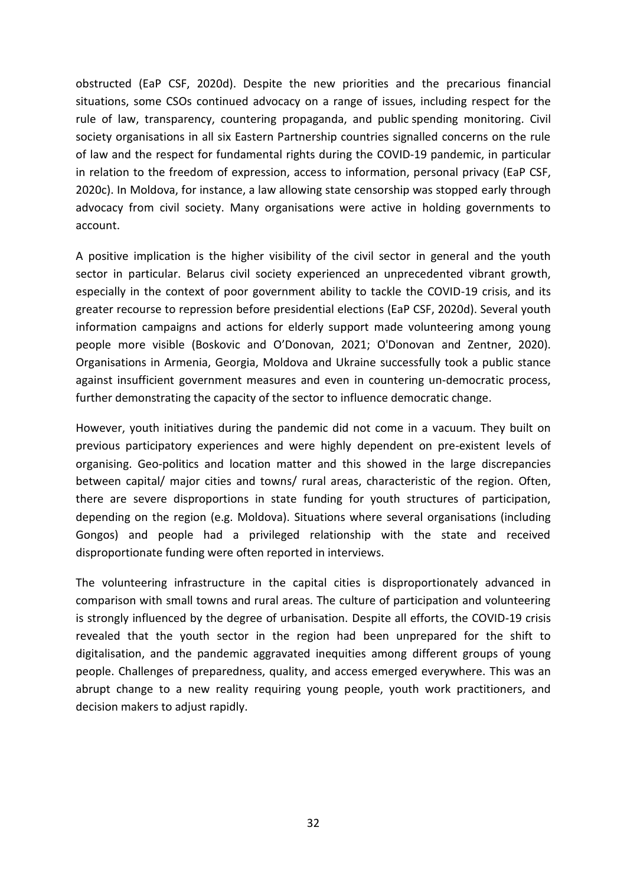obstructed (EaP CSF, 2020d). Despite the new priorities and the precarious financial situations, some CSOs continued advocacy on a range of issues, including respect for the rule of law, transparency, countering propaganda, and public spending monitoring. Civil society organisations in all six Eastern Partnership countries signalled concerns on the rule of law and the respect for fundamental rights during the COVID-19 pandemic, in particular in relation to the freedom of expression, access to information, personal privacy (EaP CSF, 2020c). In Moldova, for instance, a law allowing state censorship was stopped early through advocacy from civil society. Many organisations were active in holding governments to account.

A positive implication is the higher visibility of the civil sector in general and the youth sector in particular. Belarus civil society experienced an unprecedented vibrant growth, especially in the context of poor government ability to tackle the COVID-19 crisis, and its greater recourse to repression before presidential elections (EaP CSF, 2020d). Several youth information campaigns and actions for elderly support made volunteering among young people more visible (Boskovic and O'Donovan, 2021; O'Donovan and Zentner, 2020). Organisations in Armenia, Georgia, Moldova and Ukraine successfully took a public stance against insufficient government measures and even in countering un-democratic process, further demonstrating the capacity of the sector to influence democratic change.

However, youth initiatives during the pandemic did not come in a vacuum. They built on previous participatory experiences and were highly dependent on pre-existent levels of organising. Geo-politics and location matter and this showed in the large discrepancies between capital/ major cities and towns/ rural areas, characteristic of the region. Often, there are severe disproportions in state funding for youth structures of participation, depending on the region (e.g. Moldova). Situations where several organisations (including Gongos) and people had a privileged relationship with the state and received disproportionate funding were often reported in interviews.

The volunteering infrastructure in the capital cities is disproportionately advanced in comparison with small towns and rural areas. The culture of participation and volunteering is strongly influenced by the degree of urbanisation. Despite all efforts, the COVID-19 crisis revealed that the youth sector in the region had been unprepared for the shift to digitalisation, and the pandemic aggravated inequities among different groups of young people. Challenges of preparedness, quality, and access emerged everywhere. This was an abrupt change to a new reality requiring young people, youth work practitioners, and decision makers to adjust rapidly.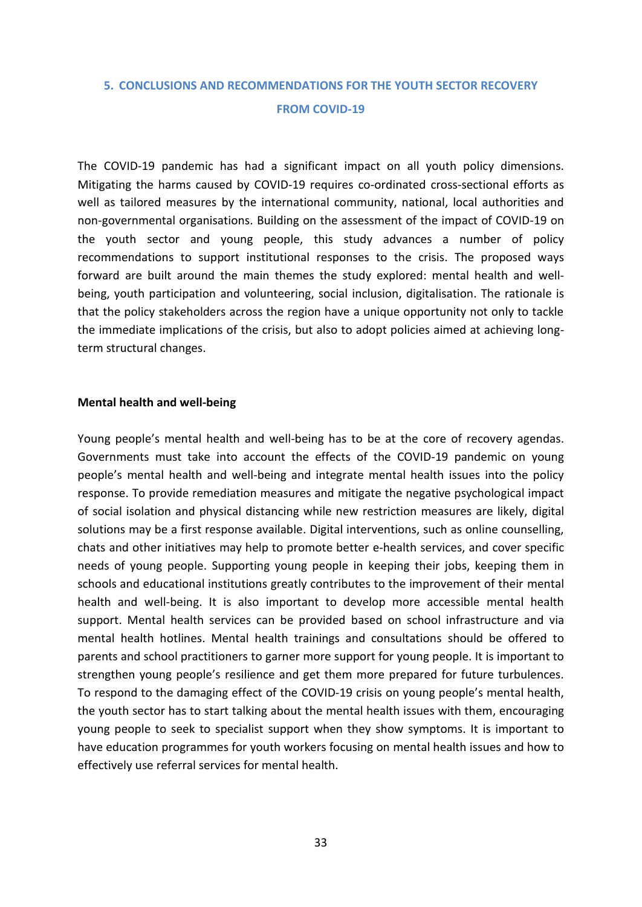## 5. CONCLUSIONS AND RECOMMENDATIONS FOR THE YOUTH SECTOR RECOVERY FROM COVID-19

The COVID-19 pandemic has had a significant impact on all youth policy dimensions. Mitigating the harms caused by COVID-19 requires co-ordinated cross-sectional efforts as well as tailored measures by the international community, national, local authorities and non-governmental organisations. Building on the assessment of the impact of COVID-19 on the youth sector and young people, this study advances a number of policy recommendations to support institutional responses to the crisis. The proposed ways forward are built around the main themes the study explored: mental health and well-being, youth participation and volunteering, social inclusion, digitalisation. The rationale is that the policy stakeholders across the region have a unique opportunity not only to tackle the immediate implications of the crisis, but also to adopt policies aimed at achieving long-term structural changes.

**Mental health and well-being**

Young people's mental health and well-being has to be at the core of recovery agendas. Governments must take into account the effects of the COVID-19 pandemic on young people's mental health and well-being and integrate mental health issues into the policy response. To provide remediation measures and mitigate the negative psychological impact of social isolation and physical distancing while new restriction measures are likely, digital solutions may be a first response available. Digital interventions, such as online counselling, chats and other initiatives may help to promote better e-health services, and cover specific needs of young people. Supporting young people in keeping their jobs, keeping them in schools and educational institutions greatly contributes to the improvement of their mental health and well-being. It is also important to develop more accessible mental health support. Mental health services can be provided based on school infrastructure and via mental health hotlines. Mental health trainings and consultations should be offered to parents and school practitioners to garner more support for young people. It is important to strengthen young people's resilience and get them more prepared for future turbulences. To respond to the damaging effect of the COVID-19 crisis on young people's mental health, the youth sector has to start talking about the mental health issues with them, encouraging young people to seek to specialist support when they show symptoms. It is important to have education programmes for youth workers focusing on mental health issues and how to effectively use referral services for mental health.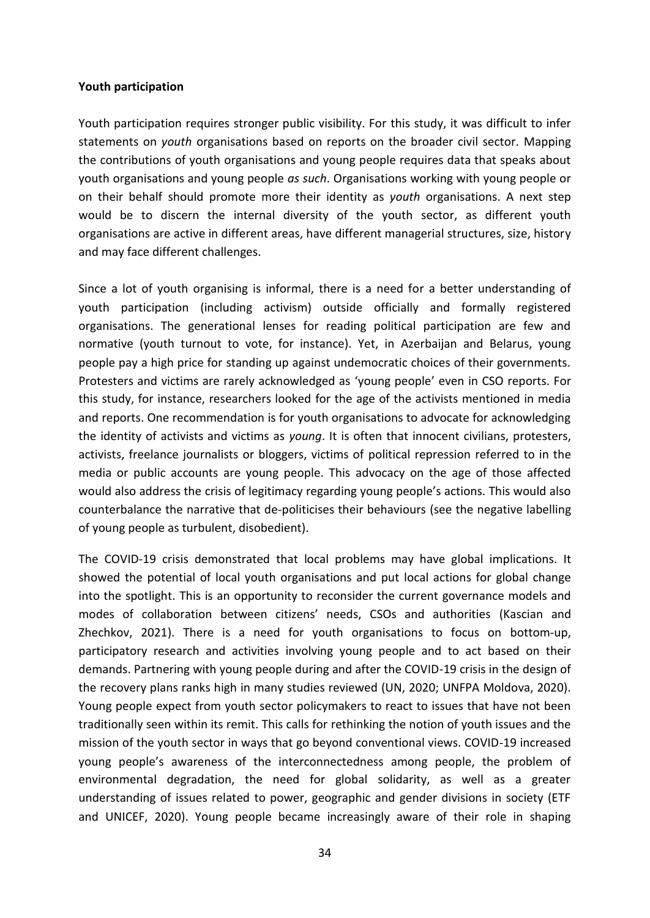**Youth participation**

Youth participation requires stronger public visibility. For this study, it was difficult to infer statements on *youth* organisations based on reports on the broader civil sector. Mapping the contributions of youth organisations and young people requires data that speaks about youth organisations and young people *as such*. Organisations working with young people or on their behalf should promote more their identity as *youth* organisations. A next step would be to discern the internal diversity of the youth sector, as different youth organisations are active in different areas, have different managerial structures, size, history and may face different challenges.

Since a lot of youth organising is informal, there is a need for a better understanding of youth participation (including activism) outside officially and formally registered organisations. The generational lenses for reading political participation are few and normative (youth turnout to vote, for instance). Yet, in Azerbaijan and Belarus, young people pay a high price for standing up against undemocratic choices of their governments. Protesters and victims are rarely acknowledged as 'young people' even in CSO reports. For this study, for instance, researchers looked for the age of the activists mentioned in media and reports. One recommendation is for youth organisations to advocate for acknowledging the identity of activists and victims as *young*. It is often that innocent civilians, protesters, activists, freelance journalists or bloggers, victims of political repression referred to in the media or public accounts are young people. This advocacy on the age of those affected would also address the crisis of legitimacy regarding young people's actions. This would also counterbalance the narrative that de-politicises their behaviours (see the negative labelling of young people as turbulent, disobedient).

The COVID-19 crisis demonstrated that local problems may have global implications. It showed the potential of local youth organisations and put local actions for global change into the spotlight. This is an opportunity to reconsider the current governance models and modes of collaboration between citizens' needs, CSOs and authorities (Kascian and Zhechkov, 2021). There is a need for youth organisations to focus on bottom-up, participatory research and activities involving young people and to act based on their demands. Partnering with young people during and after the COVID-19 crisis in the design of the recovery plans ranks high in many studies reviewed (UN, 2020; UNFPA Moldova, 2020). Young people expect from youth sector policymakers to react to issues that have not been traditionally seen within its remit. This calls for rethinking the notion of youth issues and the mission of the youth sector in ways that go beyond conventional views. COVID-19 increased young people's awareness of the interconnectedness among people, the problem of environmental degradation, the need for global solidarity, as well as a greater understanding of issues related to power, geographic and gender divisions in society (ETF and UNICEF, 2020). Young people became increasingly aware of their role in shaping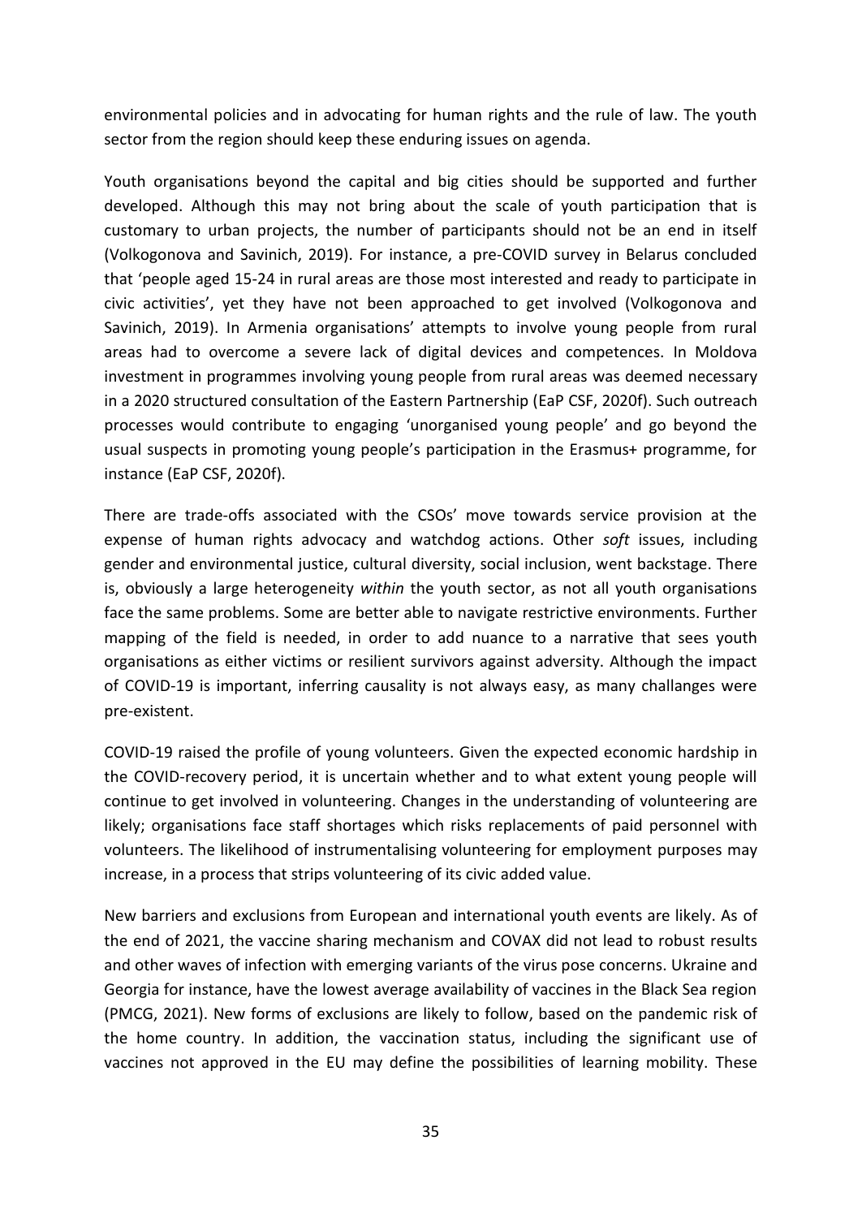environmental policies and in advocating for human rights and the rule of law. The youth sector from the region should keep these enduring issues on agenda.

Youth organisations beyond the capital and big cities should be supported and further developed. Although this may not bring about the scale of youth participation that is customary to urban projects, the number of participants should not be an end in itself (Volkogonova and Savinich, 2019). For instance, a pre-COVID survey in Belarus concluded that 'people aged 15-24 in rural areas are those most interested and ready to participate in civic activities', yet they have not been approached to get involved (Volkogonova and Savinich, 2019). In Armenia organisations' attempts to involve young people from rural areas had to overcome a severe lack of digital devices and competences. In Moldova investment in programmes involving young people from rural areas was deemed necessary in a 2020 structured consultation of the Eastern Partnership (EaP CSF, 2020f). Such outreach processes would contribute to engaging 'unorganised young people' and go beyond the usual suspects in promoting young people's participation in the Erasmus+ programme, for instance (EaP CSF, 2020f).

There are trade-offs associated with the CSOs' move towards service provision at the expense of human rights advocacy and watchdog actions. Other *soft* issues, including gender and environmental justice, cultural diversity, social inclusion, went backstage. There is, obviously a large heterogeneity *within* the youth sector, as not all youth organisations face the same problems. Some are better able to navigate restrictive environments. Further mapping of the field is needed, in order to add nuance to a narrative that sees youth organisations as either victims or resilient survivors against adversity. Although the impact of COVID-19 is important, inferring causality is not always easy, as many challanges were pre-existent.

COVID-19 raised the profile of young volunteers. Given the expected economic hardship in the COVID-recovery period, it is uncertain whether and to what extent young people will continue to get involved in volunteering. Changes in the understanding of volunteering are likely; organisations face staff shortages which risks replacements of paid personnel with volunteers. The likelihood of instrumentalising volunteering for employment purposes may increase, in a process that strips volunteering of its civic added value.

New barriers and exclusions from European and international youth events are likely. As of the end of 2021, the vaccine sharing mechanism and COVAX did not lead to robust results and other waves of infection with emerging variants of the virus pose concerns. Ukraine and Georgia for instance, have the lowest average availability of vaccines in the Black Sea region (PMCG, 2021). New forms of exclusions are likely to follow, based on the pandemic risk of the home country. In addition, the vaccination status, including the significant use of vaccines not approved in the EU may define the possibilities of learning mobility. These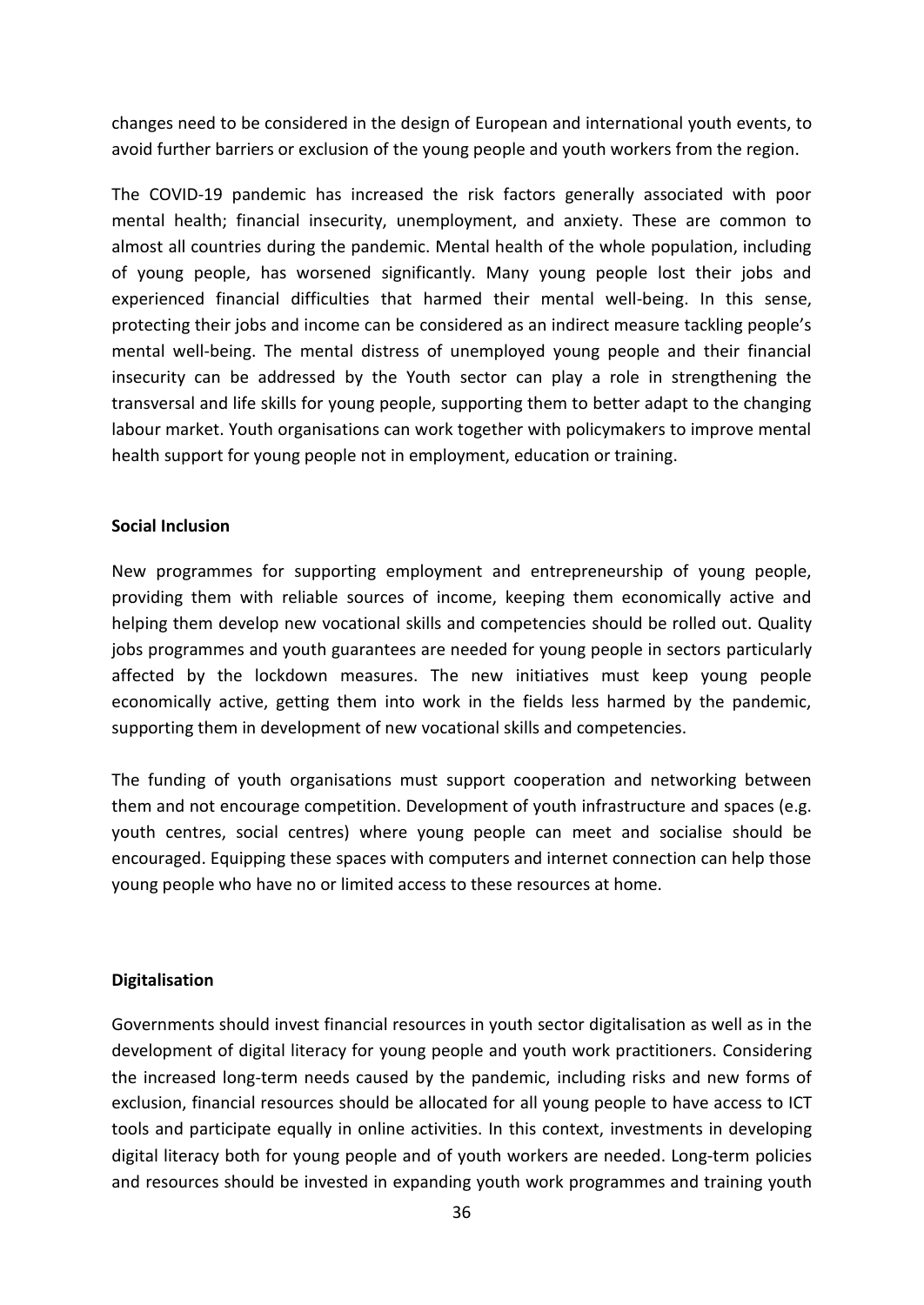changes need to be considered in the design of European and international youth events, to avoid further barriers or exclusion of the young people and youth workers from the region.

The COVID-19 pandemic has increased the risk factors generally associated with poor mental health; financial insecurity, unemployment, and anxiety. These are common to almost all countries during the pandemic. Mental health of the whole population, including of young people, has worsened significantly. Many young people lost their jobs and experienced financial difficulties that harmed their mental well-being. In this sense, protecting their jobs and income can be considered as an indirect measure tackling people's mental well-being. The mental distress of unemployed young people and their financial insecurity can be addressed by the Youth sector can play a role in strengthening the transversal and life skills for young people, supporting them to better adapt to the changing labour market. Youth organisations can work together with policymakers to improve mental health support for young people not in employment, education or training.

**Social Inclusion**

New programmes for supporting employment and entrepreneurship of young people, providing them with reliable sources of income, keeping them economically active and helping them develop new vocational skills and competencies should be rolled out. Quality jobs programmes and youth guarantees are needed for young people in sectors particularly affected by the lockdown measures. The new initiatives must keep young people economically active, getting them into work in the fields less harmed by the pandemic, supporting them in development of new vocational skills and competencies.

The funding of youth organisations must support cooperation and networking between them and not encourage competition. Development of youth infrastructure and spaces (e.g. youth centres, social centres) where young people can meet and socialise should be encouraged. Equipping these spaces with computers and internet connection can help those young people who have no or limited access to these resources at home.

**Digitalisation**

Governments should invest financial resources in youth sector digitalisation as well as in the development of digital literacy for young people and youth work practitioners. Considering the increased long-term needs caused by the pandemic, including risks and new forms of exclusion, financial resources should be allocated for all young people to have access to ICT tools and participate equally in online activities. In this context, investments in developing digital literacy both for young people and of youth workers are needed. Long-term policies and resources should be invested in expanding youth work programmes and training youth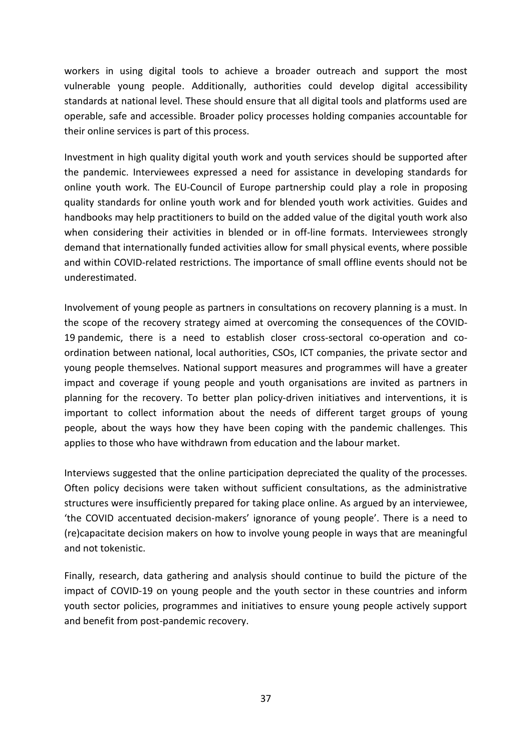workers in using digital tools to achieve a broader outreach and support the most vulnerable young people. Additionally, authorities could develop digital accessibility standards at national level. These should ensure that all digital tools and platforms used are operable, safe and accessible. Broader policy processes holding companies accountable for their online services is part of this process.

Investment in high quality digital youth work and youth services should be supported after the pandemic. Interviewees expressed a need for assistance in developing standards for online youth work. The EU-Council of Europe partnership could play a role in proposing quality standards for online youth work and for blended youth work activities. Guides and handbooks may help practitioners to build on the added value of the digital youth work also when considering their activities in blended or in off-line formats. Interviewees strongly demand that internationally funded activities allow for small physical events, where possible and within COVID-related restrictions. The importance of small offline events should not be underestimated.

Involvement of young people as partners in consultations on recovery planning is a must. In the scope of the recovery strategy aimed at overcoming the consequences of the COVID-19 pandemic, there is a need to establish closer cross-sectoral co-operation and co-ordination between national, local authorities, CSOs, ICT companies, the private sector and young people themselves. National support measures and programmes will have a greater impact and coverage if young people and youth organisations are invited as partners in planning for the recovery. To better plan policy-driven initiatives and interventions, it is important to collect information about the needs of different target groups of young people, about the ways how they have been coping with the pandemic challenges. This applies to those who have withdrawn from education and the labour market.

Interviews suggested that the online participation depreciated the quality of the processes. Often policy decisions were taken without sufficient consultations, as the administrative structures were insufficiently prepared for taking place online. As argued by an interviewee, 'the COVID accentuated decision-makers' ignorance of young people'. There is a need to (re)capacitate decision makers on how to involve young people in ways that are meaningful and not tokenistic.

Finally, research, data gathering and analysis should continue to build the picture of the impact of COVID-19 on young people and the youth sector in these countries and inform youth sector policies, programmes and initiatives to ensure young people actively support and benefit from post-pandemic recovery.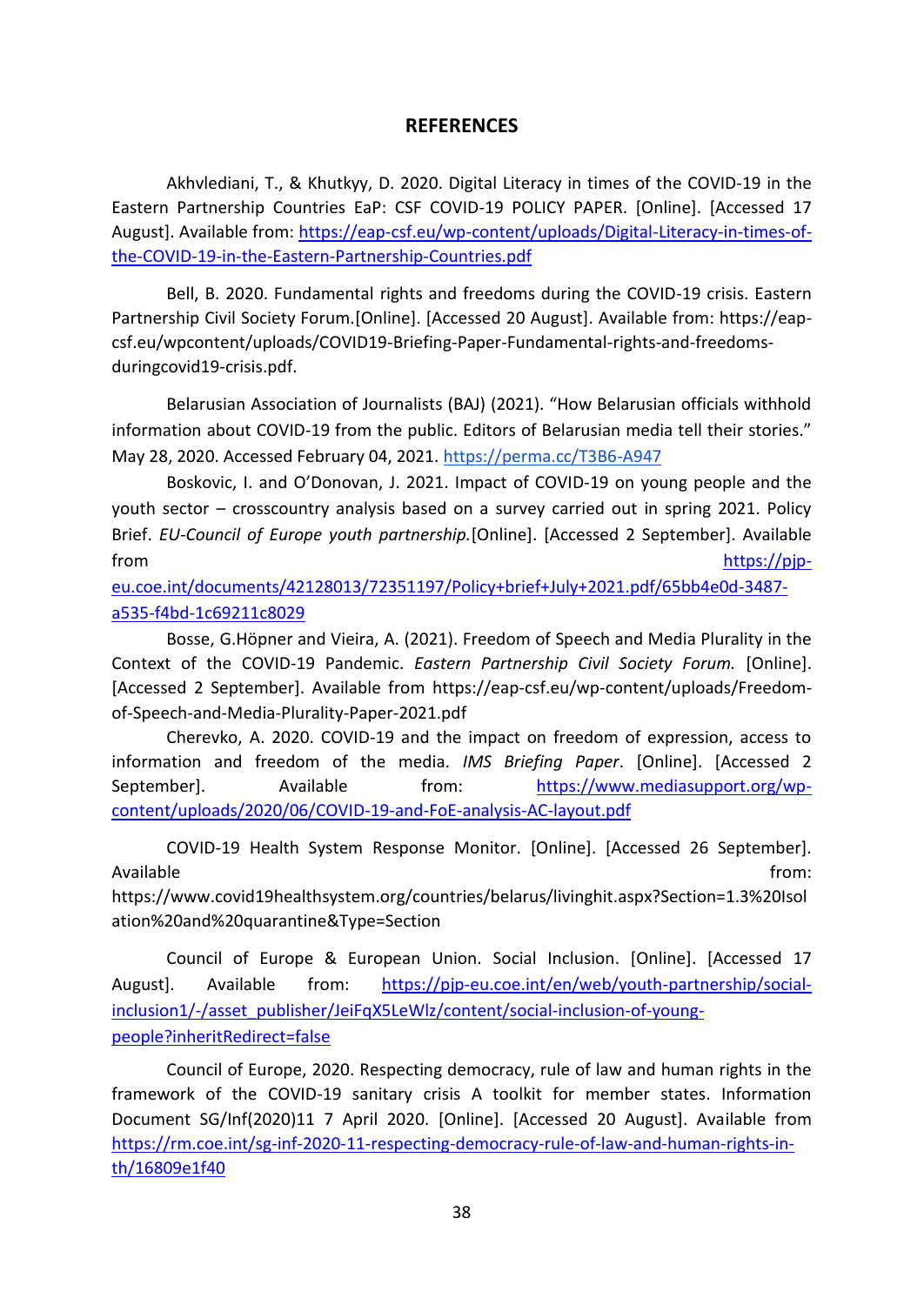# REFERENCES

Akhvlediani, T., & Khutkyy, D. 2020. Digital Literacy in times of the COVID-19 in the Eastern Partnership Countries EaP: CSF COVID-19 POLICY PAPER. [Online]. [Accessed 17 August]. Available from: https://eap-csf.eu/wp-content/uploads/Digital-Literacy-in-times-of-the-COVID-19-in-the-Eastern-Partnership-Countries.pdf

Bell, B. 2020. Fundamental rights and freedoms during the COVID-19 crisis. Eastern Partnership Civil Society Forum.[Online]. [Accessed 20 August]. Available from: https://eap-csf.eu/wpcontent/uploads/COVID19-Briefing-Paper-Fundamental-rights-and-freedoms-duringcovid19-crisis.pdf.

Belarusian Association of Journalists (BAJ) (2021). "How Belarusian officials withhold information about COVID-19 from the public. Editors of Belarusian media tell their stories." May 28, 2020. Accessed February 04, 2021. https://perma.cc/T3B6-A947

Boskovic, I. and O'Donovan, J. 2021. Impact of COVID-19 on young people and the youth sector – crosscountry analysis based on a survey carried out in spring 2021. Policy Brief. *EU-Council of Europe youth partnership.*[Online]. [Accessed 2 September]. Available from https://pjp-eu.coe.int/documents/42128013/72351197/Policy+brief+July+2021.pdf/65bb4e0d-3487-a535-f4bd-1c69211c8029

Bosse, G.Höpner and Vieira, A. (2021). Freedom of Speech and Media Plurality in the Context of the COVID-19 Pandemic. *Eastern Partnership Civil Society Forum.* [Online]. [Accessed 2 September]. Available from https://eap-csf.eu/wp-content/uploads/Freedom-of-Speech-and-Media-Plurality-Paper-2021.pdf

Cherevko, A. 2020. COVID-19 and the impact on freedom of expression, access to information and freedom of the media. *IMS Briefing Paper*. [Online]. [Accessed 2 September]. Available from: https://www.mediasupport.org/wp-content/uploads/2020/06/COVID-19-and-FoE-analysis-AC-layout.pdf

COVID-19 Health System Response Monitor. [Online]. [Accessed 26 September]. Available from: https://www.covid19healthsystem.org/countries/belarus/livinghit.aspx?Section=1.3%20Isolation%20and%20quarantine&Type=Section

Council of Europe & European Union. Social Inclusion. [Online]. [Accessed 17 August]. Available from: https://pjp-eu.coe.int/en/web/youth-partnership/social-inclusion1/-/asset_publisher/JeiFqX5LeWlz/content/social-inclusion-of-young-people?inheritRedirect=false

Council of Europe, 2020. Respecting democracy, rule of law and human rights in the framework of the COVID-19 sanitary crisis A toolkit for member states. Information Document SG/Inf(2020)11 7 April 2020. [Online]. [Accessed 20 August]. Available from https://rm.coe.int/sg-inf-2020-11-respecting-democracy-rule-of-law-and-human-rights-in-th/16809e1f40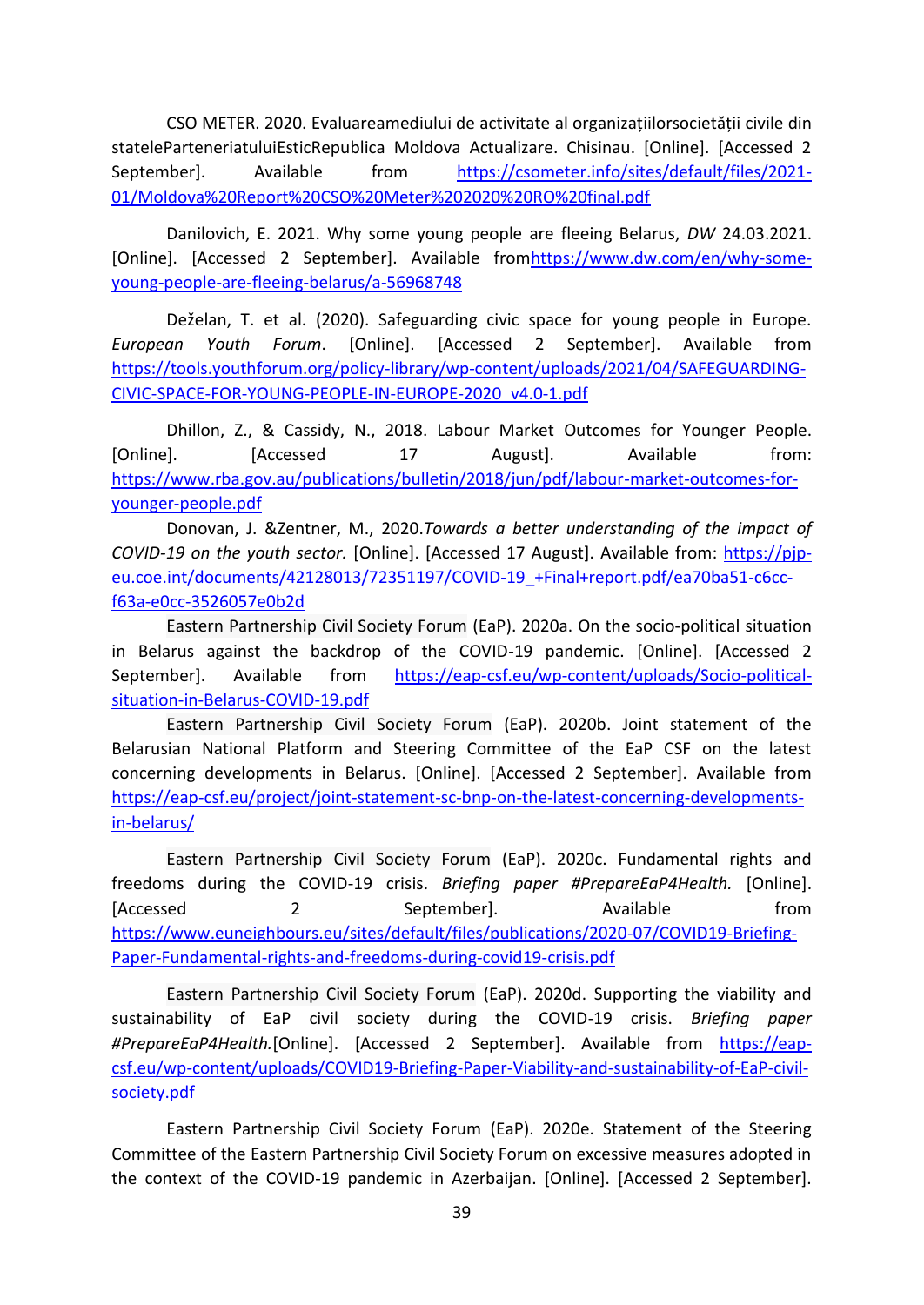CSO METER. 2020. Evaluareamediului de activitate al organizațiilorsocietății civile din statelePartenerhiatuluiEsticRepublica Moldova Actualizare. Chisinau. [Online]. [Accessed 2 September]. Available from https://csometer.info/sites/default/files/2021-01/Moldova%20Report%20CSO%20Meter%202020%20RO%20final.pdf

Danilovich, E. 2021. Why some young people are fleeing Belarus, *DW* 24.03.2021. [Online]. [Accessed 2 September]. Available fromhttps://www.dw.com/en/why-some-young-people-are-fleeing-belarus/a-56968748

Deželan, T. et al. (2020). Safeguarding civic space for young people in Europe. *European Youth Forum*. [Online]. [Accessed 2 September]. Available from https://tools.youthforum.org/policy-library/wp-content/uploads/2021/04/SAFEGUARDING-CIVIC-SPACE-FOR-YOUNG-PEOPLE-IN-EUROPE-2020_v4.0-1.pdf

Dhillon, Z., & Cassidy, N., 2018. Labour Market Outcomes for Younger People. [Online]. [Accessed 17 August]. Available from: https://www.rba.gov.au/publications/bulletin/2018/jun/pdf/labour-market-outcomes-for-younger-people.pdf

Donovan, J. &Zentner, M., 2020.*Towards a better understanding of the impact of COVID-19 on the youth sector.* [Online]. [Accessed 17 August]. Available from: https://pjp-eu.coe.int/documents/42128013/72351197/COVID-19_+Final+report.pdf/ea70ba51-c6cc-f63a-e0cc-3526057e0b2d

Eastern Partnership Civil Society Forum (EaP). 2020a. On the socio-political situation in Belarus against the backdrop of the COVID-19 pandemic. [Online]. [Accessed 2 September]. Available from https://eap-csf.eu/wp-content/uploads/Socio-political-situation-in-Belarus-COVID-19.pdf

Eastern Partnership Civil Society Forum (EaP). 2020b. Joint statement of the Belarusian National Platform and Steering Committee of the EaP CSF on the latest concerning developments in Belarus. [Online]. [Accessed 2 September]. Available from https://eap-csf.eu/project/joint-statement-sc-bnp-on-the-latest-concerning-developments-in-belarus/

Eastern Partnership Civil Society Forum (EaP). 2020c. Fundamental rights and freedoms during the COVID-19 crisis. *Briefing paper #PrepareEaP4Health.* [Online]. [Accessed 2 September]. Available from https://www.euneighbours.eu/sites/default/files/publications/2020-07/COVID19-Briefing-Paper-Fundamental-rights-and-freedoms-during-covid19-crisis.pdf

Eastern Partnership Civil Society Forum (EaP). 2020d. Supporting the viability and sustainability of EaP civil society during the COVID-19 crisis. *Briefing paper #PrepareEaP4Health.*[Online]. [Accessed 2 September]. Available from https://eap-csf.eu/wp-content/uploads/COVID19-Briefing-Paper-Viability-and-sustainability-of-EaP-civil-society.pdf

Eastern Partnership Civil Society Forum (EaP). 2020e. Statement of the Steering Committee of the Eastern Partnership Civil Society Forum on excessive measures adopted in the context of the COVID-19 pandemic in Azerbaijan. [Online]. [Accessed 2 September].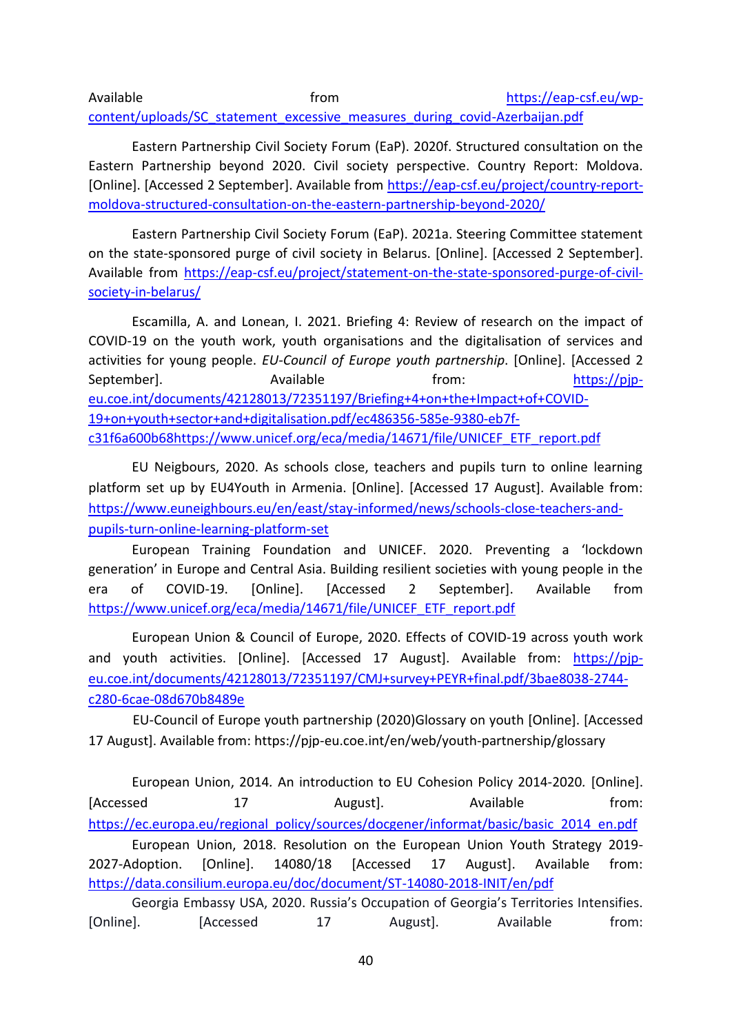Available from https://eap-csf.eu/wp-content/uploads/SC_statement_excessive_measures_during_covid-Azerbaijan.pdf

Eastern Partnership Civil Society Forum (EaP). 2020f. Structured consultation on the Eastern Partnership beyond 2020. Civil society perspective. Country Report: Moldova. [Online]. [Accessed 2 September]. Available from https://eap-csf.eu/project/country-report-moldova-structured-consultation-on-the-eastern-partnership-beyond-2020/

Eastern Partnership Civil Society Forum (EaP). 2021a. Steering Committee statement on the state-sponsored purge of civil society in Belarus. [Online]. [Accessed 2 September]. Available from https://eap-csf.eu/project/statement-on-the-state-sponsored-purge-of-civil-society-in-belarus/

Escamilla, A. and Lonean, I. 2021. Briefing 4: Review of research on the impact of COVID-19 on the youth work, youth organisations and the digitalisation of services and activities for young people. *EU-Council of Europe youth partnership*. [Online]. [Accessed 2 September]. Available from: https://pjp-eu.coe.int/documents/42128013/72351197/Briefing+4+on+the+Impact+of+COVID-19+on+youth+sector+and+digitalisation.pdf/ec486356-585e-9380-eb7f-c31f6a600b68https://www.unicef.org/eca/media/14671/file/UNICEF_ETF_report.pdf

EU Neigbours, 2020. As schools close, teachers and pupils turn to online learning platform set up by EU4Youth in Armenia. [Online]. [Accessed 17 August]. Available from: https://www.euneighbours.eu/en/east/stay-informed/news/schools-close-teachers-and-pupils-turn-online-learning-platform-set

European Training Foundation and UNICEF. 2020. Preventing a 'lockdown generation' in Europe and Central Asia. Building resilient societies with young people in the era of COVID-19. [Online]. [Accessed 2 September]. Available from https://www.unicef.org/eca/media/14671/file/UNICEF_ETF_report.pdf

European Union & Council of Europe, 2020. Effects of COVID-19 across youth work and youth activities. [Online]. [Accessed 17 August]. Available from: https://pjp-eu.coe.int/documents/42128013/72351197/CMJ+survey+PEYR+final.pdf/3bae8038-2744-c280-6cae-08d670b8489e

EU-Council of Europe youth partnership (2020)Glossary on youth [Online]. [Accessed 17 August]. Available from: https://pjp-eu.coe.int/en/web/youth-partnership/glossary

European Union, 2014. An introduction to EU Cohesion Policy 2014-2020. [Online]. [Accessed 17 August]. Available from: https://ec.europa.eu/regional_policy/sources/docgener/informat/basic/basic_2014_en.pdf

European Union, 2018. Resolution on the European Union Youth Strategy 2019-2027-Adoption. [Online]. 14080/18 [Accessed 17 August]. Available from: https://data.consilium.europa.eu/doc/document/ST-14080-2018-INIT/en/pdf

Georgia Embassy USA, 2020. Russia's Occupation of Georgia's Territories Intensifies. [Online]. [Accessed 17 August]. Available from: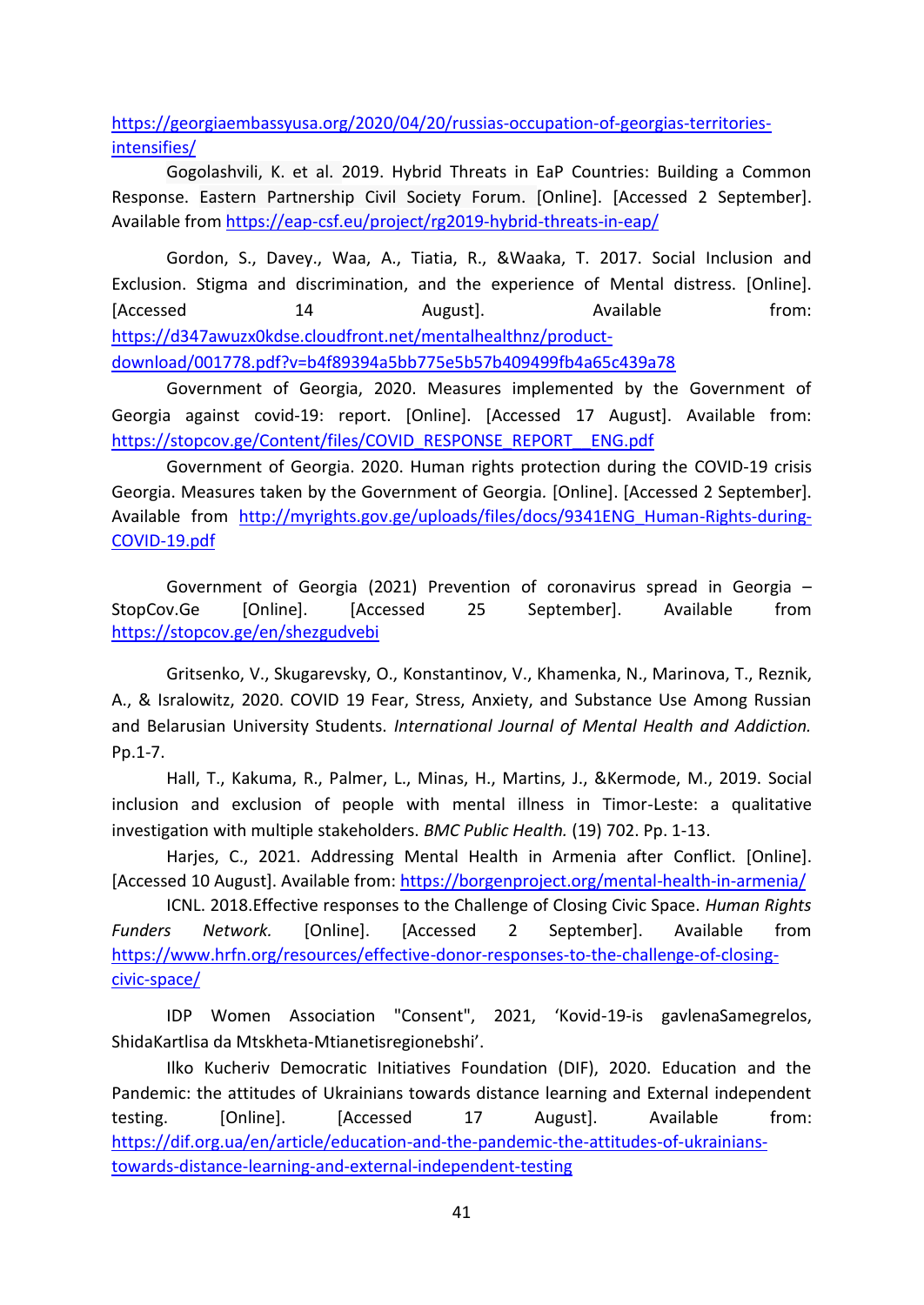https://georgiaembassyusa.org/2020/04/20/russias-occupation-of-georgias-territories-intensifies/

Gogolashvili, K. et al. 2019. Hybrid Threats in EaP Countries: Building a Common Response. Eastern Partnership Civil Society Forum. [Online]. [Accessed 2 September]. Available from https://eap-csf.eu/project/rg2019-hybrid-threats-in-eap/

Gordon, S., Davey., Waa, A., Tiatia, R., &Waaka, T. 2017. Social Inclusion and Exclusion. Stigma and discrimination, and the experience of Mental distress. [Online]. [Accessed 14 August]. Available from: https://d347awuzx0kdse.cloudfront.net/mentalhealthnz/product-download/001778.pdf?v=b4f89394a5bb775e5b57b409499fb4a65c439a78

Government of Georgia, 2020. Measures implemented by the Government of Georgia against covid-19: report. [Online]. [Accessed 17 August]. Available from: https://stopcov.ge/Content/files/COVID_RESPONSE_REPORT__ENG.pdf

Government of Georgia. 2020. Human rights protection during the COVID-19 crisis Georgia. Measures taken by the Government of Georgia. [Online]. [Accessed 2 September]. Available from http://myrights.gov.ge/uploads/files/docs/9341ENG_Human-Rights-during-COVID-19.pdf

Government of Georgia (2021) Prevention of coronavirus spread in Georgia – StopCov.Ge [Online]. [Accessed 25 September]. Available from https://stopcov.ge/en/shezgudvebi

Gritsenko, V., Skugarevsky, O., Konstantinov, V., Khamenka, N., Marinova, T., Reznik, A., & Isralowitz, 2020. COVID 19 Fear, Stress, Anxiety, and Substance Use Among Russian and Belarusian University Students. *International Journal of Mental Health and Addiction.* Pp.1-7.

Hall, T., Kakuma, R., Palmer, L., Minas, H., Martins, J., &Kermode, M., 2019. Social inclusion and exclusion of people with mental illness in Timor-Leste: a qualitative investigation with multiple stakeholders. *BMC Public Health.* (19) 702. Pp. 1-13.

Harjes, C., 2021. Addressing Mental Health in Armenia after Conflict. [Online]. [Accessed 10 August]. Available from: https://borgenproject.org/mental-health-in-armenia/

ICNL. 2018.Effective responses to the Challenge of Closing Civic Space. *Human Rights Funders Network.* [Online]. [Accessed 2 September]. Available from https://www.hrfn.org/resources/effective-donor-responses-to-the-challenge-of-closing-civic-space/

IDP Women Association "Consent", 2021, 'Kovid-19-is gavlenaSamegrelos, ShidaKartlisa da Mtskheta-Mtianetisregionebshi'.

Ilko Kucheriv Democratic Initiatives Foundation (DIF), 2020. Education and the Pandemic: the attitudes of Ukrainians towards distance learning and External independent testing. [Online]. [Accessed 17 August]. Available from: https://dif.org.ua/en/article/education-and-the-pandemic-the-attitudes-of-ukrainians-towards-distance-learning-and-external-independent-testing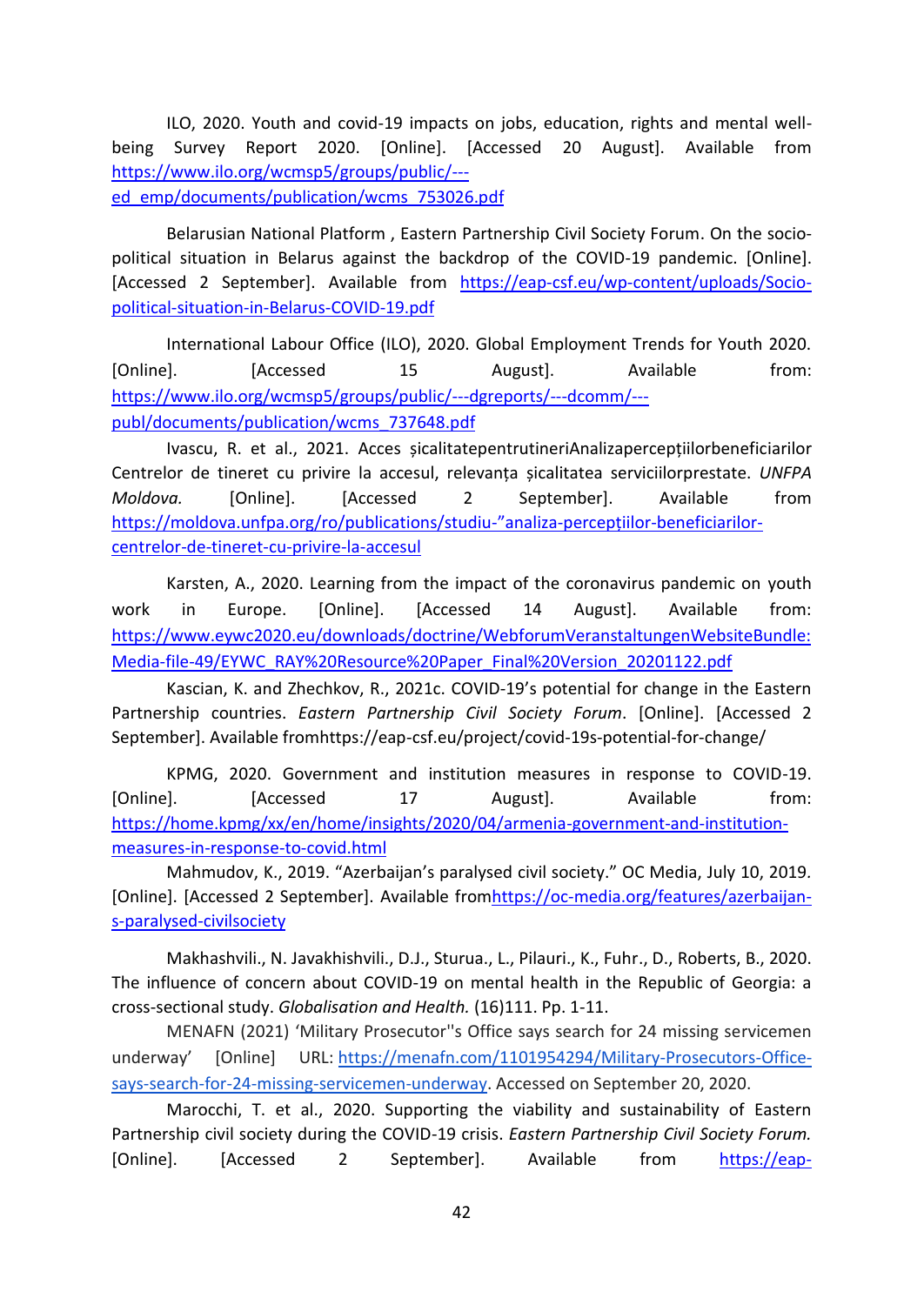ILO, 2020. Youth and covid-19 impacts on jobs, education, rights and mental well-being Survey Report 2020. [Online]. [Accessed 20 August]. Available from https://www.ilo.org/wcmsp5/groups/public/---ed_emp/documents/publication/wcms_753026.pdf

Belarusian National Platform , Eastern Partnership Civil Society Forum. On the socio-political situation in Belarus against the backdrop of the COVID-19 pandemic. [Online]. [Accessed 2 September]. Available from https://eap-csf.eu/wp-content/uploads/Socio-political-situation-in-Belarus-COVID-19.pdf

International Labour Office (ILO), 2020. Global Employment Trends for Youth 2020. [Online]. [Accessed 15 August]. Available from: https://www.ilo.org/wcmsp5/groups/public/---dgreports/---dcomm/---publ/documents/publication/wcms_737648.pdf

Ivascu, R. et al., 2021. Acces șicalitatepentrutineriAnalizapercepțiilorbeneficiarilor Centrelor de tineret cu privire la accesul, relevanța șicalitatea serviciilorprestate. *UNFPA Moldova.* [Online]. [Accessed 2 September]. Available from https://moldova.unfpa.org/ro/publications/studiu-”analiza-percepţiilor-beneficiarilor-centrelor-de-tineret-cu-privire-la-accesul

Karsten, A., 2020. Learning from the impact of the coronavirus pandemic on youth work in Europe. [Online]. [Accessed 14 August]. Available from: https://www.eywc2020.eu/downloads/doctrine/WebforumVeranstaltungenWebsiteBundle:Media-file-49/EYWC_RAY%20Resource%20Paper_Final%20Version_20201122.pdf

Kascian, K. and Zhechkov, R., 2021c. COVID-19’s potential for change in the Eastern Partnership countries. *Eastern Partnership Civil Society Forum*. [Online]. [Accessed 2 September]. Available fromhttps://eap-csf.eu/project/covid-19s-potential-for-change/

KPMG, 2020. Government and institution measures in response to COVID-19. [Online]. [Accessed 17 August]. Available from: https://home.kpmg/xx/en/home/insights/2020/04/armenia-government-and-institution-measures-in-response-to-covid.html

Mahmudov, K., 2019. “Azerbaijan’s paralysed civil society.” OC Media, July 10, 2019. [Online]. [Accessed 2 September]. Available fromhttps://oc-media.org/features/azerbaijan-s-paralysed-civilsociety

Makhashvili., N. Javakhishvili., D.J., Sturua., L., Pilauri., K., Fuhr., D., Roberts, B., 2020. The influence of concern about COVID-19 on mental health in the Republic of Georgia: a cross-sectional study. *Globalisation and Health.* (16)111. Pp. 1-11.

MENAFN (2021) ‘Military Prosecutor''s Office says search for 24 missing servicemen underway’ [Online] URL: https://menafn.com/1101954294/Military-Prosecutors-Office-says-search-for-24-missing-servicemen-underway. Accessed on September 20, 2020.

Marocchi, T. et al., 2020. Supporting the viability and sustainability of Eastern Partnership civil society during the COVID-19 crisis. *Eastern Partnership Civil Society Forum.* [Online]. [Accessed 2 September]. Available from https://eap-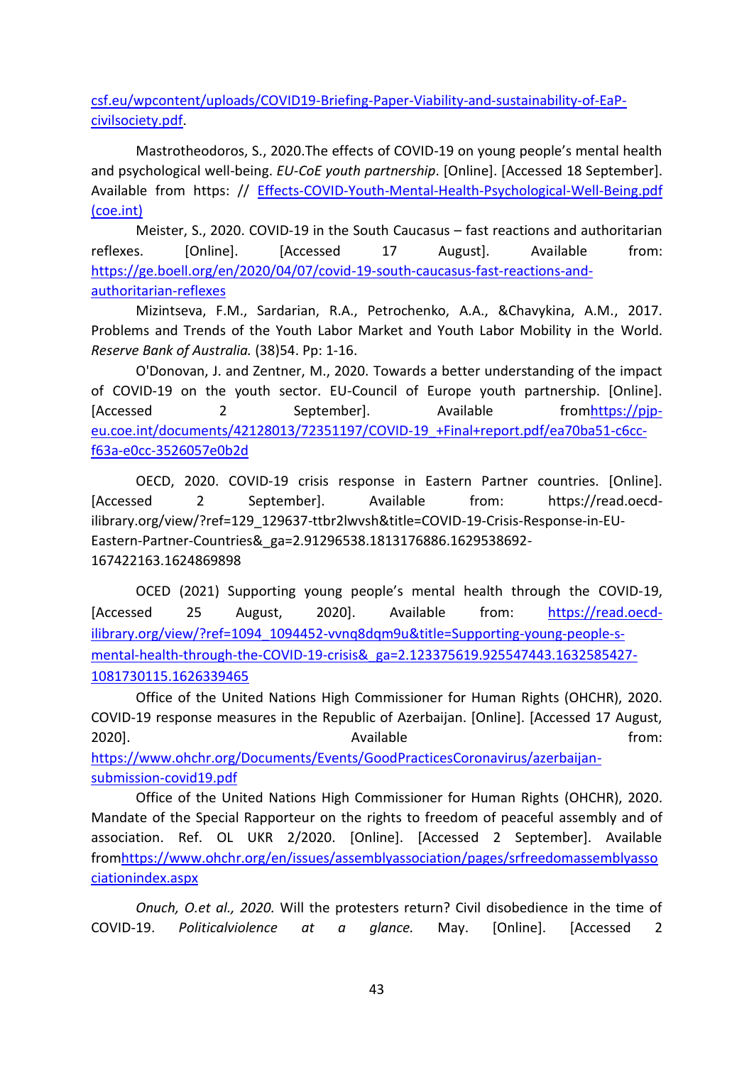csf.eu/wpcontent/uploads/COVID19-Briefing-Paper-Viability-and-sustainability-of-EaP-civilsociety.pdf.

Mastrotheodoros, S., 2020.The effects of COVID-19 on young people's mental health and psychological well-being. *EU-CoE youth partnership*. [Online]. [Accessed 18 September]. Available from https: // Effects-COVID-Youth-Mental-Health-Psychological-Well-Being.pdf (coe.int)

Meister, S., 2020. COVID-19 in the South Caucasus – fast reactions and authoritarian reflexes. [Online]. [Accessed 17 August]. Available from: https://ge.boell.org/en/2020/04/07/covid-19-south-caucasus-fast-reactions-and-authoritarian-reflexes

Mizintseva, F.M., Sardarian, R.A., Petrochenko, A.A., &Chavykina, A.M., 2017. Problems and Trends of the Youth Labor Market and Youth Labor Mobility in the World. *Reserve Bank of Australia.* (38)54. Pp: 1-16.

O'Donovan, J. and Zentner, M., 2020. Towards a better understanding of the impact of COVID-19 on the youth sector. EU-Council of Europe youth partnership. [Online]. [Accessed 2 September]. Available fromhttps://pjp-eu.coe.int/documents/42128013/72351197/COVID-19_+Final+report.pdf/ea70ba51-c6cc-f63a-e0cc-3526057e0b2d

OECD, 2020. COVID-19 crisis response in Eastern Partner countries. [Online]. [Accessed 2 September]. Available from: https://read.oecd-ilibrary.org/view/?ref=129_129637-ttbr2lwvsh&title=COVID-19-Crisis-Response-in-EU-Eastern-Partner-Countries&_ga=2.91296538.1813176886.1629538692-167422163.1624869898

OCED (2021) Supporting young people's mental health through the COVID-19, [Accessed 25 August, 2020]. Available from: https://read.oecd-ilibrary.org/view/?ref=1094_1094452-vvnq8dqm9u&title=Supporting-young-people-s-mental-health-through-the-COVID-19-crisis&_ga=2.123375619.925547443.1632585427-1081730115.1626339465

Office of the United Nations High Commissioner for Human Rights (OHCHR), 2020. COVID-19 response measures in the Republic of Azerbaijan. [Online]. [Accessed 17 August, 2020]. Available from: https://www.ohchr.org/Documents/Events/GoodPracticesCoronavirus/azerbaijan-submission-covid19.pdf

Office of the United Nations High Commissioner for Human Rights (OHCHR), 2020. Mandate of the Special Rapporteur on the rights to freedom of peaceful assembly and of association. Ref. OL UKR 2/2020. [Online]. [Accessed 2 September]. Available fromhttps://www.ohchr.org/en/issues/assemblyassociation/pages/srfreedomassemblyassociationindex.aspx

*Onuch, O.et al., 2020.* Will the protesters return? Civil disobedience in the time of COVID-19. *Politicalviolence at a glance.* May. [Online]. [Accessed 2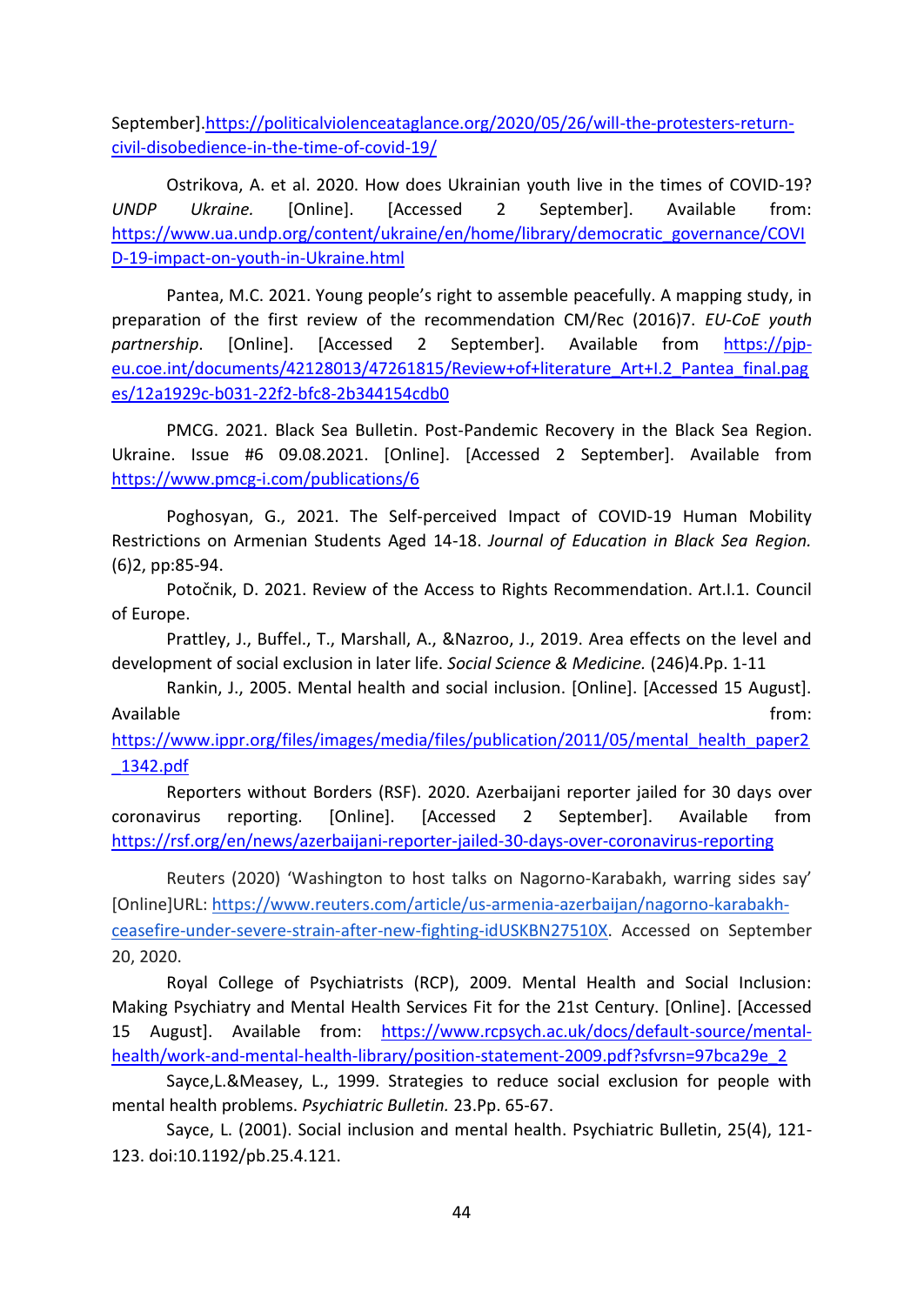September].https://politicalviolenceataglance.org/2020/05/26/will-the-protesters-return-civil-disobedience-in-the-time-of-covid-19/

Ostrikova, A. et al. 2020. How does Ukrainian youth live in the times of COVID-19? *UNDP Ukraine.* [Online]. [Accessed 2 September]. Available from: https://www.ua.undp.org/content/ukraine/en/home/library/democratic_governance/COVID-19-impact-on-youth-in-Ukraine.html

Pantea, M.C. 2021. Young people's right to assemble peacefully. A mapping study, in preparation of the first review of the recommendation CM/Rec (2016)7. *EU-CoE youth partnership*. [Online]. [Accessed 2 September]. Available from https://pjp-eu.coe.int/documents/42128013/47261815/Review+of+literature_Art+I.2_Pantea_final.pages/12a1929c-b031-22f2-bfc8-2b344154cdb0

PMCG. 2021. Black Sea Bulletin. Post-Pandemic Recovery in the Black Sea Region. Ukraine. Issue #6 09.08.2021. [Online]. [Accessed 2 September]. Available from https://www.pmcg-i.com/publications/6

Poghosyan, G., 2021. The Self-perceived Impact of COVID-19 Human Mobility Restrictions on Armenian Students Aged 14-18. *Journal of Education in Black Sea Region.* (6)2, pp:85-94.

Potočnik, D. 2021. Review of the Access to Rights Recommendation. Art.I.1. Council of Europe.

Prattley, J., Buffel., T., Marshall, A., &Nazroo, J., 2019. Area effects on the level and development of social exclusion in later life. *Social Science & Medicine.* (246)4.Pp. 1-11

Rankin, J., 2005. Mental health and social inclusion. [Online]. [Accessed 15 August]. Available from: https://www.ippr.org/files/images/media/files/publication/2011/05/mental_health_paper2_1342.pdf

Reporters without Borders (RSF). 2020. Azerbaijani reporter jailed for 30 days over coronavirus reporting. [Online]. [Accessed 2 September]. Available from https://rsf.org/en/news/azerbaijani-reporter-jailed-30-days-over-coronavirus-reporting

Reuters (2020) 'Washington to host talks on Nagorno-Karabakh, warring sides say' [Online]URL: https://www.reuters.com/article/us-armenia-azerbaijan/nagorno-karabakh-ceasefire-under-severe-strain-after-new-fighting-idUSKBN27510X. Accessed on September 20, 2020.

Royal College of Psychiatrists (RCP), 2009. Mental Health and Social Inclusion: Making Psychiatry and Mental Health Services Fit for the 21st Century. [Online]. [Accessed 15 August]. Available from: https://www.rcpsych.ac.uk/docs/default-source/mental-health/work-and-mental-health-library/position-statement-2009.pdf?sfvrsn=97bca29e_2

Sayce,L.&Measey, L., 1999. Strategies to reduce social exclusion for people with mental health problems. *Psychiatric Bulletin.* 23.Pp. 65-67.

Sayce, L. (2001). Social inclusion and mental health. Psychiatric Bulletin, 25(4), 121-123. doi:10.1192/pb.25.4.121.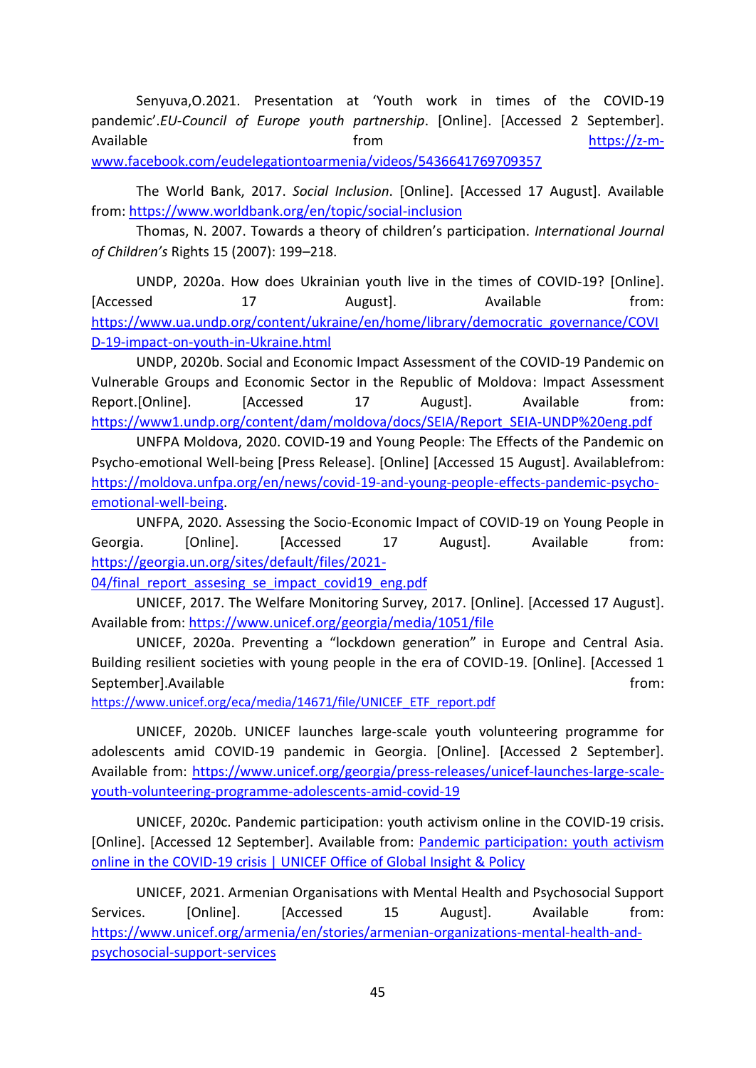Senyuva,O.2021. Presentation at 'Youth work in times of the COVID-19 pandemic'.*EU-Council of Europe youth partnership*. [Online]. [Accessed 2 September]. Available from https://z-m-www.facebook.com/eudelegationtoarmenia/videos/5436641769709357

The World Bank, 2017. *Social Inclusion*. [Online]. [Accessed 17 August]. Available from: https://www.worldbank.org/en/topic/social-inclusion

Thomas, N. 2007. Towards a theory of children's participation. *International Journal of Children's* Rights 15 (2007): 199–218.

UNDP, 2020a. How does Ukrainian youth live in the times of COVID-19? [Online]. [Accessed 17 August]. Available from: https://www.ua.undp.org/content/ukraine/en/home/library/democratic_governance/COVID-19-impact-on-youth-in-Ukraine.html

UNDP, 2020b. Social and Economic Impact Assessment of the COVID-19 Pandemic on Vulnerable Groups and Economic Sector in the Republic of Moldova: Impact Assessment Report.[Online]. [Accessed 17 August]. Available from: https://www1.undp.org/content/dam/moldova/docs/SEIA/Report_SEIA-UNDP%20eng.pdf

UNFPA Moldova, 2020. COVID-19 and Young People: The Effects of the Pandemic on Psycho-emotional Well-being [Press Release]. [Online] [Accessed 15 August]. Availablefrom: https://moldova.unfpa.org/en/news/covid-19-and-young-people-effects-pandemic-psycho-emotional-well-being.

UNFPA, 2020. Assessing the Socio-Economic Impact of COVID-19 on Young People in Georgia. [Online]. [Accessed 17 August]. Available from: https://georgia.un.org/sites/default/files/2021-04/final_report_assesing_se_impact_covid19_eng.pdf

UNICEF, 2017. The Welfare Monitoring Survey, 2017. [Online]. [Accessed 17 August]. Available from: https://www.unicef.org/georgia/media/1051/file

UNICEF, 2020a. Preventing a "lockdown generation" in Europe and Central Asia. Building resilient societies with young people in the era of COVID-19. [Online]. [Accessed 1 September].Available from: https://www.unicef.org/eca/media/14671/file/UNICEF_ETF_report.pdf

UNICEF, 2020b. UNICEF launches large-scale youth volunteering programme for adolescents amid COVID-19 pandemic in Georgia. [Online]. [Accessed 2 September]. Available from: https://www.unicef.org/georgia/press-releases/unicef-launches-large-scale-youth-volunteering-programme-adolescents-amid-covid-19

UNICEF, 2020c. Pandemic participation: youth activism online in the COVID-19 crisis. [Online]. [Accessed 12 September]. Available from: Pandemic participation: youth activism online in the COVID-19 crisis | UNICEF Office of Global Insight & Policy

UNICEF, 2021. Armenian Organisations with Mental Health and Psychosocial Support Services. [Online]. [Accessed 15 August]. Available from: https://www.unicef.org/armenia/en/stories/armenian-organizations-mental-health-and-psychosocial-support-services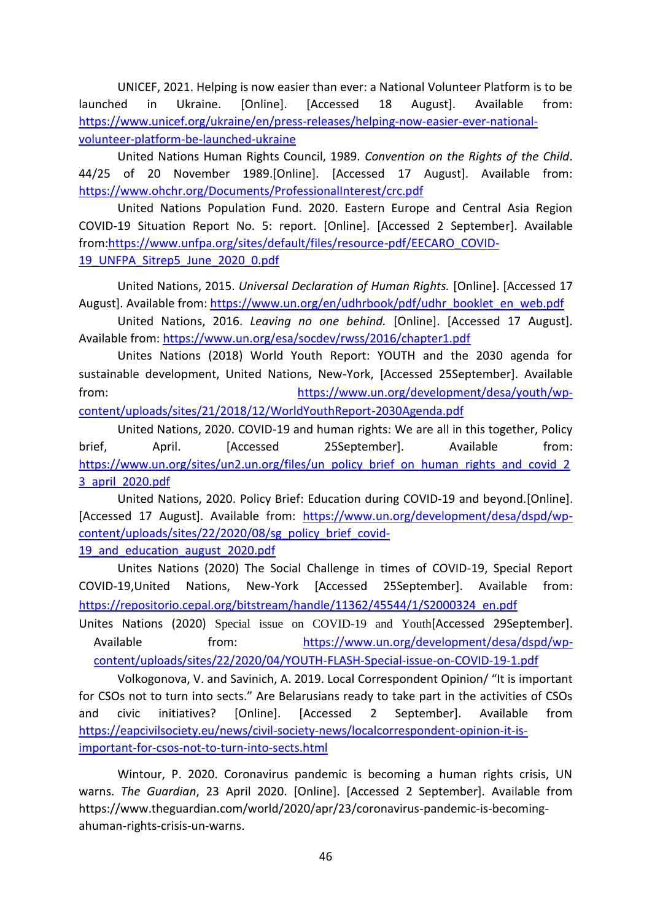UNICEF, 2021. Helping is now easier than ever: a National Volunteer Platform is to be launched in Ukraine. [Online]. [Accessed 18 August]. Available from: https://www.unicef.org/ukraine/en/press-releases/helping-now-easier-ever-national-volunteer-platform-be-launched-ukraine

United Nations Human Rights Council, 1989. *Convention on the Rights of the Child*. 44/25 of 20 November 1989.[Online]. [Accessed 17 August]. Available from: https://www.ohchr.org/Documents/ProfessionalInterest/crc.pdf

United Nations Population Fund. 2020. Eastern Europe and Central Asia Region COVID-19 Situation Report No. 5: report. [Online]. [Accessed 2 September]. Available from:https://www.unfpa.org/sites/default/files/resource-pdf/EECARO_COVID-19_UNFPA_Sitrep5_June_2020_0.pdf

United Nations, 2015. *Universal Declaration of Human Rights.* [Online]. [Accessed 17 August]. Available from: https://www.un.org/en/udhrbook/pdf/udhr_booklet_en_web.pdf

United Nations, 2016. *Leaving no one behind.* [Online]. [Accessed 17 August]. Available from: https://www.un.org/esa/socdev/rwss/2016/chapter1.pdf

Unites Nations (2018) World Youth Report: YOUTH and the 2030 agenda for sustainable development, United Nations, New-York, [Accessed 25September]. Available from: https://www.un.org/development/desa/youth/wp-content/uploads/sites/21/2018/12/WorldYouthReport-2030Agenda.pdf

United Nations, 2020. COVID-19 and human rights: We are all in this together, Policy brief, April. [Accessed 25September]. Available from: https://www.un.org/sites/un2.un.org/files/un_policy_brief_on_human_rights_and_covid_23_april_2020.pdf

United Nations, 2020. Policy Brief: Education during COVID-19 and beyond.[Online]. [Accessed 17 August]. Available from: https://www.un.org/development/desa/dspd/wp-content/uploads/sites/22/2020/08/sg_policy_brief_covid-19_and_education_august_2020.pdf

Unites Nations (2020) The Social Challenge in times of COVID-19, Special Report COVID-19,United Nations, New-York [Accessed 25September]. Available from: https://repositorio.cepal.org/bitstream/handle/11362/45544/1/S2000324_en.pdf

Unites Nations (2020) Special issue on COVID-19 and Youth[Accessed 29September]. Available from: https://www.un.org/development/desa/dspd/wp-content/uploads/sites/22/2020/04/YOUTH-FLASH-Special-issue-on-COVID-19-1.pdf

Volkogonova, V. and Savinich, A. 2019. Local Correspondent Opinion/ "It is important for CSOs not to turn into sects." Are Belarusians ready to take part in the activities of CSOs and civic initiatives? [Online]. [Accessed 2 September]. Available from https://eapcivilsociety.eu/news/civil-society-news/localcorrespondent-opinion-it-is-important-for-csos-not-to-turn-into-sects.html

Wintour, P. 2020. Coronavirus pandemic is becoming a human rights crisis, UN warns. *The Guardian*, 23 April 2020. [Online]. [Accessed 2 September]. Available from https://www.theguardian.com/world/2020/apr/23/coronavirus-pandemic-is-becoming-ahuman-rights-crisis-un-warns.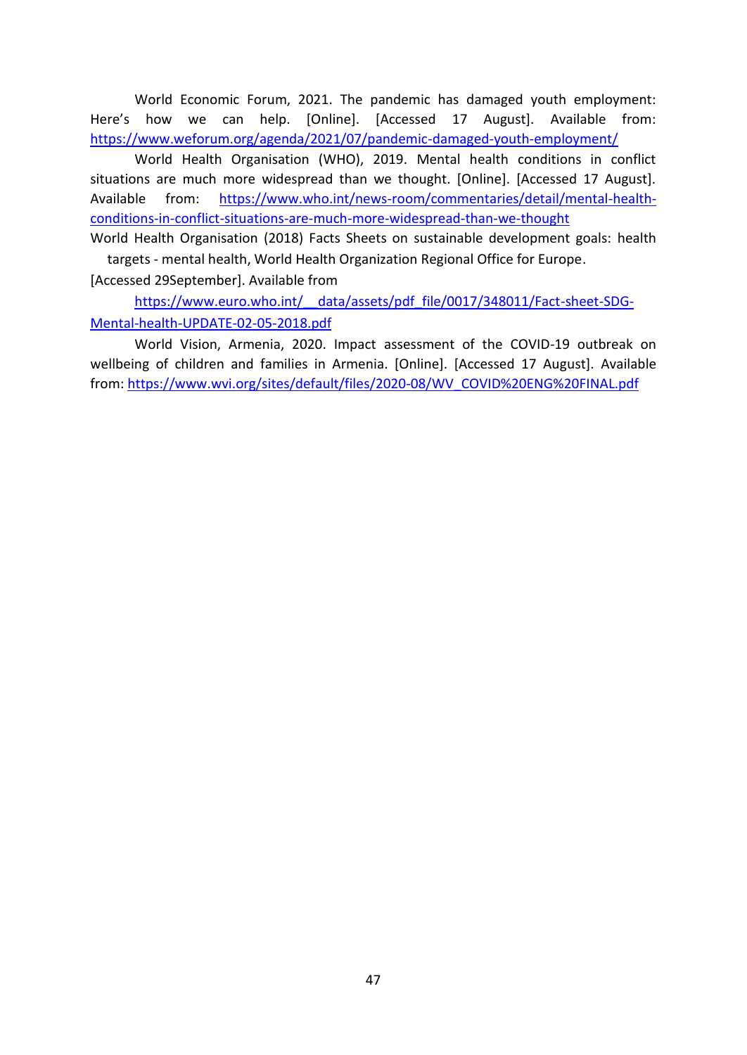World Economic Forum, 2021. The pandemic has damaged youth employment: Here's how we can help. [Online]. [Accessed 17 August]. Available from: https://www.weforum.org/agenda/2021/07/pandemic-damaged-youth-employment/

World Health Organisation (WHO), 2019. Mental health conditions in conflict situations are much more widespread than we thought. [Online]. [Accessed 17 August]. Available from: https://www.who.int/news-room/commentaries/detail/mental-health-conditions-in-conflict-situations-are-much-more-widespread-than-we-thought

World Health Organisation (2018) Facts Sheets on sustainable development goals: health targets - mental health, World Health Organization Regional Office for Europe. [Accessed 29September]. Available from https://www.euro.who.int/__data/assets/pdf_file/0017/348011/Fact-sheet-SDG-Mental-health-UPDATE-02-05-2018.pdf

World Vision, Armenia, 2020. Impact assessment of the COVID-19 outbreak on wellbeing of children and families in Armenia. [Online]. [Accessed 17 August]. Available from: https://www.wvi.org/sites/default/files/2020-08/WV_COVID%20ENG%20FINAL.pdf